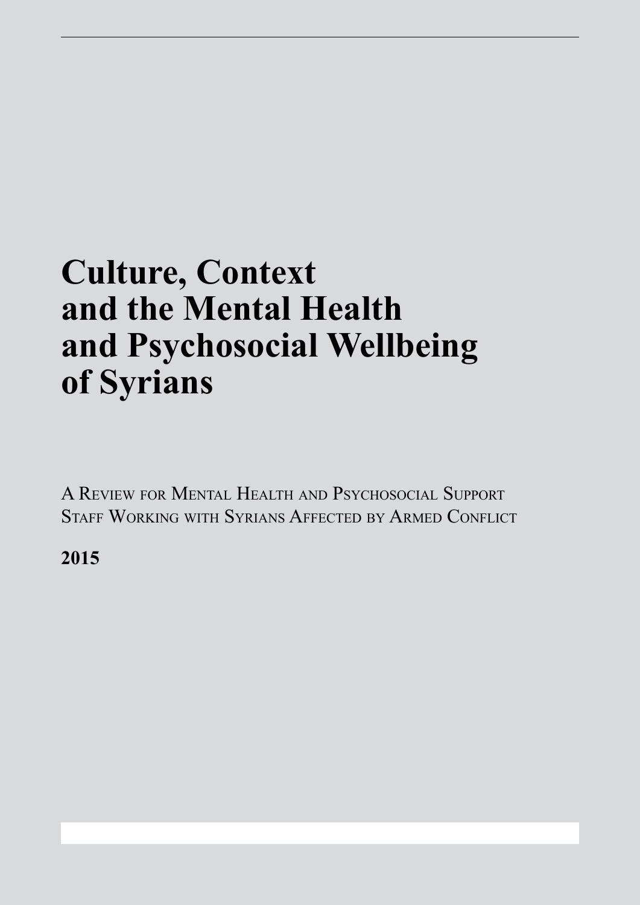# Culture, Context and the Mental Health and Psychosocial Wellbeing of Syrians

A Review for Mental Health and Psychosocial Support Staff Working with Syrians Affected by Armed Conflict

**2015**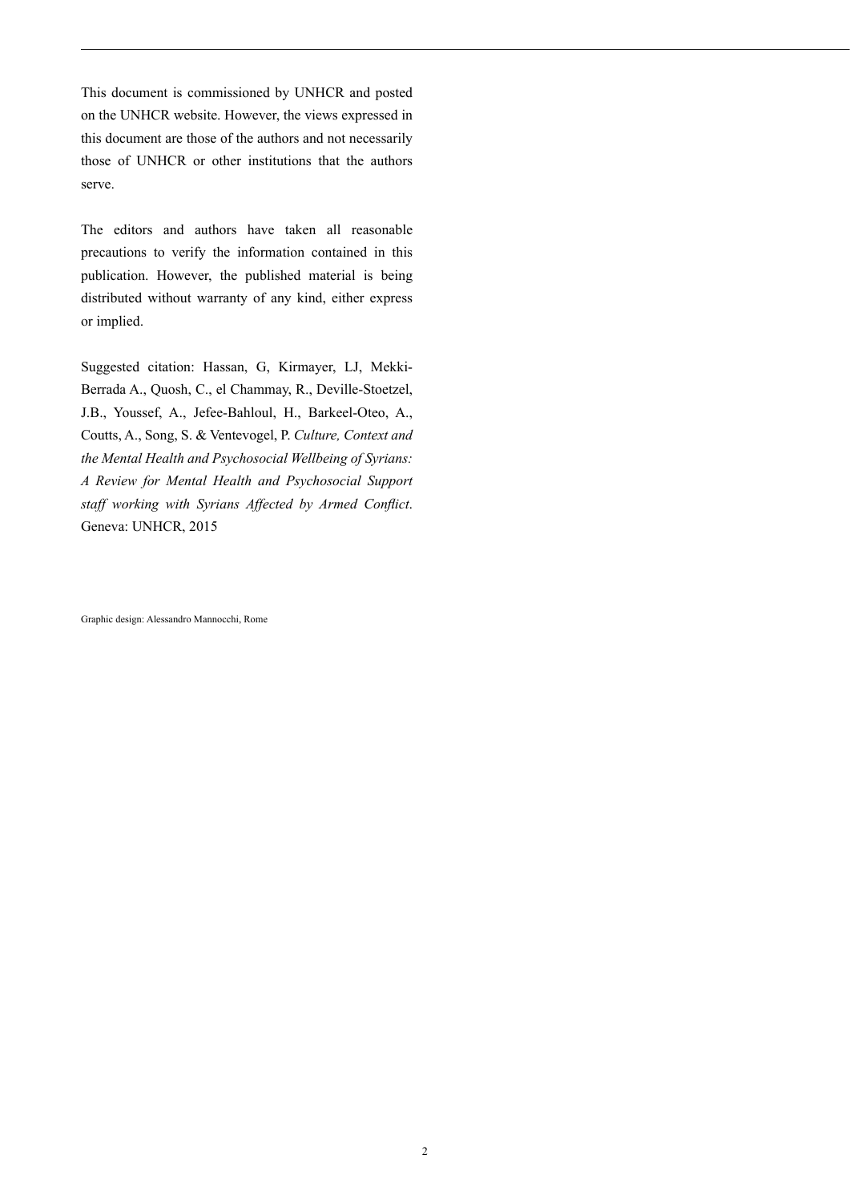This document is commissioned by UNHCR and posted on the UNHCR website. However, the views expressed in this document are those of the authors and not necessarily those of UNHCR or other institutions that the authors serve.

The editors and authors have taken all reasonable precautions to verify the information contained in this publication. However, the published material is being distributed without warranty of any kind, either express or implied.

Suggested citation: Hassan, G, Kirmayer, LJ, Mekki-Berrada A., Quosh, C., el Chammay, R., Deville-Stoetzel, J.B., Youssef, A., Jefee-Bahloul, H., Barkeel-Oteo, A., Coutts, A., Song, S. & Ventevogel, P. *Culture, Context and the Mental Health and Psychosocial Wellbeing of Syrians: A Review for Mental Health and Psychosocial Support staff working with Syrians Affected by Armed Conflict*. Geneva: UNHCR, 2015

Graphic design: Alessandro Mannocchi, Rome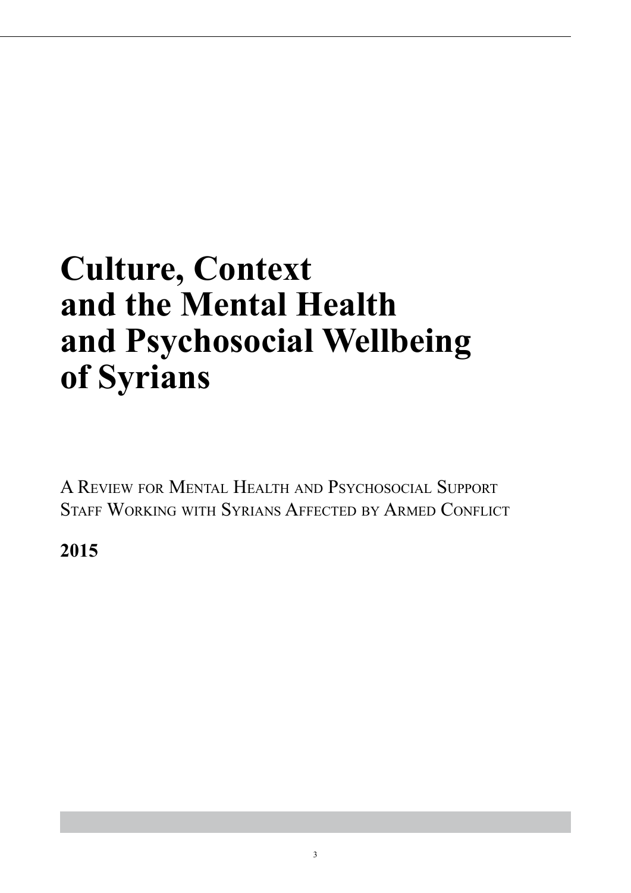# Culture, Context and the Mental Health and Psychosocial Wellbeing of Syrians

A Review for Mental Health and Psychosocial Support Staff Working with Syrians Affected by Armed Conflict

**2015**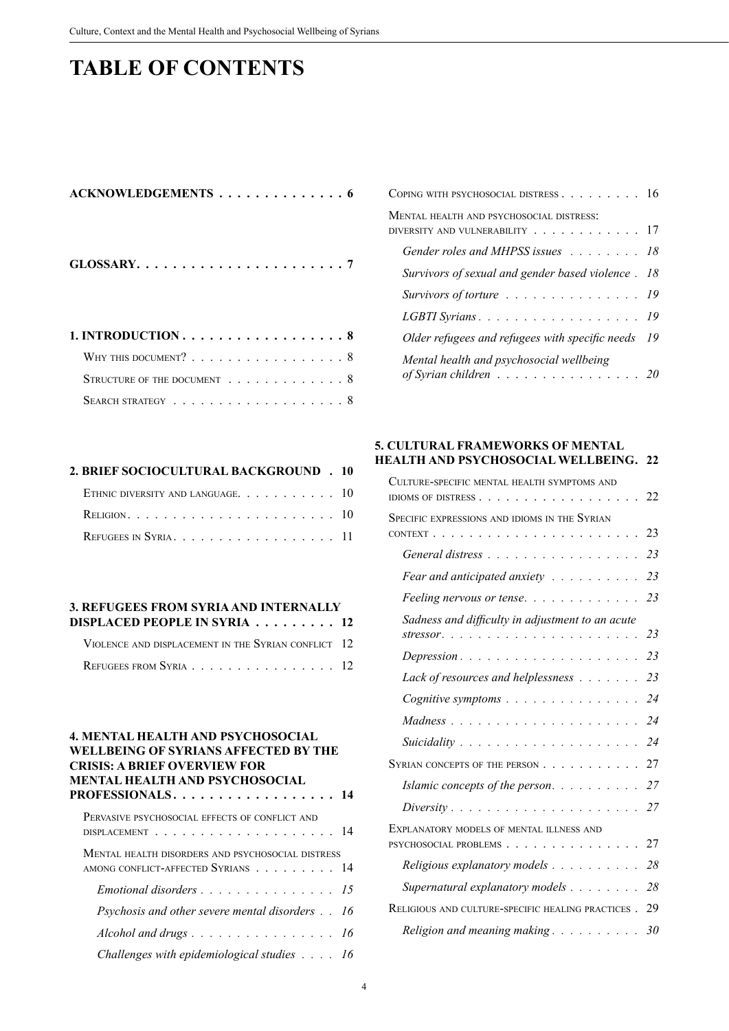# TABLE OF CONTENTS

**ACKNOWLEDGEMENTS . . . . . . . . . . . . . . 6**

**GLOSSARY. . . . . . . . . . . . . . . . . . . . . . . 7**

**1. INTRODUCTION . . . . . . . . . . . . . . . . . . 8**

WHY THIS DOCUMENT? . . . . . . . . . . . . . . . . 8

STRUCTURE OF THE DOCUMENT . . . . . . . . . . . . 8

SEARCH STRATEGY . . . . . . . . . . . . . . . . . . 8

**2. BRIEF SOCIOCULTURAL BACKGROUND . 10**

ETHNIC DIVERSITY AND LANGUAGE. . . . . . . . . . 10

RELIGION. . . . . . . . . . . . . . . . . . . . . . 10

REFUGEES IN SYRIA. . . . . . . . . . . . . . . . . 11

**3. REFUGEES FROM SYRIA AND INTERNALLY DISPLACED PEOPLE IN SYRIA . . . . . . . . . 12**

VIOLENCE AND DISPLACEMENT IN THE SYRIAN CONFLICT 12

REFUGEES FROM SYRIA . . . . . . . . . . . . . . . 12

**4. MENTAL HEALTH AND PSYCHOSOCIAL WELLBEING OF SYRIANS AFFECTED BY THE CRISIS: A BRIEF OVERVIEW FOR MENTAL HEALTH AND PSYCHOSOCIAL PROFESSIONALS. . . . . . . . . . . . . . . . . 14**

PERVASIVE PSYCHOSOCIAL EFFECTS OF CONFLICT AND DISPLACEMENT . . . . . . . . . . . . . . . . . . . 14

MENTAL HEALTH DISORDERS AND PSYCHOSOCIAL DISTRESS AMONG CONFLICT-AFFECTED SYRIANS . . . . . . . . . 14

*Emotional disorders . . . . . . . . . . . . . . . 15*

*Psychosis and other severe mental disorders . . 16*

*Alcohol and drugs . . . . . . . . . . . . . . . . 16*

*Challenges with epidemiological studies . . . . 16*

COPING WITH PSYCHOSOCIAL DISTRESS . . . . . . . . . 16

MENTAL HEALTH AND PSYCHOSOCIAL DISTRESS: DIVERSITY AND VULNERABILITY . . . . . . . . . . . . 17

*Gender roles and MHPSS issues . . . . . . . . 18*

*Survivors of sexual and gender based violence . 18*

*Survivors of torture . . . . . . . . . . . . . . . 19*

*LGBTI Syrians . . . . . . . . . . . . . . . . . . . 19*

*Older refugees and refugees with specific needs 19*

*Mental health and psychosocial wellbeing of Syrian children . . . . . . . . . . . . . . . . 20*

**5. CULTURAL FRAMEWORKS OF MENTAL HEALTH AND PSYCHOSOCIAL WELLBEING. 22**

CULTURE-SPECIFIC MENTAL HEALTH SYMPTOMS AND IDIOMS OF DISTRESS . . . . . . . . . . . . . . . . . . 22

SPECIFIC EXPRESSIONS AND IDIOMS IN THE SYRIAN CONTEXT . . . . . . . . . . . . . . . . . . . . . . . 23

*General distress . . . . . . . . . . . . . . . . . 23*

*Fear and anticipated anxiety . . . . . . . . . . 23*

*Feeling nervous or tense. . . . . . . . . . . . . 23*

*Sadness and difficulty in adjustment to an acute stressor. . . . . . . . . . . . . . . . . . . . . . 23*

*Depression . . . . . . . . . . . . . . . . . . . . 23*

*Lack of resources and helplessness . . . . . . . 23*

*Cognitive symptoms . . . . . . . . . . . . . . . 24*

*Madness . . . . . . . . . . . . . . . . . . . . . 24*

*Suicidality . . . . . . . . . . . . . . . . . . . . 24*

SYRIAN CONCEPTS OF THE PERSON . . . . . . . . . . 27

*Islamic concepts of the person. . . . . . . . . . 27*

*Diversity . . . . . . . . . . . . . . . . . . . . . 27*

EXPLANATORY MODELS OF MENTAL ILLNESS AND PSYCHOSOCIAL PROBLEMS . . . . . . . . . . . . . . . 27

*Religious explanatory models . . . . . . . . . . 28*

*Supernatural explanatory models . . . . . . . . 28*

RELIGIOUS AND CULTURE-SPECIFIC HEALING PRACTICES . 29

*Religion and meaning making . . . . . . . . . . 30*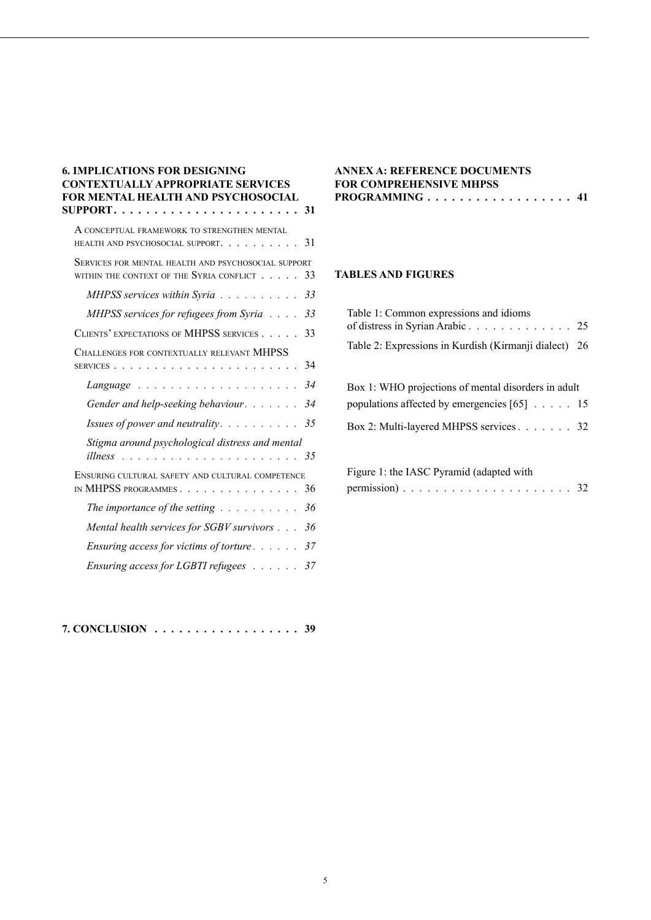**6. IMPLICATIONS FOR DESIGNING CONTEXTUALLY APPROPRIATE SERVICES FOR MENTAL HEALTH AND PSYCHOSOCIAL SUPPORT . . . . . . . . . . . . . . . . . . . . . . 31**

A conceptual framework to strengthen mental health and psychosocial support . . . . . . . . . . 31

Services for mental health and psychosocial support within the context of the Syria conflict . . . . . 33

*MHPSS services within Syria . . . . . . . . . . 33*

*MHPSS services for refugees from Syria . . . . 33*

Clients' expectations of MHPSS services . . . . . 33

Challenges for contextually relevant MHPSS services . . . . . . . . . . . . . . . . . . . . . . . 34

*Language . . . . . . . . . . . . . . . . . . . . 34*

*Gender and help-seeking behaviour . . . . . . . 34*

*Issues of power and neutrality . . . . . . . . . . 35*

*Stigma around psychological distress and mental illness . . . . . . . . . . . . . . . . . . . . . . 35*

Ensuring cultural safety and cultural competence in MHPSS programmes . . . . . . . . . . . . . . . 36

*The importance of the setting . . . . . . . . . . 36*

*Mental health services for SGBV survivors . . . 36*

*Ensuring access for victims of torture . . . . . . 37*

*Ensuring access for LGBTI refugees . . . . . . 37*

**7. CONCLUSION . . . . . . . . . . . . . . . . . . 39**

**ANNEX A: REFERENCE DOCUMENTS FOR COMPREHENSIVE MHPSS PROGRAMMING . . . . . . . . . . . . . . . . . . 41**

**TABLES AND FIGURES**

Table 1: Common expressions and idioms of distress in Syrian Arabic . . . . . . . . . . . . . 25

Table 2: Expressions in Kurdish (Kirmanji dialect) 26

Box 1: WHO projections of mental disorders in adult populations affected by emergencies [65] . . . . . 15

Box 2: Multi-layered MHPSS services . . . . . . . 32

Figure 1: the IASC Pyramid (adapted with permission) . . . . . . . . . . . . . . . . . . . . . 32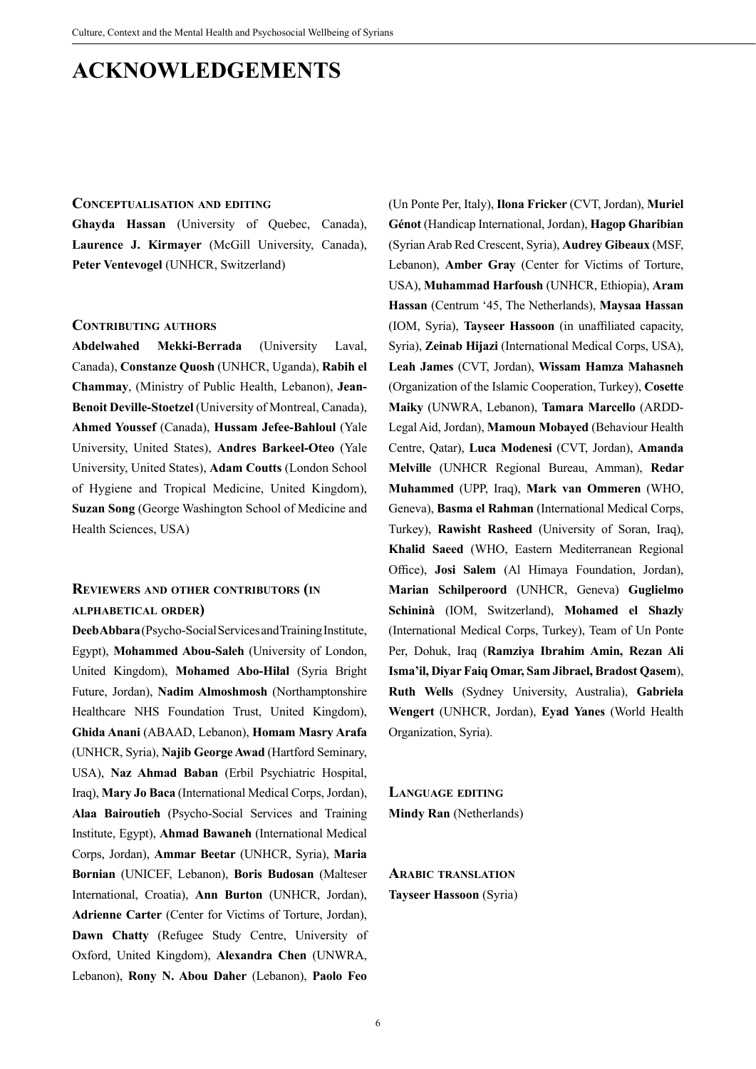# ACKNOWLEDGEMENTS

### Conceptualisation and editing

**Ghayda Hassan** (University of Quebec, Canada), **Laurence J. Kirmayer** (McGill University, Canada), **Peter Ventevogel** (UNHCR, Switzerland)

### Contributing authors

**Abdelwahed Mekki-Berrada** (University Laval, Canada), **Constanze Quosh** (UNHCR, Uganda), **Rabih el Chammay**, (Ministry of Public Health, Lebanon), **Jean-Benoit Deville-Stoetzel** (University of Montreal, Canada), **Ahmed Youssef** (Canada), **Hussam Jefee-Bahloul** (Yale University, United States), **Andres Barkeel-Oteo** (Yale University, United States), **Adam Coutts** (London School of Hygiene and Tropical Medicine, United Kingdom), **Suzan Song** (George Washington School of Medicine and Health Sciences, USA)

### Reviewers and other contributors (in alphabetical order)

**Deeb Abbara** (Psycho-Social Services and Training Institute, Egypt), **Mohammed Abou-Saleh** (University of London, United Kingdom), **Mohamed Abo-Hilal** (Syria Bright Future, Jordan), **Nadim Almoshmosh** (Northamptonshire Healthcare NHS Foundation Trust, United Kingdom), **Ghida Anani** (ABAAD, Lebanon), **Homam Masry Arafa** (UNHCR, Syria), **Najib George Awad** (Hartford Seminary, USA), **Naz Ahmad Baban** (Erbil Psychiatric Hospital, Iraq), **Mary Jo Baca** (International Medical Corps, Jordan), **Alaa Bairoutieh** (Psycho-Social Services and Training Institute, Egypt), **Ahmad Bawaneh** (International Medical Corps, Jordan), **Ammar Beetar** (UNHCR, Syria), **Maria Bornian** (UNICEF, Lebanon), **Boris Budosan** (Malteser International, Croatia), **Ann Burton** (UNHCR, Jordan), **Adrienne Carter** (Center for Victims of Torture, Jordan), **Dawn Chatty** (Refugee Study Centre, University of Oxford, United Kingdom), **Alexandra Chen** (UNWRA, Lebanon), **Rony N. Abou Daher** (Lebanon), **Paolo Feo** (Un Ponte Per, Italy), **Ilona Fricker** (CVT, Jordan), **Muriel Génot** (Handicap International, Jordan), **Hagop Gharibian** (Syrian Arab Red Crescent, Syria), **Audrey Gibeaux** (MSF, Lebanon), **Amber Gray** (Center for Victims of Torture, USA), **Muhammad Harfoush** (UNHCR, Ethiopia), **Aram Hassan** (Centrum '45, The Netherlands), **Maysaa Hassan** (IOM, Syria), **Tayseer Hassoon** (in unaffiliated capacity, Syria), **Zeinab Hijazi** (International Medical Corps, USA), **Leah James** (CVT, Jordan), **Wissam Hamza Mahasneh** (Organization of the Islamic Cooperation, Turkey), **Cosette Maiky** (UNWRA, Lebanon), **Tamara Marcello** (ARDD-Legal Aid, Jordan), **Mamoun Mobayed** (Behaviour Health Centre, Qatar), **Luca Modenesi** (CVT, Jordan), **Amanda Melville** (UNHCR Regional Bureau, Amman), **Redar Muhammed** (UPP, Iraq), **Mark van Ommeren** (WHO, Geneva), **Basma el Rahman** (International Medical Corps, Turkey), **Rawisht Rasheed** (University of Soran, Iraq), **Khalid Saeed** (WHO, Eastern Mediterranean Regional Office), **Josi Salem** (Al Himaya Foundation, Jordan), **Marian Schilperoord** (UNHCR, Geneva) **Guglielmo Schininà** (IOM, Switzerland), **Mohamed el Shazly** (International Medical Corps, Turkey), Team of Un Ponte Per, Dohuk, Iraq (**Ramziya Ibrahim Amin, Rezan Ali Isma'il, Diyar Faiq Omar, Sam Jibrael, Bradost Qasem**), **Ruth Wells** (Sydney University, Australia), **Gabriela Wengert** (UNHCR, Jordan), **Eyad Yanes** (World Health Organization, Syria).

### Language editing

**Mindy Ran** (Netherlands)

### Arabic translation

**Tayseer Hassoon** (Syria)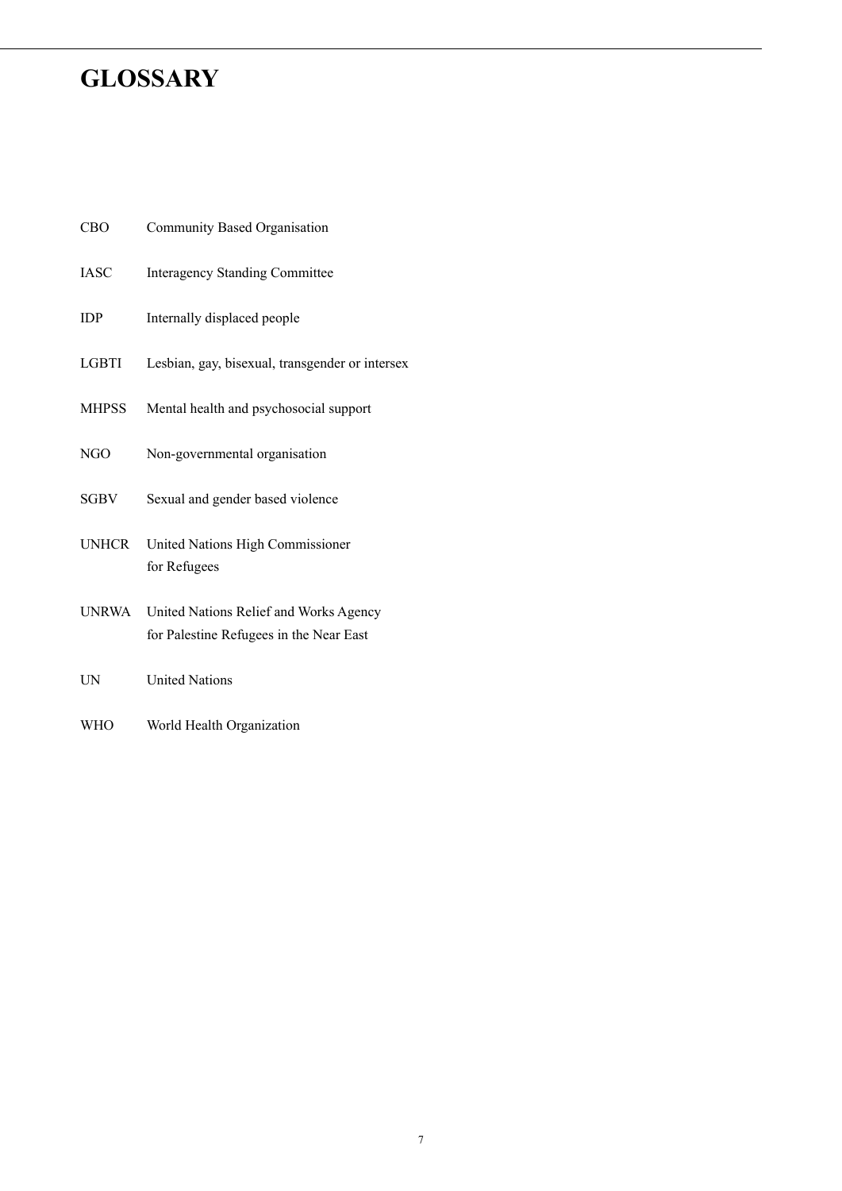# GLOSSARY

| | |
|---|---|
| CBO | Community Based Organisation |
| IASC | Interagency Standing Committee |
| IDP | Internally displaced people |
| LGBTI | Lesbian, gay, bisexual, transgender or intersex |
| MHPSS | Mental health and psychosocial support |
| NGO | Non-governmental organisation |
| SGBV | Sexual and gender based violence |
| UNHCR | United Nations High Commissioner for Refugees |
| UNRWA | United Nations Relief and Works Agency for Palestine Refugees in the Near East |
| UN | United Nations |
| WHO | World Health Organization |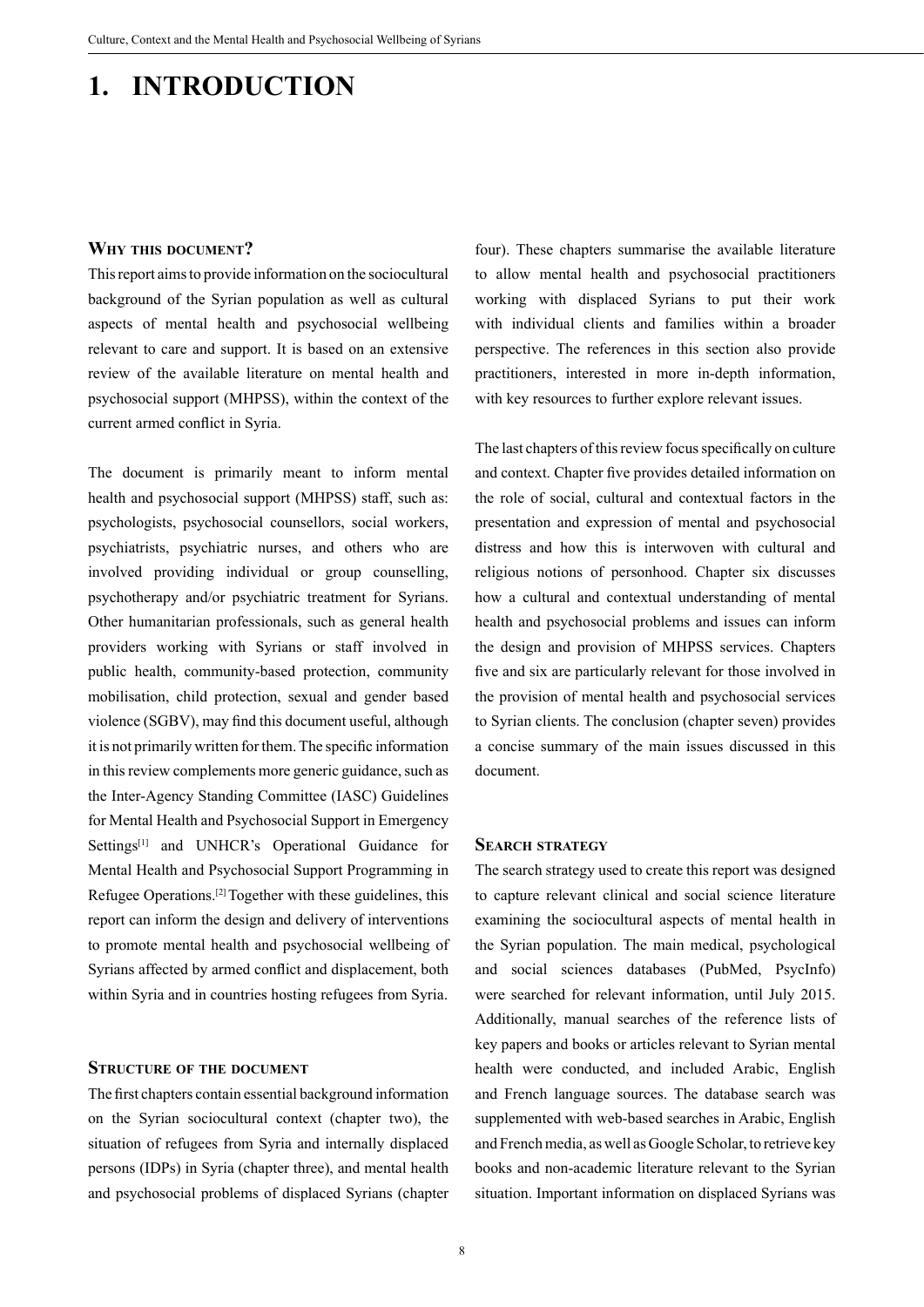# 1. INTRODUCTION

### Why this document?

This report aims to provide information on the sociocultural background of the Syrian population as well as cultural aspects of mental health and psychosocial wellbeing relevant to care and support. It is based on an extensive review of the available literature on mental health and psychosocial support (MHPSS), within the context of the current armed conflict in Syria.

The document is primarily meant to inform mental health and psychosocial support (MHPSS) staff, such as: psychologists, psychosocial counsellors, social workers, psychiatrists, psychiatric nurses, and others who are involved providing individual or group counselling, psychotherapy and/or psychiatric treatment for Syrians. Other humanitarian professionals, such as general health providers working with Syrians or staff involved in public health, community-based protection, community mobilisation, child protection, sexual and gender based violence (SGBV), may find this document useful, although it is not primarily written for them. The specific information in this review complements more generic guidance, such as the Inter-Agency Standing Committee (IASC) Guidelines for Mental Health and Psychosocial Support in Emergency Settings[1] and UNHCR's Operational Guidance for Mental Health and Psychosocial Support Programming in Refugee Operations.[2] Together with these guidelines, this report can inform the design and delivery of interventions to promote mental health and psychosocial wellbeing of Syrians affected by armed conflict and displacement, both within Syria and in countries hosting refugees from Syria.

### Structure of the document

The first chapters contain essential background information on the Syrian sociocultural context (chapter two), the situation of refugees from Syria and internally displaced persons (IDPs) in Syria (chapter three), and mental health and psychosocial problems of displaced Syrians (chapter four). These chapters summarise the available literature to allow mental health and psychosocial practitioners working with displaced Syrians to put their work with individual clients and families within a broader perspective. The references in this section also provide practitioners, interested in more in-depth information, with key resources to further explore relevant issues.

The last chapters of this review focus specifically on culture and context. Chapter five provides detailed information on the role of social, cultural and contextual factors in the presentation and expression of mental and psychosocial distress and how this is interwoven with cultural and religious notions of personhood. Chapter six discusses how a cultural and contextual understanding of mental health and psychosocial problems and issues can inform the design and provision of MHPSS services. Chapters five and six are particularly relevant for those involved in the provision of mental health and psychosocial services to Syrian clients. The conclusion (chapter seven) provides a concise summary of the main issues discussed in this document.

### Search strategy

The search strategy used to create this report was designed to capture relevant clinical and social science literature examining the sociocultural aspects of mental health in the Syrian population. The main medical, psychological and social sciences databases (PubMed, PsycInfo) were searched for relevant information, until July 2015. Additionally, manual searches of the reference lists of key papers and books or articles relevant to Syrian mental health were conducted, and included Arabic, English and French language sources. The database search was supplemented with web-based searches in Arabic, English and French media, as well as Google Scholar, to retrieve key books and non-academic literature relevant to the Syrian situation. Important information on displaced Syrians was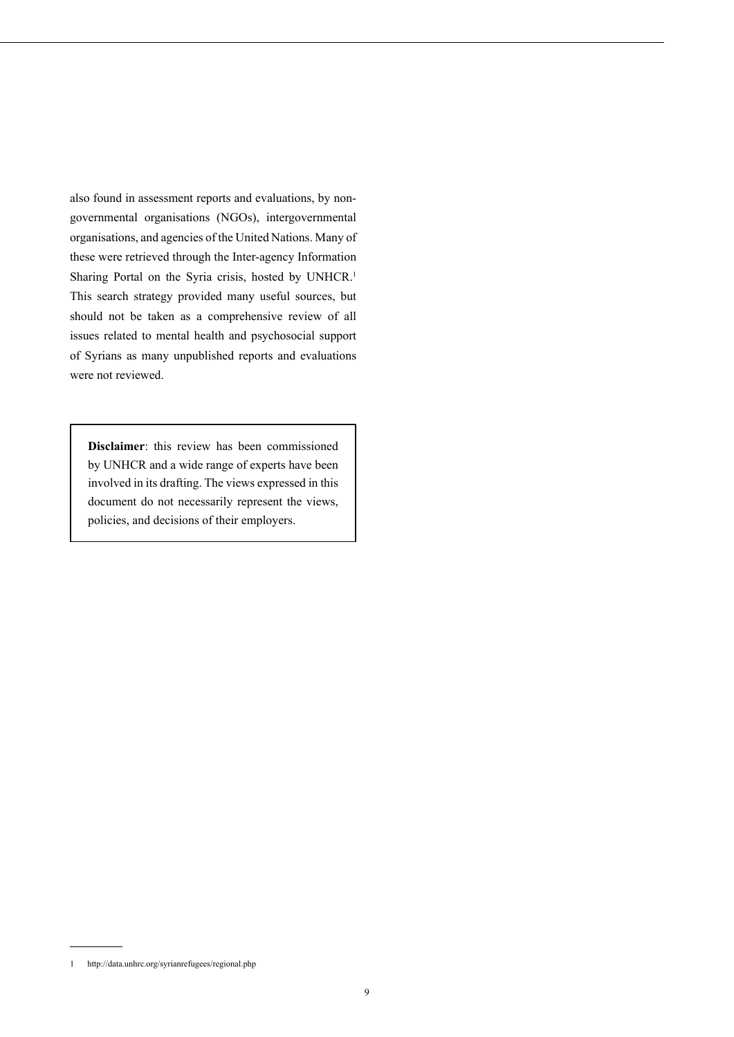also found in assessment reports and evaluations, by non-governmental organisations (NGOs), intergovernmental organisations, and agencies of the United Nations. Many of these were retrieved through the Inter-agency Information Sharing Portal on the Syria crisis, hosted by UNHCR.[1] This search strategy provided many useful sources, but should not be taken as a comprehensive review of all issues related to mental health and psychosocial support of Syrians as many unpublished reports and evaluations were not reviewed.

> **Disclaimer**: this review has been commissioned by UNHCR and a wide range of experts have been involved in its drafting. The views expressed in this document do not necessarily represent the views, policies, and decisions of their employers.

1 http://data.unhrc.org/syrianrefugees/regional.php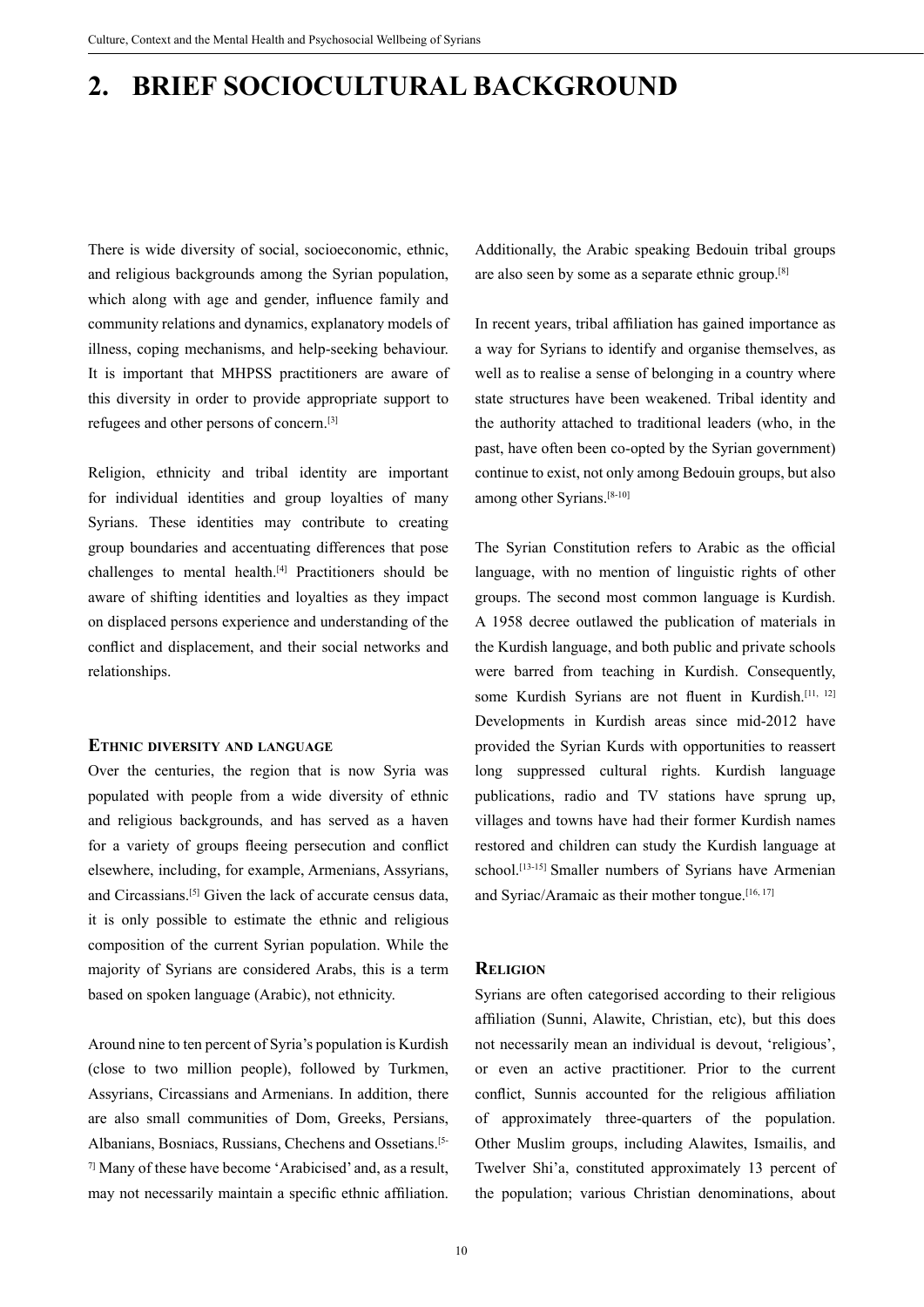# 2. BRIEF SOCIOCULTURAL BACKGROUND

There is wide diversity of social, socioeconomic, ethnic, and religious backgrounds among the Syrian population, which along with age and gender, influence family and community relations and dynamics, explanatory models of illness, coping mechanisms, and help-seeking behaviour. It is important that MHPSS practitioners are aware of this diversity in order to provide appropriate support to refugees and other persons of concern.[3]

Religion, ethnicity and tribal identity are important for individual identities and group loyalties of many Syrians. These identities may contribute to creating group boundaries and accentuating differences that pose challenges to mental health.[4] Practitioners should be aware of shifting identities and loyalties as they impact on displaced persons experience and understanding of the conflict and displacement, and their social networks and relationships.

### Ethnic diversity and language

Over the centuries, the region that is now Syria was populated with people from a wide diversity of ethnic and religious backgrounds, and has served as a haven for a variety of groups fleeing persecution and conflict elsewhere, including, for example, Armenians, Assyrians, and Circassians.[5] Given the lack of accurate census data, it is only possible to estimate the ethnic and religious composition of the current Syrian population. While the majority of Syrians are considered Arabs, this is a term based on spoken language (Arabic), not ethnicity.

Around nine to ten percent of Syria's population is Kurdish (close to two million people), followed by Turkmen, Assyrians, Circassians and Armenians. In addition, there are also small communities of Dom, Greeks, Persians, Albanians, Bosniacs, Russians, Chechens and Ossetians.[5-7] Many of these have become 'Arabicised' and, as a result, may not necessarily maintain a specific ethnic affiliation. Additionally, the Arabic speaking Bedouin tribal groups are also seen by some as a separate ethnic group.[8]

In recent years, tribal affiliation has gained importance as a way for Syrians to identify and organise themselves, as well as to realise a sense of belonging in a country where state structures have been weakened. Tribal identity and the authority attached to traditional leaders (who, in the past, have often been co-opted by the Syrian government) continue to exist, not only among Bedouin groups, but also among other Syrians.[8-10]

The Syrian Constitution refers to Arabic as the official language, with no mention of linguistic rights of other groups. The second most common language is Kurdish. A 1958 decree outlawed the publication of materials in the Kurdish language, and both public and private schools were barred from teaching in Kurdish. Consequently, some Kurdish Syrians are not fluent in Kurdish.[11, 12] Developments in Kurdish areas since mid-2012 have provided the Syrian Kurds with opportunities to reassert long suppressed cultural rights. Kurdish language publications, radio and TV stations have sprung up, villages and towns have had their former Kurdish names restored and children can study the Kurdish language at school.[13-15] Smaller numbers of Syrians have Armenian and Syriac/Aramaic as their mother tongue.[16, 17]

### Religion

Syrians are often categorised according to their religious affiliation (Sunni, Alawite, Christian, etc), but this does not necessarily mean an individual is devout, 'religious', or even an active practitioner. Prior to the current conflict, Sunnis accounted for the religious affiliation of approximately three-quarters of the population. Other Muslim groups, including Alawites, Ismailis, and Twelver Shi'a, constituted approximately 13 percent of the population; various Christian denominations, about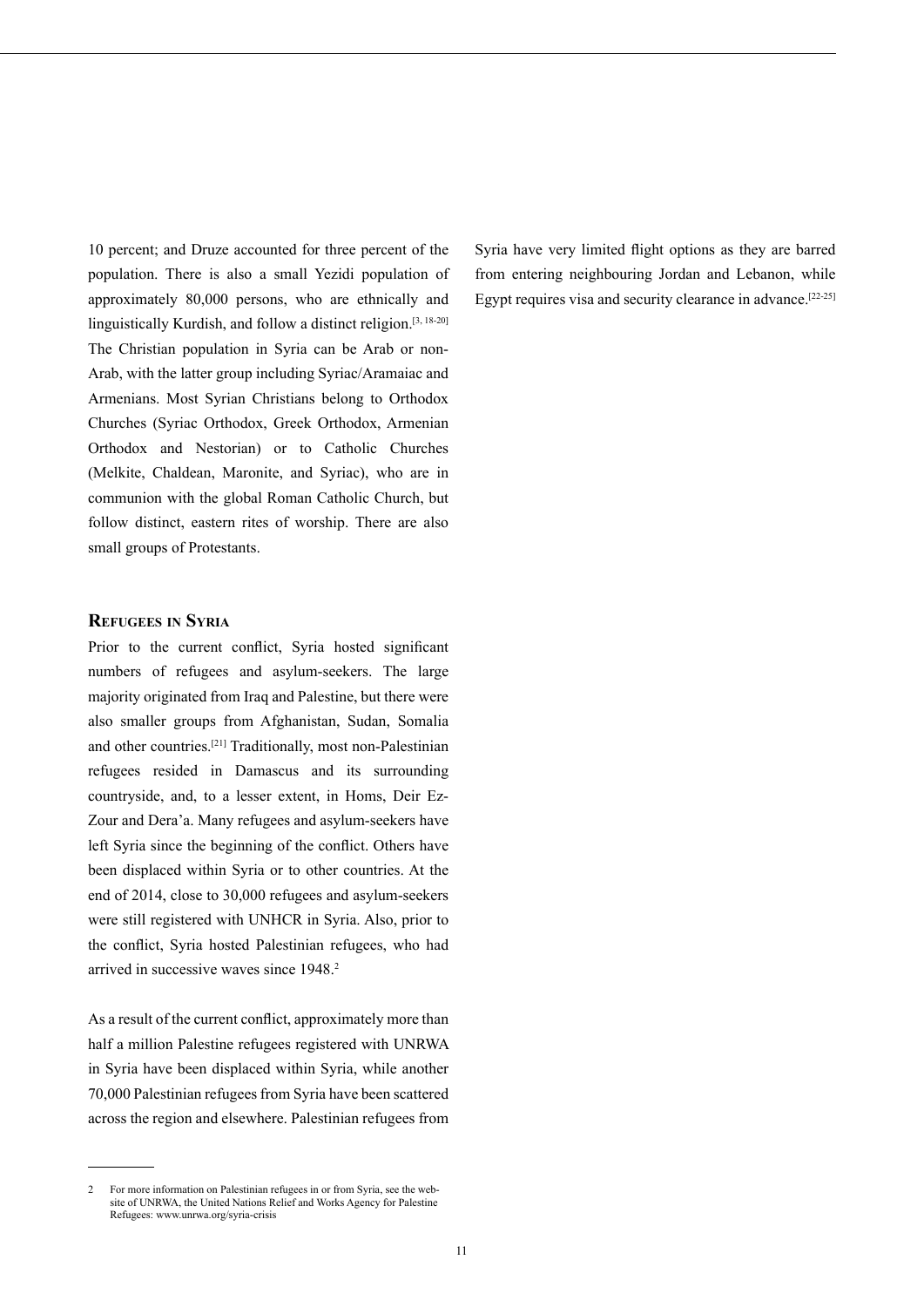10 percent; and Druze accounted for three percent of the population. There is also a small Yezidi population of approximately 80,000 persons, who are ethnically and linguistically Kurdish, and follow a distinct religion.[3, 18-20] The Christian population in Syria can be Arab or non-Arab, with the latter group including Syriac/Aramaiac and Armenians. Most Syrian Christians belong to Orthodox Churches (Syriac Orthodox, Greek Orthodox, Armenian Orthodox and Nestorian) or to Catholic Churches (Melkite, Chaldean, Maronite, and Syriac), who are in communion with the global Roman Catholic Church, but follow distinct, eastern rites of worship. There are also small groups of Protestants.

## Refugees in Syria

Prior to the current conflict, Syria hosted significant numbers of refugees and asylum-seekers. The large majority originated from Iraq and Palestine, but there were also smaller groups from Afghanistan, Sudan, Somalia and other countries.[21] Traditionally, most non-Palestinian refugees resided in Damascus and its surrounding countryside, and, to a lesser extent, in Homs, Deir Ez-Zour and Dera'a. Many refugees and asylum-seekers have left Syria since the beginning of the conflict. Others have been displaced within Syria or to other countries. At the end of 2014, close to 30,000 refugees and asylum-seekers were still registered with UNHCR in Syria. Also, prior to the conflict, Syria hosted Palestinian refugees, who had arrived in successive waves since 1948.[2]

As a result of the current conflict, approximately more than half a million Palestine refugees registered with UNRWA in Syria have been displaced within Syria, while another 70,000 Palestinian refugees from Syria have been scattered across the region and elsewhere. Palestinian refugees from Syria have very limited flight options as they are barred from entering neighbouring Jordan and Lebanon, while Egypt requires visa and security clearance in advance.[22-25]

---

2 For more information on Palestinian refugees in or from Syria, see the website of UNRWA, the United Nations Relief and Works Agency for Palestine Refugees: www.unrwa.org/syria-crisis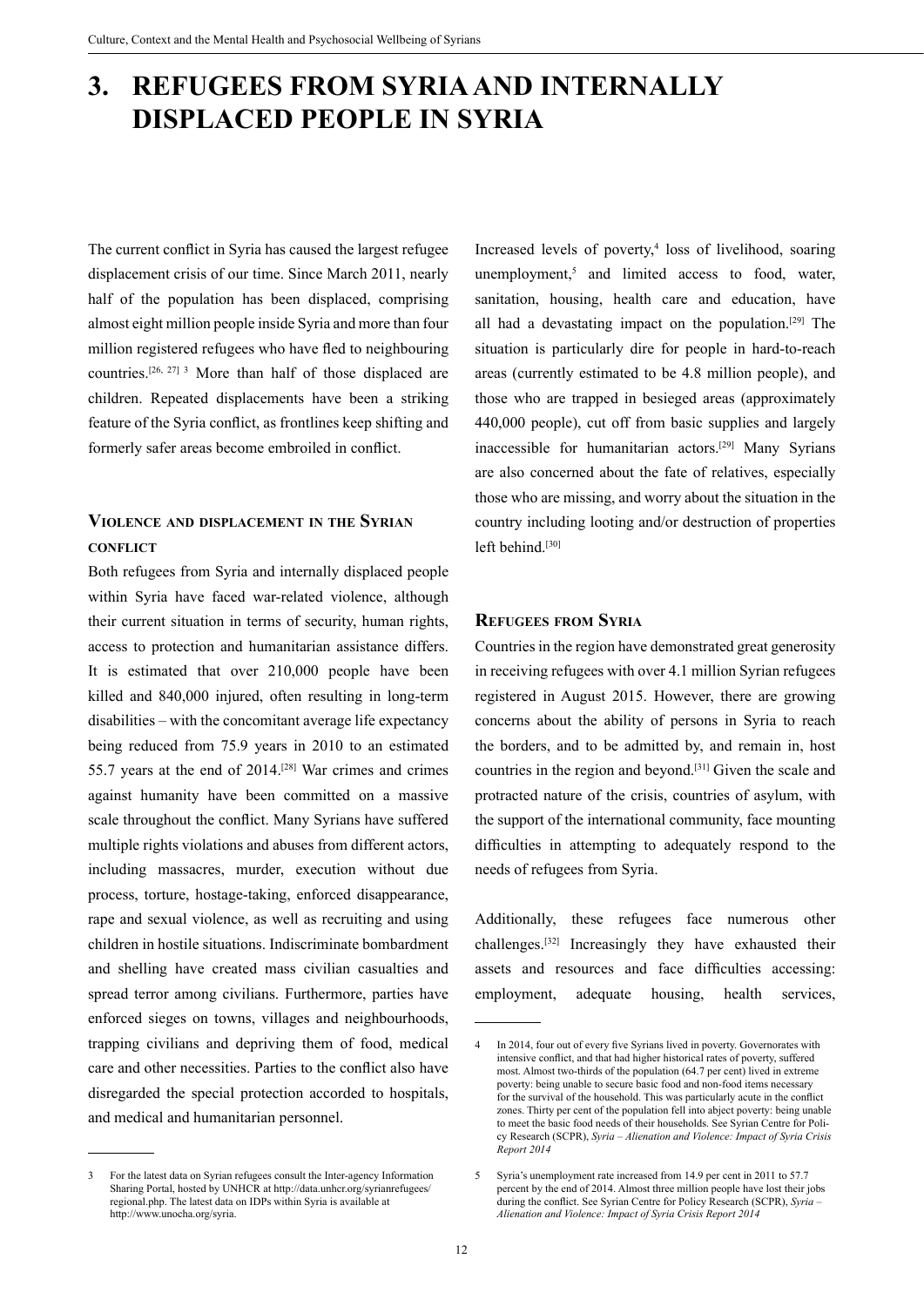# 3. REFUGEES FROM SYRIA AND INTERNALLY DISPLACED PEOPLE IN SYRIA

The current conflict in Syria has caused the largest refugee displacement crisis of our time. Since March 2011, nearly half of the population has been displaced, comprising almost eight million people inside Syria and more than four million registered refugees who have fled to neighbouring countries.[26, 27] [3] More than half of those displaced are children. Repeated displacements have been a striking feature of the Syria conflict, as frontlines keep shifting and formerly safer areas become embroiled in conflict.

### Violence and displacement in the Syrian conflict

Both refugees from Syria and internally displaced people within Syria have faced war-related violence, although their current situation in terms of security, human rights, access to protection and humanitarian assistance differs. It is estimated that over 210,000 people have been killed and 840,000 injured, often resulting in long-term disabilities – with the concomitant average life expectancy being reduced from 75.9 years in 2010 to an estimated 55.7 years at the end of 2014.[28] War crimes and crimes against humanity have been committed on a massive scale throughout the conflict. Many Syrians have suffered multiple rights violations and abuses from different actors, including massacres, murder, execution without due process, torture, hostage-taking, enforced disappearance, rape and sexual violence, as well as recruiting and using children in hostile situations. Indiscriminate bombardment and shelling have created mass civilian casualties and spread terror among civilians. Furthermore, parties have enforced sieges on towns, villages and neighbourhoods, trapping civilians and depriving them of food, medical care and other necessities. Parties to the conflict also have disregarded the special protection accorded to hospitals, and medical and humanitarian personnel.

Increased levels of poverty,[4] loss of livelihood, soaring unemployment,[5] and limited access to food, water, sanitation, housing, health care and education, have all had a devastating impact on the population.[29] The situation is particularly dire for people in hard-to-reach areas (currently estimated to be 4.8 million people), and those who are trapped in besieged areas (approximately 440,000 people), cut off from basic supplies and largely inaccessible for humanitarian actors.[29] Many Syrians are also concerned about the fate of relatives, especially those who are missing, and worry about the situation in the country including looting and/or destruction of properties left behind.[30]

### Refugees from Syria

Countries in the region have demonstrated great generosity in receiving refugees with over 4.1 million Syrian refugees registered in August 2015. However, there are growing concerns about the ability of persons in Syria to reach the borders, and to be admitted by, and remain in, host countries in the region and beyond.[31] Given the scale and protracted nature of the crisis, countries of asylum, with the support of the international community, face mounting difficulties in attempting to adequately respond to the needs of refugees from Syria.

Additionally, these refugees face numerous other challenges.[32] Increasingly they have exhausted their assets and resources and face difficulties accessing: employment, adequate housing, health services,

---

3 For the latest data on Syrian refugees consult the Inter-agency Information Sharing Portal, hosted by UNHCR at http://data.unhcr.org/syrianrefugees/regional.php. The latest data on IDPs within Syria is available at http://www.unocha.org/syria.

4 In 2014, four out of every five Syrians lived in poverty. Governorates with intensive conflict, and that had higher historical rates of poverty, suffered most. Almost two-thirds of the population (64.7 per cent) lived in extreme poverty: being unable to secure basic food and non-food items necessary for the survival of the household. This was particularly acute in the conflict zones. Thirty per cent of the population fell into abject poverty: being unable to meet the basic food needs of their households. See Syrian Centre for Policy Research (SCPR), *Syria – Alienation and Violence: Impact of Syria Crisis Report 2014*

5 Syria's unemployment rate increased from 14.9 per cent in 2011 to 57.7 percent by the end of 2014. Almost three million people have lost their jobs during the conflict. See Syrian Centre for Policy Research (SCPR), *Syria – Alienation and Violence: Impact of Syria Crisis Report 2014*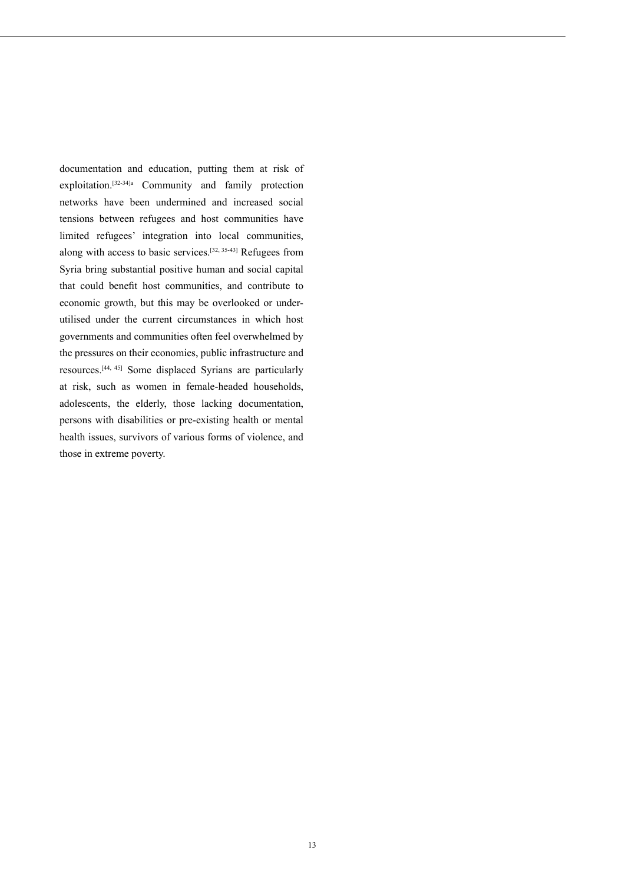documentation and education, putting them at risk of exploitation.[32-34]a Community and family protection networks have been undermined and increased social tensions between refugees and host communities have limited refugees' integration into local communities, along with access to basic services.[32, 35-43] Refugees from Syria bring substantial positive human and social capital that could benefit host communities, and contribute to economic growth, but this may be overlooked or under-utilised under the current circumstances in which host governments and communities often feel overwhelmed by the pressures on their economies, public infrastructure and resources.[44, 45] Some displaced Syrians are particularly at risk, such as women in female-headed households, adolescents, the elderly, those lacking documentation, persons with disabilities or pre-existing health or mental health issues, survivors of various forms of violence, and those in extreme poverty.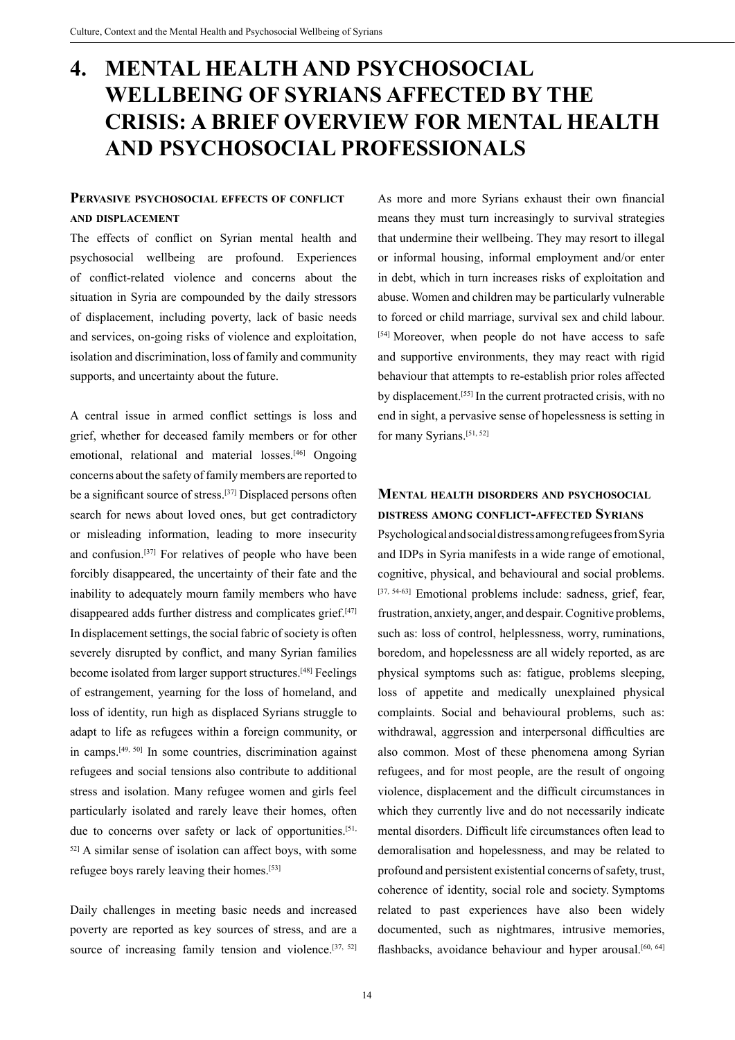# 4. MENTAL HEALTH AND PSYCHOSOCIAL WELLBEING OF SYRIANS AFFECTED BY THE CRISIS: A BRIEF OVERVIEW FOR MENTAL HEALTH AND PSYCHOSOCIAL PROFESSIONALS

## Pervasive psychosocial effects of conflict and displacement

The effects of conflict on Syrian mental health and psychosocial wellbeing are profound. Experiences of conflict-related violence and concerns about the situation in Syria are compounded by the daily stressors of displacement, including poverty, lack of basic needs and services, on-going risks of violence and exploitation, isolation and discrimination, loss of family and community supports, and uncertainty about the future.

A central issue in armed conflict settings is loss and grief, whether for deceased family members or for other emotional, relational and material losses.[46] Ongoing concerns about the safety of family members are reported to be a significant source of stress.[37] Displaced persons often search for news about loved ones, but get contradictory or misleading information, leading to more insecurity and confusion.[37] For relatives of people who have been forcibly disappeared, the uncertainty of their fate and the inability to adequately mourn family members who have disappeared adds further distress and complicates grief.[47] In displacement settings, the social fabric of society is often severely disrupted by conflict, and many Syrian families become isolated from larger support structures.[48] Feelings of estrangement, yearning for the loss of homeland, and loss of identity, run high as displaced Syrians struggle to adapt to life as refugees within a foreign community, or in camps.[49, 50] In some countries, discrimination against refugees and social tensions also contribute to additional stress and isolation. Many refugee women and girls feel particularly isolated and rarely leave their homes, often due to concerns over safety or lack of opportunities.[51, 52] A similar sense of isolation can affect boys, with some refugee boys rarely leaving their homes.[53]

Daily challenges in meeting basic needs and increased poverty are reported as key sources of stress, and are a source of increasing family tension and violence.[37, 52] As more and more Syrians exhaust their own financial means they must turn increasingly to survival strategies that undermine their wellbeing. They may resort to illegal or informal housing, informal employment and/or enter in debt, which in turn increases risks of exploitation and abuse. Women and children may be particularly vulnerable to forced or child marriage, survival sex and child labour.[54] Moreover, when people do not have access to safe and supportive environments, they may react with rigid behaviour that attempts to re-establish prior roles affected by displacement.[55] In the current protracted crisis, with no end in sight, a pervasive sense of hopelessness is setting in for many Syrians.[51, 52]

## Mental health disorders and psychosocial distress among conflict-affected Syrians

Psychological and social distress among refugees from Syria and IDPs in Syria manifests in a wide range of emotional, cognitive, physical, and behavioural and social problems.[37, 54-63] Emotional problems include: sadness, grief, fear, frustration, anxiety, anger, and despair. Cognitive problems, such as: loss of control, helplessness, worry, ruminations, boredom, and hopelessness are all widely reported, as are physical symptoms such as: fatigue, problems sleeping, loss of appetite and medically unexplained physical complaints. Social and behavioural problems, such as: withdrawal, aggression and interpersonal difficulties are also common. Most of these phenomena among Syrian refugees, and for most people, are the result of ongoing violence, displacement and the difficult circumstances in which they currently live and do not necessarily indicate mental disorders. Difficult life circumstances often lead to demoralisation and hopelessness, and may be related to profound and persistent existential concerns of safety, trust, coherence of identity, social role and society. Symptoms related to past experiences have also been widely documented, such as nightmares, intrusive memories, flashbacks, avoidance behaviour and hyper arousal.[60, 64]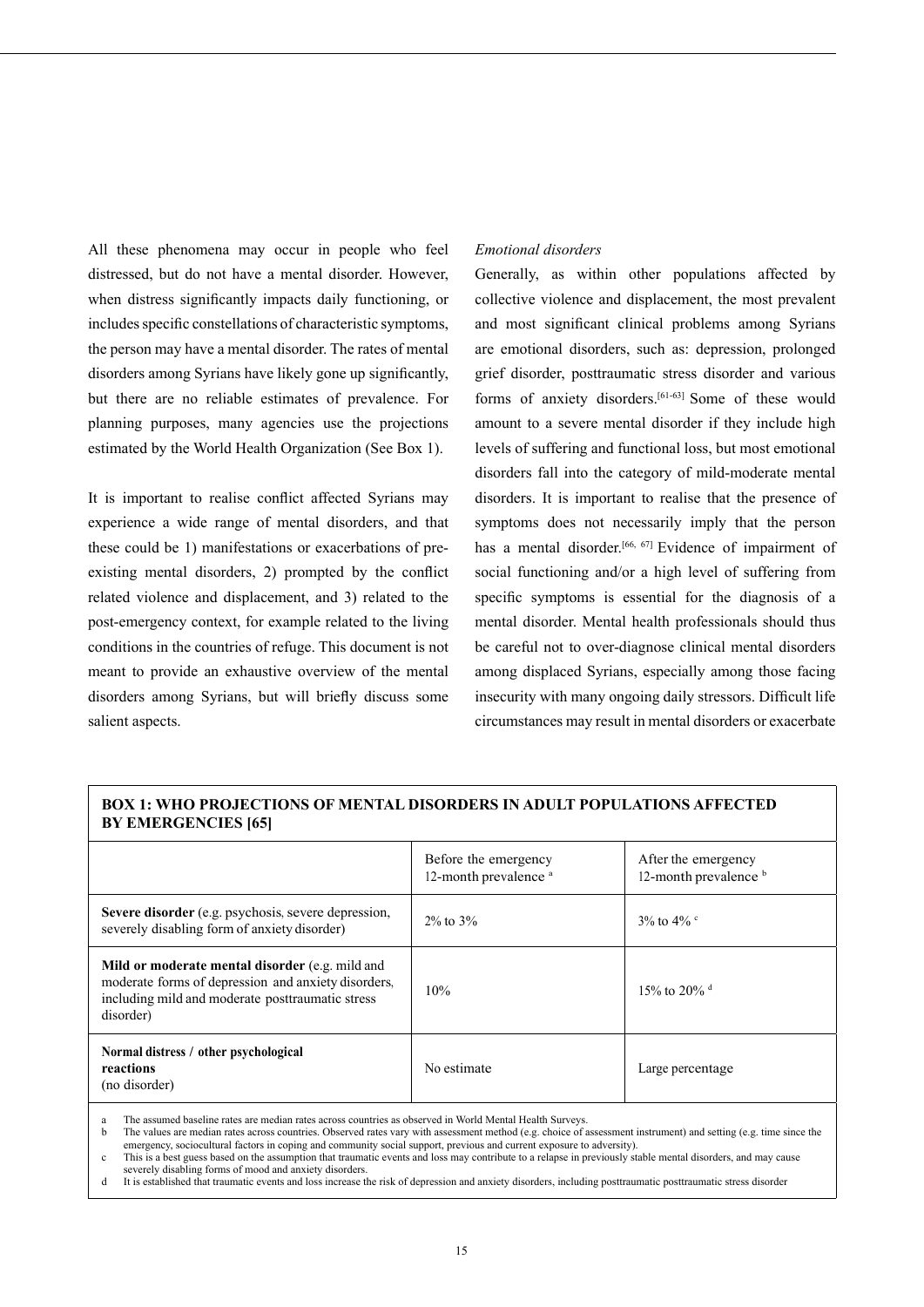All these phenomena may occur in people who feel distressed, but do not have a mental disorder. However, when distress significantly impacts daily functioning, or includes specific constellations of characteristic symptoms, the person may have a mental disorder. The rates of mental disorders among Syrians have likely gone up significantly, but there are no reliable estimates of prevalence. For planning purposes, many agencies use the projections estimated by the World Health Organization (See Box 1).

It is important to realise conflict affected Syrians may experience a wide range of mental disorders, and that these could be 1) manifestations or exacerbations of pre-existing mental disorders, 2) prompted by the conflict related violence and displacement, and 3) related to the post-emergency context, for example related to the living conditions in the countries of refuge. This document is not meant to provide an exhaustive overview of the mental disorders among Syrians, but will briefly discuss some salient aspects.

*Emotional disorders*

Generally, as within other populations affected by collective violence and displacement, the most prevalent and most significant clinical problems among Syrians are emotional disorders, such as: depression, prolonged grief disorder, posttraumatic stress disorder and various forms of anxiety disorders.[61-63] Some of these would amount to a severe mental disorder if they include high levels of suffering and functional loss, but most emotional disorders fall into the category of mild-moderate mental disorders. It is important to realise that the presence of symptoms does not necessarily imply that the person has a mental disorder.[66, 67] Evidence of impairment of social functioning and/or a high level of suffering from specific symptoms is essential for the diagnosis of a mental disorder. Mental health professionals should thus be careful not to over-diagnose clinical mental disorders among displaced Syrians, especially among those facing insecurity with many ongoing daily stressors. Difficult life circumstances may result in mental disorders or exacerbate

**BOX 1: WHO PROJECTIONS OF MENTAL DISORDERS IN ADULT POPULATIONS AFFECTED BY EMERGENCIES [65]**

| | Before the emergency 12-month prevalence [a] | After the emergency 12-month prevalence [b] |
|---|---|---|
| **Severe disorder** (e.g. psychosis, severe depression, severely disabling form of anxiety disorder) | 2% to 3% | 3% to 4% [c] |
| **Mild or moderate mental disorder** (e.g. mild and moderate forms of depression and anxiety disorders, including mild and moderate posttraumatic stress disorder) | 10% | 15% to 20% [d] |
| **Normal distress / other psychological reactions** (no disorder) | No estimate | Large percentage |

a The assumed baseline rates are median rates across countries as observed in World Mental Health Surveys.
b The values are median rates across countries. Observed rates vary with assessment method (e.g. choice of assessment instrument) and setting (e.g. time since the emergency, sociocultural factors in coping and community social support, previous and current exposure to adversity).
c This is a best guess based on the assumption that traumatic events and loss may contribute to a relapse in previously stable mental disorders, and may cause severely disabling forms of mood and anxiety disorders.
d It is established that traumatic events and loss increase the risk of depression and anxiety disorders, including posttraumatic posttraumatic stress disorder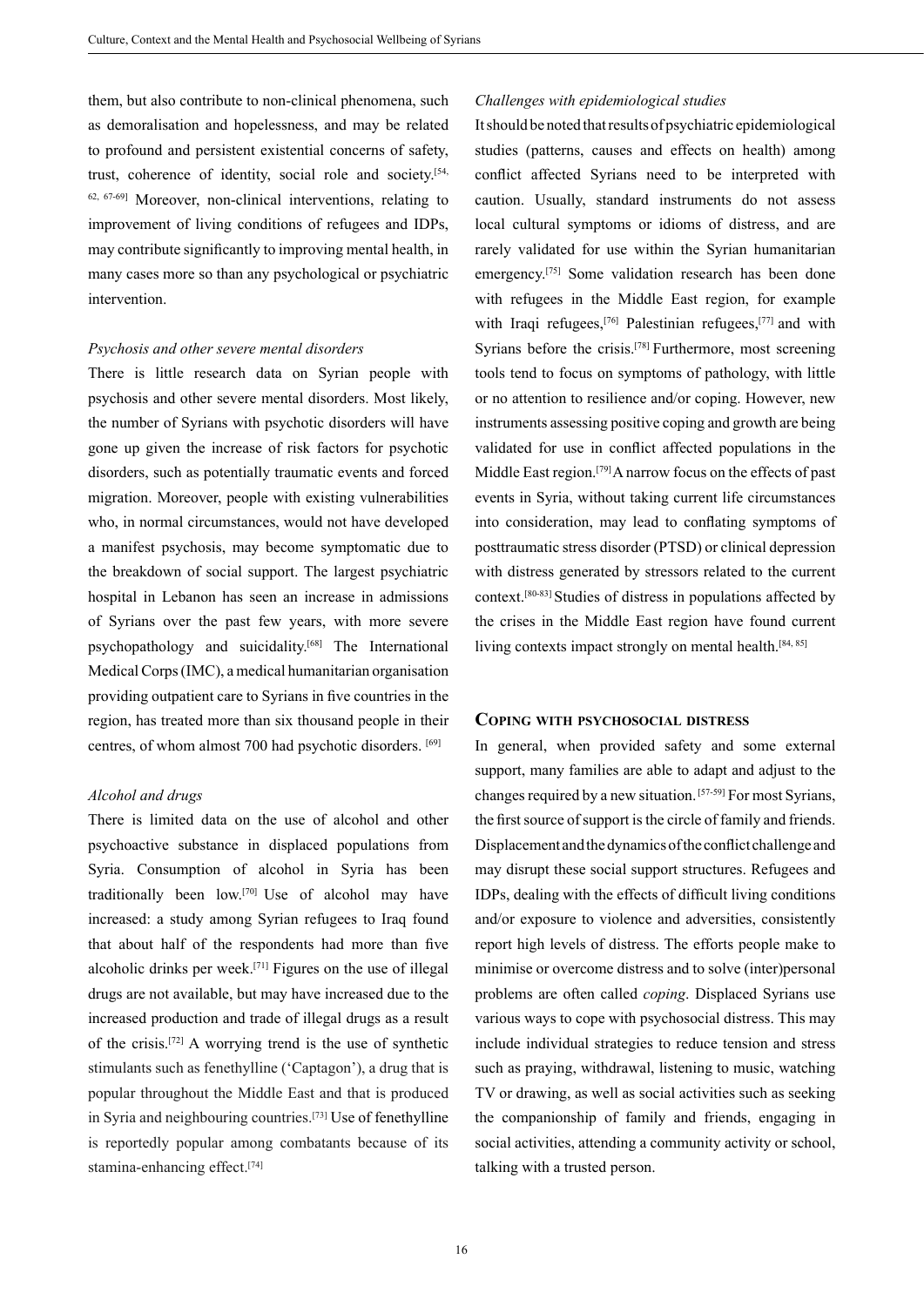them, but also contribute to non-clinical phenomena, such as demoralisation and hopelessness, and may be related to profound and persistent existential concerns of safety, trust, coherence of identity, social role and society.[54, 62, 67-69] Moreover, non-clinical interventions, relating to improvement of living conditions of refugees and IDPs, may contribute significantly to improving mental health, in many cases more so than any psychological or psychiatric intervention.

*Psychosis and other severe mental disorders*

There is little research data on Syrian people with psychosis and other severe mental disorders. Most likely, the number of Syrians with psychotic disorders will have gone up given the increase of risk factors for psychotic disorders, such as potentially traumatic events and forced migration. Moreover, people with existing vulnerabilities who, in normal circumstances, would not have developed a manifest psychosis, may become symptomatic due to the breakdown of social support. The largest psychiatric hospital in Lebanon has seen an increase in admissions of Syrians over the past few years, with more severe psychopathology and suicidality.[68] The International Medical Corps (IMC), a medical humanitarian organisation providing outpatient care to Syrians in five countries in the region, has treated more than six thousand people in their centres, of whom almost 700 had psychotic disorders. [69]

*Alcohol and drugs*

There is limited data on the use of alcohol and other psychoactive substance in displaced populations from Syria. Consumption of alcohol in Syria has been traditionally been low.[70] Use of alcohol may have increased: a study among Syrian refugees to Iraq found that about half of the respondents had more than five alcoholic drinks per week.[71] Figures on the use of illegal drugs are not available, but may have increased due to the increased production and trade of illegal drugs as a result of the crisis.[72] A worrying trend is the use of synthetic stimulants such as fenethylline ('Captagon'), a drug that is popular throughout the Middle East and that is produced in Syria and neighbouring countries.[73] Use of fenethylline is reportedly popular among combatants because of its stamina-enhancing effect.[74]

*Challenges with epidemiological studies*

It should be noted that results of psychiatric epidemiological studies (patterns, causes and effects on health) among conflict affected Syrians need to be interpreted with caution. Usually, standard instruments do not assess local cultural symptoms or idioms of distress, and are rarely validated for use within the Syrian humanitarian emergency.[75] Some validation research has been done with refugees in the Middle East region, for example with Iraqi refugees,[76] Palestinian refugees,[77] and with Syrians before the crisis.[78] Furthermore, most screening tools tend to focus on symptoms of pathology, with little or no attention to resilience and/or coping. However, new instruments assessing positive coping and growth are being validated for use in conflict affected populations in the Middle East region.[79] A narrow focus on the effects of past events in Syria, without taking current life circumstances into consideration, may lead to conflating symptoms of posttraumatic stress disorder (PTSD) or clinical depression with distress generated by stressors related to the current context.[80-83] Studies of distress in populations affected by the crises in the Middle East region have found current living contexts impact strongly on mental health.[84, 85]

## Coping with psychosocial distress

In general, when provided safety and some external support, many families are able to adapt and adjust to the changes required by a new situation. [57-59] For most Syrians, the first source of support is the circle of family and friends. Displacement and the dynamics of the conflict challenge and may disrupt these social support structures. Refugees and IDPs, dealing with the effects of difficult living conditions and/or exposure to violence and adversities, consistently report high levels of distress. The efforts people make to minimise or overcome distress and to solve (inter)personal problems are often called *coping*. Displaced Syrians use various ways to cope with psychosocial distress. This may include individual strategies to reduce tension and stress such as praying, withdrawal, listening to music, watching TV or drawing, as well as social activities such as seeking the companionship of family and friends, engaging in social activities, attending a community activity or school, talking with a trusted person.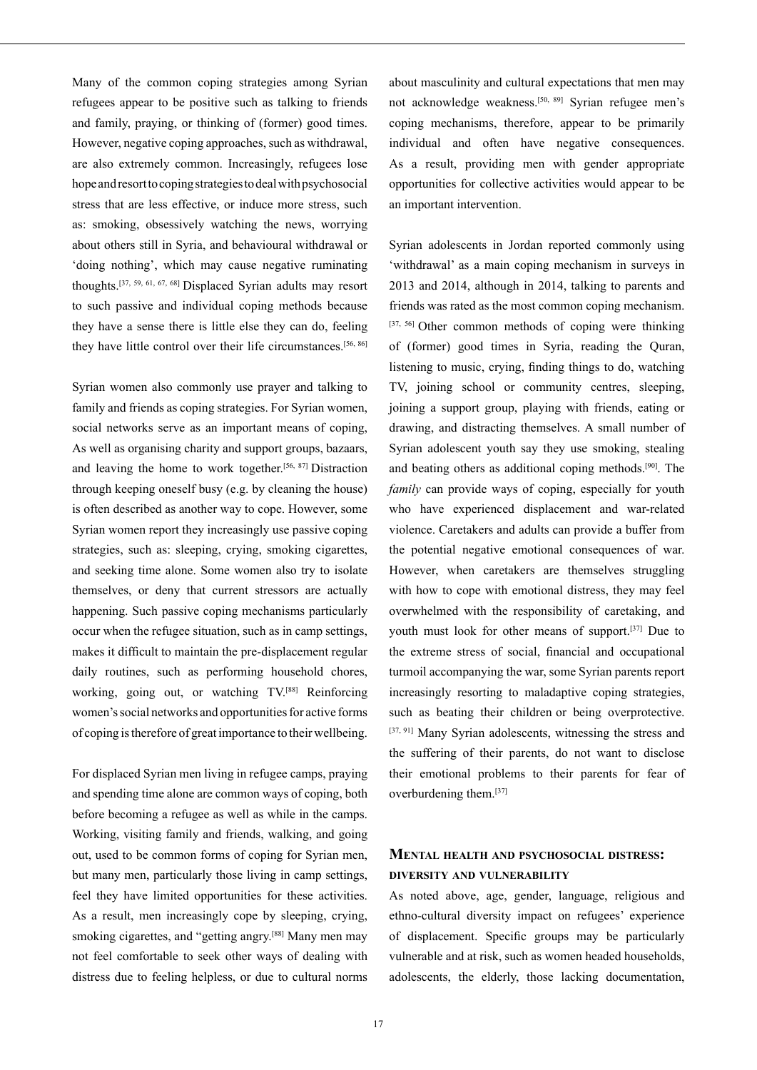Many of the common coping strategies among Syrian refugees appear to be positive such as talking to friends and family, praying, or thinking of (former) good times. However, negative coping approaches, such as withdrawal, are also extremely common. Increasingly, refugees lose hope and resort to coping strategies to deal with psychosocial stress that are less effective, or induce more stress, such as: smoking, obsessively watching the news, worrying about others still in Syria, and behavioural withdrawal or 'doing nothing', which may cause negative ruminating thoughts.[37, 59, 61, 67, 68] Displaced Syrian adults may resort to such passive and individual coping methods because they have a sense there is little else they can do, feeling they have little control over their life circumstances.[56, 86]

Syrian women also commonly use prayer and talking to family and friends as coping strategies. For Syrian women, social networks serve as an important means of coping, As well as organising charity and support groups, bazaars, and leaving the home to work together.[56, 87] Distraction through keeping oneself busy (e.g. by cleaning the house) is often described as another way to cope. However, some Syrian women report they increasingly use passive coping strategies, such as: sleeping, crying, smoking cigarettes, and seeking time alone. Some women also try to isolate themselves, or deny that current stressors are actually happening. Such passive coping mechanisms particularly occur when the refugee situation, such as in camp settings, makes it difficult to maintain the pre-displacement regular daily routines, such as performing household chores, working, going out, or watching TV.[88] Reinforcing women's social networks and opportunities for active forms of coping is therefore of great importance to their wellbeing.

For displaced Syrian men living in refugee camps, praying and spending time alone are common ways of coping, both before becoming a refugee as well as while in the camps. Working, visiting family and friends, walking, and going out, used to be common forms of coping for Syrian men, but many men, particularly those living in camp settings, feel they have limited opportunities for these activities. As a result, men increasingly cope by sleeping, crying, smoking cigarettes, and "getting angry.[88] Many men may not feel comfortable to seek other ways of dealing with distress due to feeling helpless, or due to cultural norms about masculinity and cultural expectations that men may not acknowledge weakness.[50, 89] Syrian refugee men's coping mechanisms, therefore, appear to be primarily individual and often have negative consequences. As a result, providing men with gender appropriate opportunities for collective activities would appear to be an important intervention.

Syrian adolescents in Jordan reported commonly using 'withdrawal' as a main coping mechanism in surveys in 2013 and 2014, although in 2014, talking to parents and friends was rated as the most common coping mechanism.[37, 56] Other common methods of coping were thinking of (former) good times in Syria, reading the Quran, listening to music, crying, finding things to do, watching TV, joining school or community centres, sleeping, joining a support group, playing with friends, eating or drawing, and distracting themselves. A small number of Syrian adolescent youth say they use smoking, stealing and beating others as additional coping methods.[90]. The *family* can provide ways of coping, especially for youth who have experienced displacement and war-related violence. Caretakers and adults can provide a buffer from the potential negative emotional consequences of war. However, when caretakers are themselves struggling with how to cope with emotional distress, they may feel overwhelmed with the responsibility of caretaking, and youth must look for other means of support.[37] Due to the extreme stress of social, financial and occupational turmoil accompanying the war, some Syrian parents report increasingly resorting to maladaptive coping strategies, such as beating their children or being overprotective.[37, 91] Many Syrian adolescents, witnessing the stress and the suffering of their parents, do not want to disclose their emotional problems to their parents for fear of overburdening them.[37]

## Mental health and psychosocial distress: diversity and vulnerability

As noted above, age, gender, language, religious and ethno-cultural diversity impact on refugees' experience of displacement. Specific groups may be particularly vulnerable and at risk, such as women headed households, adolescents, the elderly, those lacking documentation,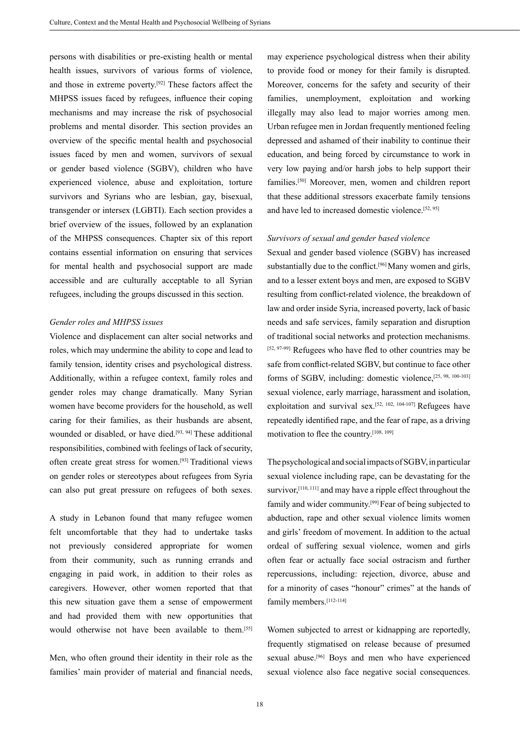persons with disabilities or pre-existing health or mental health issues, survivors of various forms of violence, and those in extreme poverty.[92] These factors affect the MHPSS issues faced by refugees, influence their coping mechanisms and may increase the risk of psychosocial problems and mental disorder. This section provides an overview of the specific mental health and psychosocial issues faced by men and women, survivors of sexual or gender based violence (SGBV), children who have experienced violence, abuse and exploitation, torture survivors and Syrians who are lesbian, gay, bisexual, transgender or intersex (LGBTI). Each section provides a brief overview of the issues, followed by an explanation of the MHPSS consequences. Chapter six of this report contains essential information on ensuring that services for mental health and psychosocial support are made accessible and are culturally acceptable to all Syrian refugees, including the groups discussed in this section.

*Gender roles and MHPSS issues*

Violence and displacement can alter social networks and roles, which may undermine the ability to cope and lead to family tension, identity crises and psychological distress. Additionally, within a refugee context, family roles and gender roles may change dramatically. Many Syrian women have become providers for the household, as well caring for their families, as their husbands are absent, wounded or disabled, or have died.[93, 94] These additional responsibilities, combined with feelings of lack of security, often create great stress for women.[93] Traditional views on gender roles or stereotypes about refugees from Syria can also put great pressure on refugees of both sexes.

A study in Lebanon found that many refugee women felt uncomfortable that they had to undertake tasks not previously considered appropriate for women from their community, such as running errands and engaging in paid work, in addition to their roles as caregivers. However, other women reported that that this new situation gave them a sense of empowerment and had provided them with new opportunities that would otherwise not have been available to them.[55]

Men, who often ground their identity in their role as the families' main provider of material and financial needs, may experience psychological distress when their ability to provide food or money for their family is disrupted. Moreover, concerns for the safety and security of their families, unemployment, exploitation and working illegally may also lead to major worries among men. Urban refugee men in Jordan frequently mentioned feeling depressed and ashamed of their inability to continue their education, and being forced by circumstance to work in very low paying and/or harsh jobs to help support their families.[50] Moreover, men, women and children report that these additional stressors exacerbate family tensions and have led to increased domestic violence.[52, 95]

*Survivors of sexual and gender based violence*

Sexual and gender based violence (SGBV) has increased substantially due to the conflict.[96] Many women and girls, and to a lesser extent boys and men, are exposed to SGBV resulting from conflict-related violence, the breakdown of law and order inside Syria, increased poverty, lack of basic needs and safe services, family separation and disruption of traditional social networks and protection mechanisms.[52, 97-99] Refugees who have fled to other countries may be safe from conflict-related SGBV, but continue to face other forms of SGBV, including: domestic violence,[25, 98, 100-103] sexual violence, early marriage, harassment and isolation, exploitation and survival sex.[52, 102, 104-107] Refugees have repeatedly identified rape, and the fear of rape, as a driving motivation to flee the country.[108, 109]

The psychological and social impacts of SGBV, in particular sexual violence including rape, can be devastating for the survivor,[110, 111] and may have a ripple effect throughout the family and wider community.[99] Fear of being subjected to abduction, rape and other sexual violence limits women and girls' freedom of movement. In addition to the actual ordeal of suffering sexual violence, women and girls often fear or actually face social ostracism and further repercussions, including: rejection, divorce, abuse and for a minority of cases "honour" crimes" at the hands of family members.[112-114]

Women subjected to arrest or kidnapping are reportedly, frequently stigmatised on release because of presumed sexual abuse.[96] Boys and men who have experienced sexual violence also face negative social consequences.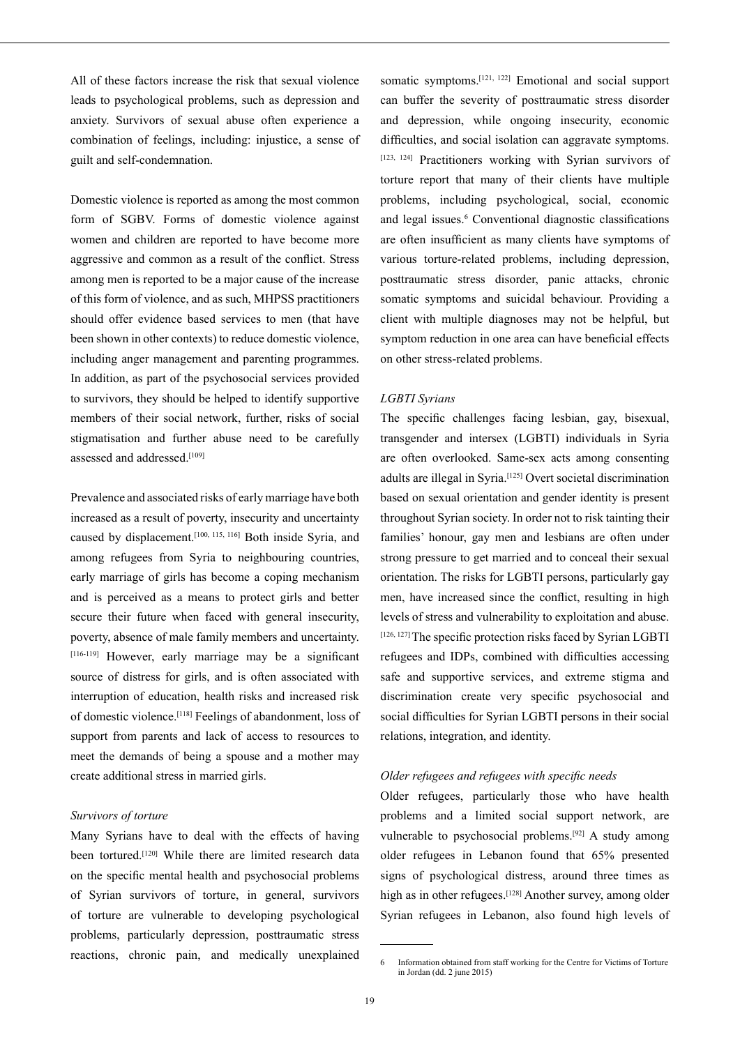All of these factors increase the risk that sexual violence leads to psychological problems, such as depression and anxiety. Survivors of sexual abuse often experience a combination of feelings, including: injustice, a sense of guilt and self-condemnation.

Domestic violence is reported as among the most common form of SGBV. Forms of domestic violence against women and children are reported to have become more aggressive and common as a result of the conflict. Stress among men is reported to be a major cause of the increase of this form of violence, and as such, MHPSS practitioners should offer evidence based services to men (that have been shown in other contexts) to reduce domestic violence, including anger management and parenting programmes. In addition, as part of the psychosocial services provided to survivors, they should be helped to identify supportive members of their social network, further, risks of social stigmatisation and further abuse need to be carefully assessed and addressed.[109]

Prevalence and associated risks of early marriage have both increased as a result of poverty, insecurity and uncertainty caused by displacement.[100, 115, 116] Both inside Syria, and among refugees from Syria to neighbouring countries, early marriage of girls has become a coping mechanism and is perceived as a means to protect girls and better secure their future when faced with general insecurity, poverty, absence of male family members and uncertainty.[116-119] However, early marriage may be a significant source of distress for girls, and is often associated with interruption of education, health risks and increased risk of domestic violence.[118] Feelings of abandonment, loss of support from parents and lack of access to resources to meet the demands of being a spouse and a mother may create additional stress in married girls.

*Survivors of torture*

Many Syrians have to deal with the effects of having been tortured.[120] While there are limited research data on the specific mental health and psychosocial problems of Syrian survivors of torture, in general, survivors of torture are vulnerable to developing psychological problems, particularly depression, posttraumatic stress reactions, chronic pain, and medically unexplained somatic symptoms.[121, 122] Emotional and social support can buffer the severity of posttraumatic stress disorder and depression, while ongoing insecurity, economic difficulties, and social isolation can aggravate symptoms.[123, 124] Practitioners working with Syrian survivors of torture report that many of their clients have multiple problems, including psychological, social, economic and legal issues.[6] Conventional diagnostic classifications are often insufficient as many clients have symptoms of various torture-related problems, including depression, posttraumatic stress disorder, panic attacks, chronic somatic symptoms and suicidal behaviour. Providing a client with multiple diagnoses may not be helpful, but symptom reduction in one area can have beneficial effects on other stress-related problems.

*LGBTI Syrians*

The specific challenges facing lesbian, gay, bisexual, transgender and intersex (LGBTI) individuals in Syria are often overlooked. Same-sex acts among consenting adults are illegal in Syria.[125] Overt societal discrimination based on sexual orientation and gender identity is present throughout Syrian society. In order not to risk tainting their families' honour, gay men and lesbians are often under strong pressure to get married and to conceal their sexual orientation. The risks for LGBTI persons, particularly gay men, have increased since the conflict, resulting in high levels of stress and vulnerability to exploitation and abuse.[126, 127] The specific protection risks faced by Syrian LGBTI refugees and IDPs, combined with difficulties accessing safe and supportive services, and extreme stigma and discrimination create very specific psychosocial and social difficulties for Syrian LGBTI persons in their social relations, integration, and identity.

*Older refugees and refugees with specific needs*

Older refugees, particularly those who have health problems and a limited social support network, are vulnerable to psychosocial problems.[92] A study among older refugees in Lebanon found that 65% presented signs of psychological distress, around three times as high as in other refugees.[128] Another survey, among older Syrian refugees in Lebanon, also found high levels of

---

6 Information obtained from staff working for the Centre for Victims of Torture in Jordan (dd. 2 june 2015)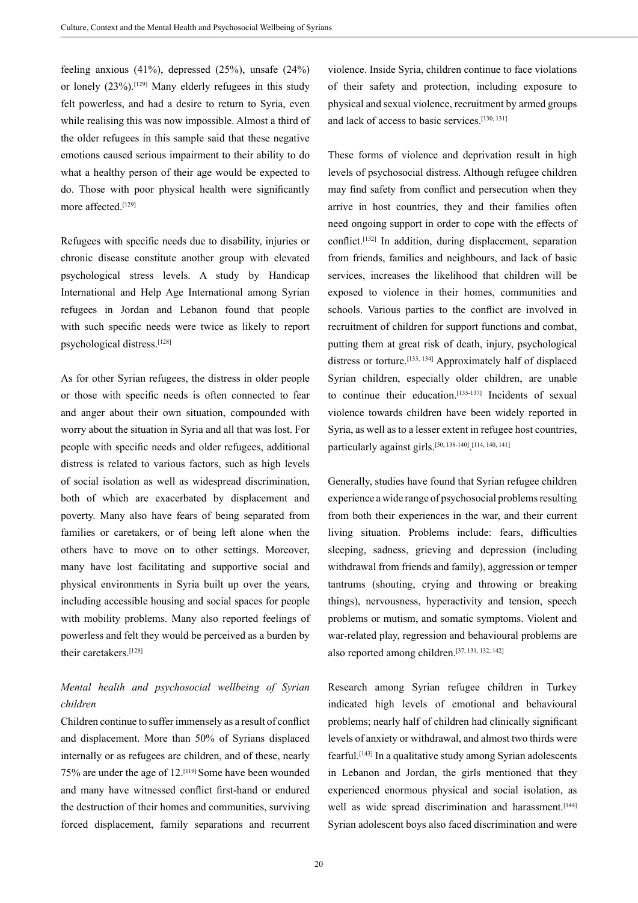feeling anxious (41%), depressed (25%), unsafe (24%) or lonely (23%).[129] Many elderly refugees in this study felt powerless, and had a desire to return to Syria, even while realising this was now impossible. Almost a third of the older refugees in this sample said that these negative emotions caused serious impairment to their ability to do what a healthy person of their age would be expected to do. Those with poor physical health were significantly more affected.[129]

Refugees with specific needs due to disability, injuries or chronic disease constitute another group with elevated psychological stress levels. A study by Handicap International and Help Age International among Syrian refugees in Jordan and Lebanon found that people with such specific needs were twice as likely to report psychological distress.[128]

As for other Syrian refugees, the distress in older people or those with specific needs is often connected to fear and anger about their own situation, compounded with worry about the situation in Syria and all that was lost. For people with specific needs and older refugees, additional distress is related to various factors, such as high levels of social isolation as well as widespread discrimination, both of which are exacerbated by displacement and poverty. Many also have fears of being separated from families or caretakers, or of being left alone when the others have to move on to other settings. Moreover, many have lost facilitating and supportive social and physical environments in Syria built up over the years, including accessible housing and social spaces for people with mobility problems. Many also reported feelings of powerless and felt they would be perceived as a burden by their caretakers.[128]

### *Mental health and psychosocial wellbeing of Syrian children*

Children continue to suffer immensely as a result of conflict and displacement. More than 50% of Syrians displaced internally or as refugees are children, and of these, nearly 75% are under the age of 12.[119] Some have been wounded and many have witnessed conflict first-hand or endured the destruction of their homes and communities, surviving forced displacement, family separations and recurrent violence. Inside Syria, children continue to face violations of their safety and protection, including exposure to physical and sexual violence, recruitment by armed groups and lack of access to basic services.[130, 131]

These forms of violence and deprivation result in high levels of psychosocial distress. Although refugee children may find safety from conflict and persecution when they arrive in host countries, they and their families often need ongoing support in order to cope with the effects of conflict.[132] In addition, during displacement, separation from friends, families and neighbours, and lack of basic services, increases the likelihood that children will be exposed to violence in their homes, communities and schools. Various parties to the conflict are involved in recruitment of children for support functions and combat, putting them at great risk of death, injury, psychological distress or torture.[133, 134] Approximately half of displaced Syrian children, especially older children, are unable to continue their education.[135-137] Incidents of sexual violence towards children have been widely reported in Syria, as well as to a lesser extent in refugee host countries, particularly against girls.[50, 138-140].[114, 140, 141]

Generally, studies have found that Syrian refugee children experience a wide range of psychosocial problems resulting from both their experiences in the war, and their current living situation. Problems include: fears, difficulties sleeping, sadness, grieving and depression (including withdrawal from friends and family), aggression or temper tantrums (shouting, crying and throwing or breaking things), nervousness, hyperactivity and tension, speech problems or mutism, and somatic symptoms. Violent and war-related play, regression and behavioural problems are also reported among children.[37, 131, 132, 142]

Research among Syrian refugee children in Turkey indicated high levels of emotional and behavioural problems; nearly half of children had clinically significant levels of anxiety or withdrawal, and almost two thirds were fearful.[143] In a qualitative study among Syrian adolescents in Lebanon and Jordan, the girls mentioned that they experienced enormous physical and social isolation, as well as wide spread discrimination and harassment.[144] Syrian adolescent boys also faced discrimination and were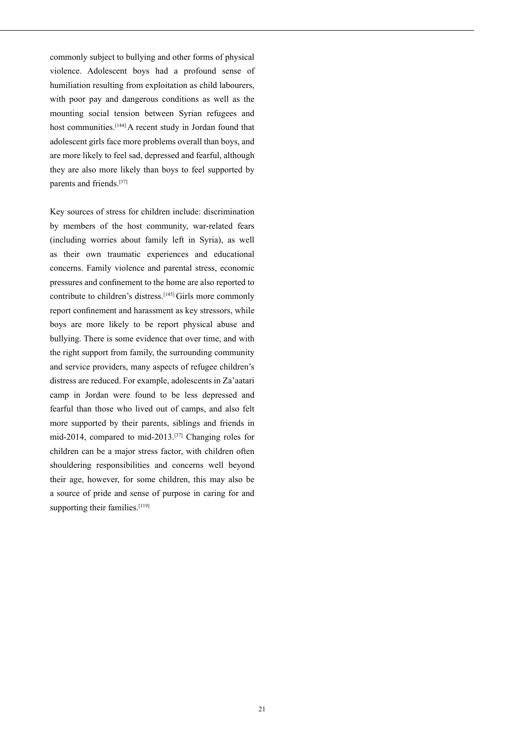commonly subject to bullying and other forms of physical violence. Adolescent boys had a profound sense of humiliation resulting from exploitation as child labourers, with poor pay and dangerous conditions as well as the mounting social tension between Syrian refugees and host communities.[144] A recent study in Jordan found that adolescent girls face more problems overall than boys, and are more likely to feel sad, depressed and fearful, although they are also more likely than boys to feel supported by parents and friends.[37]

Key sources of stress for children include: discrimination by members of the host community, war-related fears (including worries about family left in Syria), as well as their own traumatic experiences and educational concerns. Family violence and parental stress, economic pressures and confinement to the home are also reported to contribute to children's distress.[145] Girls more commonly report confinement and harassment as key stressors, while boys are more likely to be report physical abuse and bullying. There is some evidence that over time, and with the right support from family, the surrounding community and service providers, many aspects of refugee children's distress are reduced. For example, adolescents in Za'aatari camp in Jordan were found to be less depressed and fearful than those who lived out of camps, and also felt more supported by their parents, siblings and friends in mid-2014, compared to mid-2013.[37] Changing roles for children can be a major stress factor, with children often shouldering responsibilities and concerns well beyond their age, however, for some children, this may also be a source of pride and sense of purpose in caring for and supporting their families.[119]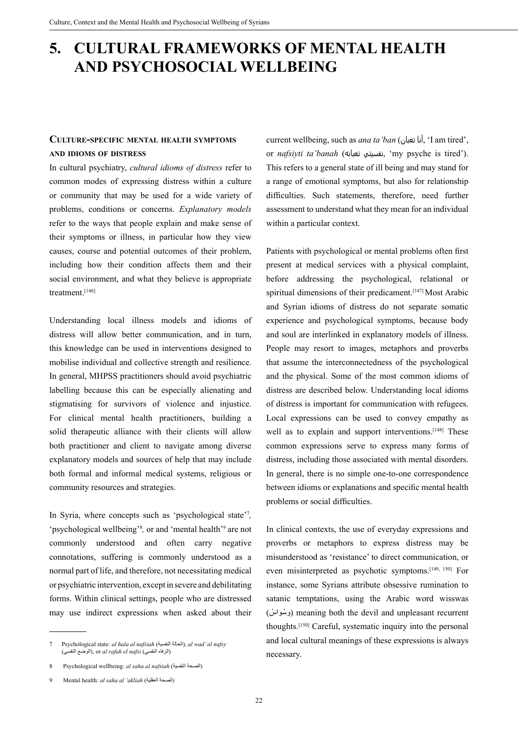# 5. CULTURAL FRAMEWORKS OF MENTAL HEALTH AND PSYCHOSOCIAL WELLBEING

## Culture-specific mental health symptoms and idioms of distress

In cultural psychiatry, *cultural idioms of distress* refer to common modes of expressing distress within a culture or community that may be used for a wide variety of problems, conditions or concerns. *Explanatory models* refer to the ways that people explain and make sense of their symptoms or illness, in particular how they view causes, course and potential outcomes of their problem, including how their condition affects them and their social environment, and what they believe is appropriate treatment.[146]

Understanding local illness models and idioms of distress will allow better communication, and in turn, this knowledge can be used in interventions designed to mobilise individual and collective strength and resilience. In general, MHPSS practitioners should avoid psychiatric labelling because this can be especially alienating and stigmatising for survivors of violence and injustice. For clinical mental health practitioners, building a solid therapeutic alliance with their clients will allow both practitioner and client to navigate among diverse explanatory models and sources of help that may include both formal and informal medical systems, religious or community resources and strategies.

In Syria, where concepts such as 'psychological state'[7], 'psychological wellbeing'[8], or and 'mental health'[9] are not commonly understood and often carry negative connotations, suffering is commonly understood as a normal part of life, and therefore, not necessitating medical or psychiatric intervention, except in severe and debilitating forms. Within clinical settings, people who are distressed may use indirect expressions when asked about their current wellbeing, such as *ana ta'ban* (أنا تعبان, 'I am tired', or *nafsiyti ta'banah* (نفسيتي تعبانه, 'my psyche is tired'). This refers to a general state of ill being and may stand for a range of emotional symptoms, but also for relationship difficulties. Such statements, therefore, need further assessment to understand what they mean for an individual within a particular context.

Patients with psychological or mental problems often first present at medical services with a physical complaint, before addressing the psychological, relational or spiritual dimensions of their predicament.[147] Most Arabic and Syrian idioms of distress do not separate somatic experience and psychological symptoms, because body and soul are interlinked in explanatory models of illness. People may resort to images, metaphors and proverbs that assume the interconnectedness of the psychological and the physical. Some of the most common idioms of distress are described below. Understanding local idioms of distress is important for communication with refugees. Local expressions can be used to convey empathy as well as to explain and support interventions.[148] These common expressions serve to express many forms of distress, including those associated with mental disorders. In general, there is no simple one-to-one correspondence between idioms or explanations and specific mental health problems or social difficulties.

In clinical contexts, the use of everyday expressions and proverbs or metaphors to express distress may be misunderstood as 'resistance' to direct communication, or even misinterpreted as psychotic symptoms.[149, 150] For instance, some Syrians attribute obsessive rumination to satanic temptations, using the Arabic word wisswas (وسْواسٌ) meaning both the devil and unpleasant recurrent thoughts.[150] Careful, systematic inquiry into the personal and local cultural meanings of these expressions is always necessary.

---

7 Psychological state: *al hala al nafsiah* (الحالة النفسية), *al wad' al nafsy* (الوضع النفسي), or *al rafah el nafsi* (الرفاه النفسي)

8 Psychological wellbeing: *al saha al nafsiah* (الصحة النفسية)

9 Mental health: *al saha al 'akliah* (الصحة العقلية)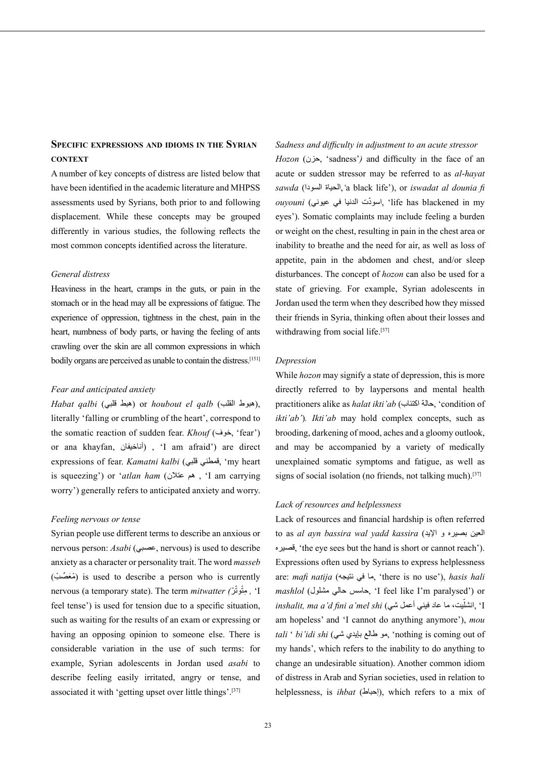## Specific expressions and idioms in the Syrian context

A number of key concepts of distress are listed below that have been identified in the academic literature and MHPSS assessments used by Syrians, both prior to and following displacement. While these concepts may be grouped differently in various studies, the following reflects the most common concepts identified across the literature.

### *General distress*

Heaviness in the heart, cramps in the guts, or pain in the stomach or in the head may all be expressions of fatigue. The experience of oppression, tightness in the chest, pain in the heart, numbness of body parts, or having the feeling of ants crawling over the skin are all common expressions in which bodily organs are perceived as unable to contain the distress.[151]

### *Fear and anticipated anxiety*

*Habat qalbi* (هبط قلبي) or *houbout el qalb* (هبوط القلب), literally 'falling or crumbling of the heart', correspond to the somatic reaction of sudden fear. *Khouf* (خوف, 'fear') or ana khayfan, (أناخيفان) , 'I am afraid') are direct expressions of fear. *Kamatni kalbi* (قمطني قلبي, 'my heart is squeezing') or '*atlan ham* (هم عتلان , 'I am carrying worry') generally refers to anticipated anxiety and worry.

### *Feeling nervous or tense*

Syrian people use different terms to describe an anxious or nervous person: *Asabi* (عصبي, nervous) is used to describe anxiety as a character or personality trait. The word *masseb* (مْعَصِّبْ) is used to describe a person who is currently nervous (a temporary state). The term *mitwatter (*مِتْوتّرْ*,* 'I feel tense') is used for tension due to a specific situation, such as waiting for the results of an exam or expressing or having an opposing opinion to someone else. There is considerable variation in the use of such terms: for example, Syrian adolescents in Jordan used *asabi* to describe feeling easily irritated, angry or tense, and associated it with 'getting upset over little things'.[37]

### *Sadness and difficulty in adjustment to an acute stressor*

*Hozon* (حزن, 'sadness'*)* and difficulty in the face of an acute or sudden stressor may be referred to as *al-hayat sawda* (الحياة السودا,'a black life'), or *iswadat al dounia fi ouyouni* (اسودّت الدنيا في عيوني, 'life has blackened in my eyes'). Somatic complaints may include feeling a burden or weight on the chest, resulting in pain in the chest area or inability to breathe and the need for air, as well as loss of appetite, pain in the abdomen and chest, and/or sleep disturbances. The concept of *hozon* can also be used for a state of grieving. For example, Syrian adolescents in Jordan used the term when they described how they missed their friends in Syria, thinking often about their losses and withdrawing from social life.[37]

### *Depression*

While *hozon* may signify a state of depression, this is more directly referred to by laypersons and mental health practitioners alike as *halat ikti'ab* (حالة اكتئاب, 'condition of *ikti'ab*'*).* *Ikti'ab* may hold complex concepts, such as brooding, darkening of mood, aches and a gloomy outlook, and may be accompanied by a variety of medically unexplained somatic symptoms and fatigue, as well as signs of social isolation (no friends, not talking much).[37]

### *Lack of resources and helplessness*

Lack of resources and financial hardship is often referred to as *al ayn bassira wal yadd kassira* (العين بصيره و الإيد قصيره, 'the eye sees but the hand is short or cannot reach'). Expressions often used by Syrians to express helplessness are: *mafi natija* (ما في نتيجه, 'there is no use'), *hasis hali mashlol* (حاسس حالي مشلول, 'I feel like I'm paralysed') or *inshalit, ma a'd fini a'mel shi* (انشلّيت، ما عاد فيني أعمل شي, 'I am hopeless' and 'I cannot do anything anymore'), *mou tali ' bi'idi shi* (مو طالع بإيدي شي, 'nothing is coming out of my hands', which refers to the inability to do anything to change an undesirable situation). Another common idiom of distress in Arab and Syrian societies, used in relation to helplessness, is *ihbat* (إحباط), which refers to a mix of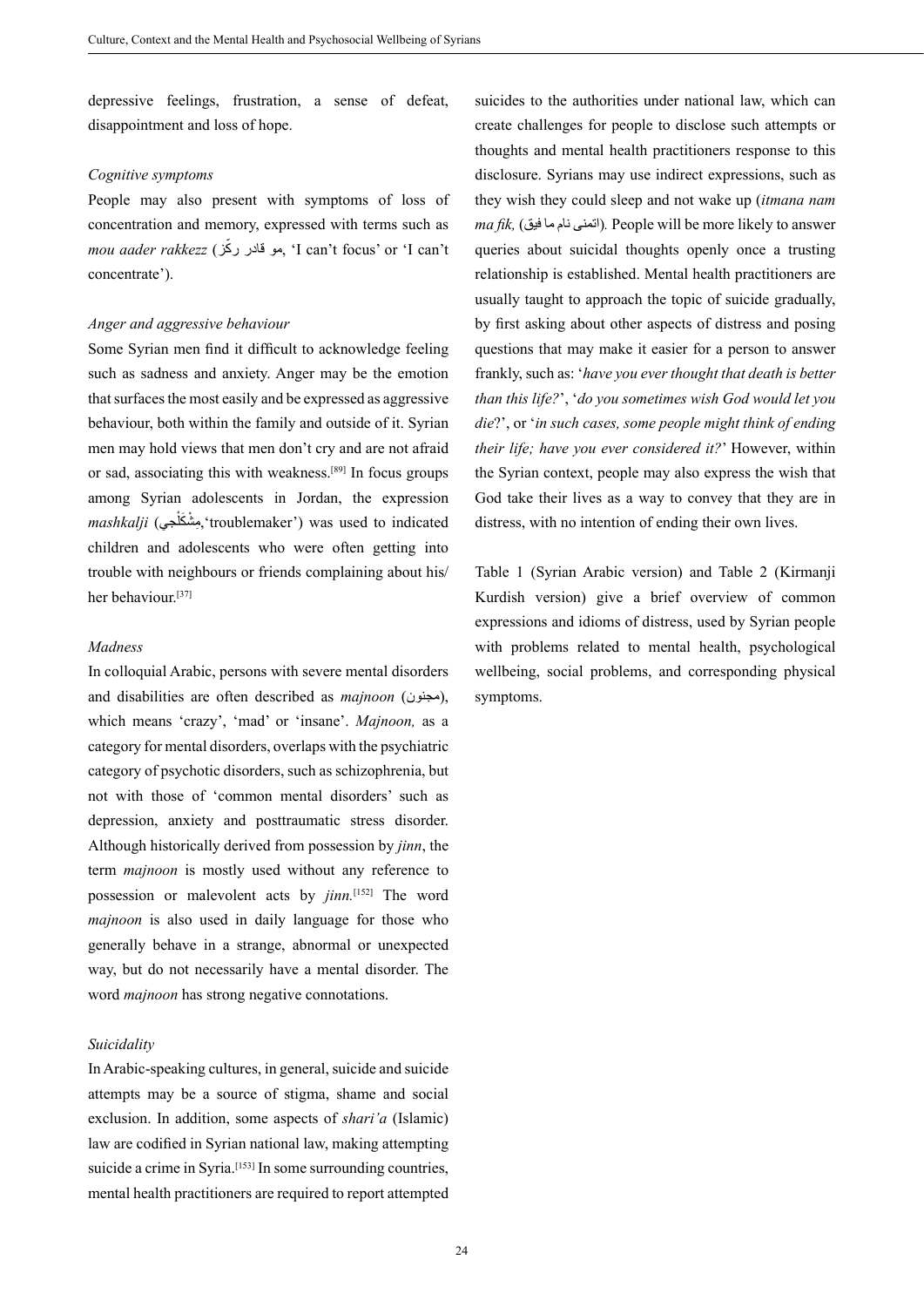depressive feelings, frustration, a sense of defeat, disappointment and loss of hope.

### *Cognitive symptoms*

People may also present with symptoms of loss of concentration and memory, expressed with terms such as *mou aader rakkezz* (مو قادر ركّز, 'I can't focus' or 'I can't concentrate').

### *Anger and aggressive behaviour*

Some Syrian men find it difficult to acknowledge feeling such as sadness and anxiety. Anger may be the emotion that surfaces the most easily and be expressed as aggressive behaviour, both within the family and outside of it. Syrian men may hold views that men don't cry and are not afraid or sad, associating this with weakness.[89] In focus groups among Syrian adolescents in Jordan, the expression *mashkalji* (مِشْكَلْجي,'troublemaker') was used to indicated children and adolescents who were often getting into trouble with neighbours or friends complaining about his/her behaviour.[37]

### *Madness*

In colloquial Arabic, persons with severe mental disorders and disabilities are often described as *majnoon* (مجنون), which means 'crazy', 'mad' or 'insane'. *Majnoon,* as a category for mental disorders, overlaps with the psychiatric category of psychotic disorders, such as schizophrenia, but not with those of 'common mental disorders' such as depression, anxiety and posttraumatic stress disorder. Although historically derived from possession by *jinn*, the term *majnoon* is mostly used without any reference to possession or malevolent acts by *jinn.*[152] The word *majnoon* is also used in daily language for those who generally behave in a strange, abnormal or unexpected way, but do not necessarily have a mental disorder. The word *majnoon* has strong negative connotations.

### *Suicidality*

In Arabic-speaking cultures, in general, suicide and suicide attempts may be a source of stigma, shame and social exclusion. In addition, some aspects of *shari'a* (Islamic) law are codified in Syrian national law, making attempting suicide a crime in Syria.[153] In some surrounding countries, mental health practitioners are required to report attempted suicides to the authorities under national law, which can create challenges for people to disclose such attempts or thoughts and mental health practitioners response to this disclosure. Syrians may use indirect expressions, such as they wish they could sleep and not wake up (*itmana nam ma fik,* (اتمنى نام ما فيق). People will be more likely to answer queries about suicidal thoughts openly once a trusting relationship is established. Mental health practitioners are usually taught to approach the topic of suicide gradually, by first asking about other aspects of distress and posing questions that may make it easier for a person to answer frankly, such as: '*have you ever thought that death is better than this life?*', '*do you sometimes wish God would let you die*?', or '*in such cases, some people might think of ending their life; have you ever considered it?*' However, within the Syrian context, people may also express the wish that God take their lives as a way to convey that they are in distress, with no intention of ending their own lives.

Table 1 (Syrian Arabic version) and Table 2 (Kirmanji Kurdish version) give a brief overview of common expressions and idioms of distress, used by Syrian people with problems related to mental health, psychological wellbeing, social problems, and corresponding physical symptoms.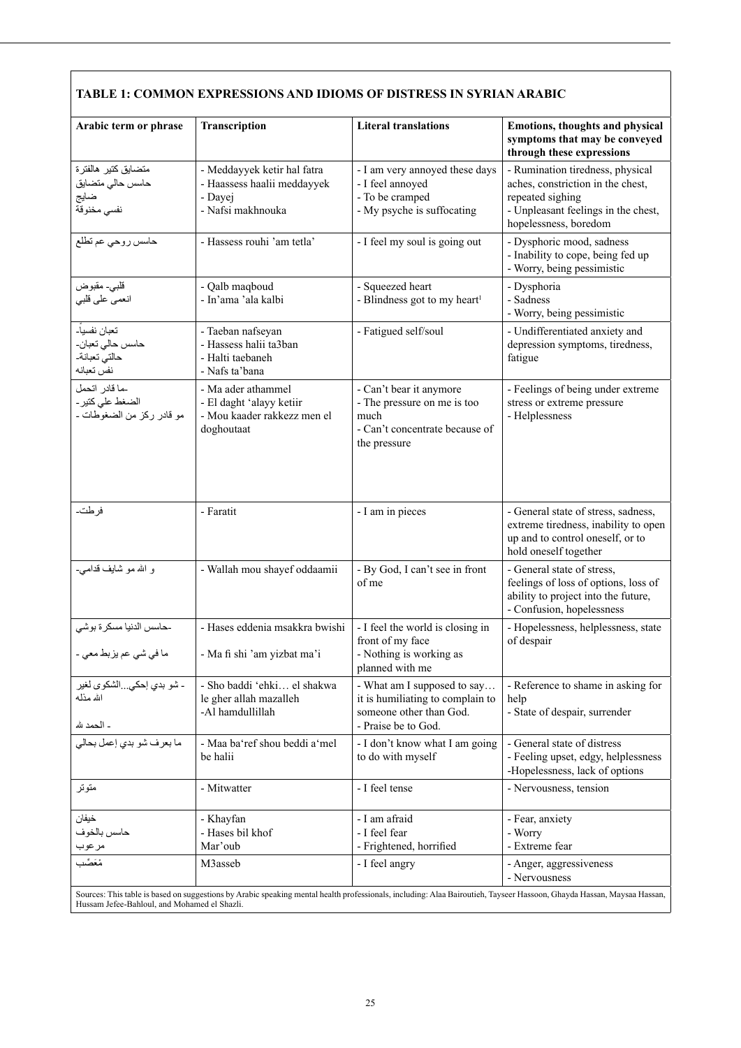**TABLE 1: COMMON EXPRESSIONS AND IDIOMS OF DISTRESS IN SYRIAN ARABIC**

| Arabic term or phrase | Transcription | Literal translations | Emotions, thoughts and physical symptoms that may be conveyed through these expressions |
|---|---|---|---|
| متضايق كتير هالفترة<br>حاسس حالي متضايق<br>ضايج<br>نفسي مخنوقة | - Meddayyek ketir hal fatra<br>- Haassess haalii meddayyek<br>- Dayej<br>- Nafsi makhnouka | - I am very annoyed these days<br>- I feel annoyed<br>- To be cramped<br>- My psyche is suffocating | - Rumination tiredness, physical aches, constriction in the chest, repeated sighing<br>- Unpleasant feelings in the chest, hopelessness, boredom |
| حاسس روحي عم تطلع | - Hassess rouhi 'am tetla' | - I feel my soul is going out | - Dysphoric mood, sadness<br>- Inability to cope, being fed up<br>- Worry, being pessimistic |
| قلبي- مقبوض<br>انعمى على قلبي | - Qalb maqboud<br>- In'ama 'ala kalbi | - Squeezed heart<br>- Blindness got to my heart[1] | - Dysphoria<br>- Sadness<br>- Worry, being pessimistic |
| تعبان نفسياً-<br>حاسس حالي تعبان-<br>حالتي تعبانة-<br>نفس تعبانه | - Taeban nafseyan<br>- Hassess halii ta3ban<br>- Halti taebaneh<br>- Nafs ta'bana | - Fatigued self/soul | - Undifferentiated anxiety and depression symptoms, tiredness, fatigue |
| -ما قادر اتحمل<br>الضغط علي كتير-<br>مو قادر ركز من الضغوطات - | - Ma ader athammel<br>- El daght 'alayy ketiir<br>- Mou kaader rakkezz men el doghoutaat | - Can't bear it anymore<br>- The pressure on me is too much<br>- Can't concentrate because of the pressure | - Feelings of being under extreme stress or extreme pressure<br>- Helplessness |
| فرطت- | - Faratit | - I am in pieces | - General state of stress, sadness, extreme tiredness, inability to open up and to control oneself, or to hold oneself together |
| و الله مو شايف قدامي- | - Wallah mou shayef oddaamii | - By God, I can't see in front of me | - General state of stress, feelings of loss of options, loss of ability to project into the future,<br>- Confusion, hopelessness |
| -حاسس الدنيا مسكرة بوشي<br>- ما في شي عم يزبط معي | - Hases eddenia msakkra bwishi<br>- Ma fi shi 'am yizbat ma'i | - I feel the world is closing in front of my face<br>- Nothing is working as planned with me | - Hopelessness, helplessness, state of despair |
| - شو بدي إحكي...الشكوى لغير الله مذله<br>- الحمد لله | - Sho baddi 'ehki… el shakwa le gher allah mazalleh<br>-Al hamdullillah | - What am I supposed to say… it is humiliating to complain to someone other than God.<br>- Praise be to God. | - Reference to shame in asking for help<br>- State of despair, surrender |
| ما بعرف شو بدي إعمل بحالي | - Maa ba'ref shou beddi a'mel be halii | - I don't know what I am going to do with myself | - General state of distress<br>- Feeling upset, edgy, helplessness<br>-Hopelessness, lack of options |
| متوتر | - Mitwatter | - I feel tense | - Nervousness, tension |
| خيفان<br>حاسس بالخوف<br>مرعوب | - Khayfan<br>- Hases bil khof<br>Mar'oub | - I am afraid<br>- I feel fear<br>- Frightened, horrified | - Fear, anxiety<br>- Worry<br>- Extreme fear |
| مْعَصّب | M3asseb | - I feel angry | - Anger, aggressiveness<br>- Nervousness |

Sources: This table is based on suggestions by Arabic speaking mental health professionals, including: Alaa Bairoutieh, Tayseer Hassoon, Ghayda Hassan, Maysaa Hassan, Hussam Jefee-Bahloul, and Mohamed el Shazli.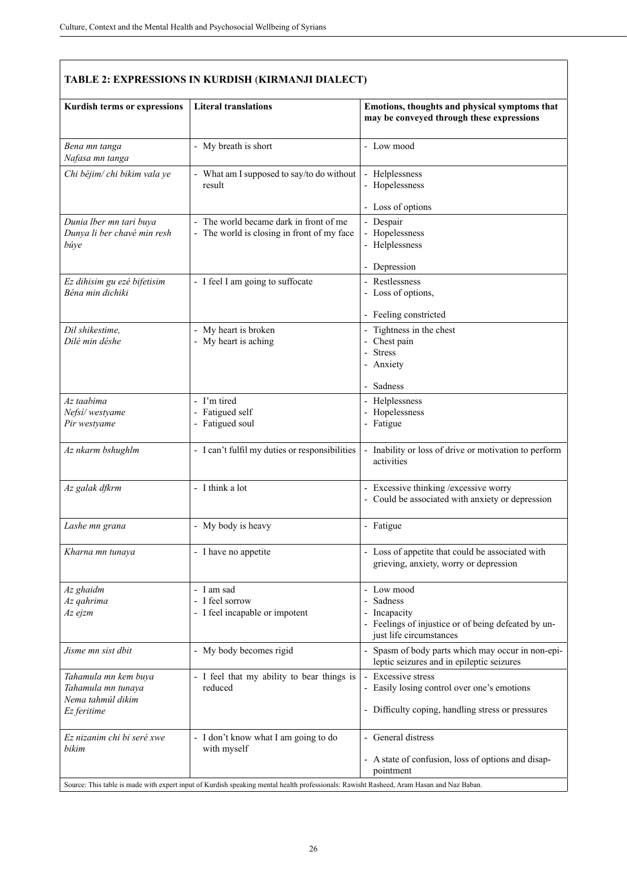## TABLE 2: EXPRESSIONS IN KURDISH (KIRMANJI DIALECT)

| Kurdish terms or expressions | Literal translations | Emotions, thoughts and physical symptoms that may be conveyed through these expressions |
|---|---|---|
| *Bena mn tanga*<br>*Nafasa mn tanga* | - My breath is short | - Low mood |
| *Chi béjim/ chi bikim vala ye* | - What am I supposed to say/to do without result | - Helplessness<br>- Hopelessness<br>- Loss of options |
| *Dunia lber mn tari buya*<br>*Dunya li ber chavé min resh búye* | - The world became dark in front of me<br>- The world is closing in front of my face | - Despair<br>- Hopelessness<br>- Helplessness<br>- Depression |
| *Ez dihisim gu ezé bifetisim*<br>*Béna min dichiki* | - I feel I am going to suffocate | - Restlessness<br>- Loss of options,<br>- Feeling constricted |
| *Dil shikestime,*<br>*Dilé min déshe* | - My heart is broken<br>- My heart is aching | - Tightness in the chest<br>- Chest pain<br>- Stress<br>- Anxiety<br>- Sadness |
| *Az taabima*<br>*Nefsi/ westyame*<br>*Pir westyame* | - I'm tired<br>- Fatigued self<br>- Fatigued soul | - Helplessness<br>- Hopelessness<br>- Fatigue |
| *Az nkarm bshughlm* | - I can't fulfil my duties or responsibilities | - Inability or loss of drive or motivation to perform activities |
| *Az galak dfkrm* | - I think a lot | - Excessive thinking /excessive worry<br>- Could be associated with anxiety or depression |
| *Lashe mn grana* | - My body is heavy | - Fatigue |
| *Kharna mn tunaya* | - I have no appetite | - Loss of appetite that could be associated with grieving, anxiety, worry or depression |
| *Az ghaidm*<br>*Az qahrima*<br>*Az ejzm* | - I am sad<br>- I feel sorrow<br>- I feel incapable or impotent | - Low mood<br>- Sadness<br>- Incapacity<br>- Feelings of injustice or of being defeated by unjust life circumstances |
| *Jisme mn sist dbit* | - My body becomes rigid | - Spasm of body parts which may occur in non-epileptic seizures and in epileptic seizures |
| *Tahamula mn kem buya*<br>*Tahamula mn tunaya*<br>*Nema tahmúl dikim*<br>*Ez feritime* | - I feel that my ability to bear things is reduced | - Excessive stress<br>- Easily losing control over one's emotions<br>- Difficulty coping, handling stress or pressures |
| *Ez nizanim chi bi seré xwe bikim* | - I don't know what I am going to do with myself | - General distress<br>- A state of confusion, loss of options and disappointment |

Source: This table is made with expert input of Kurdish speaking mental health professionals: Rawisht Rasheed, Aram Hasan and Naz Baban.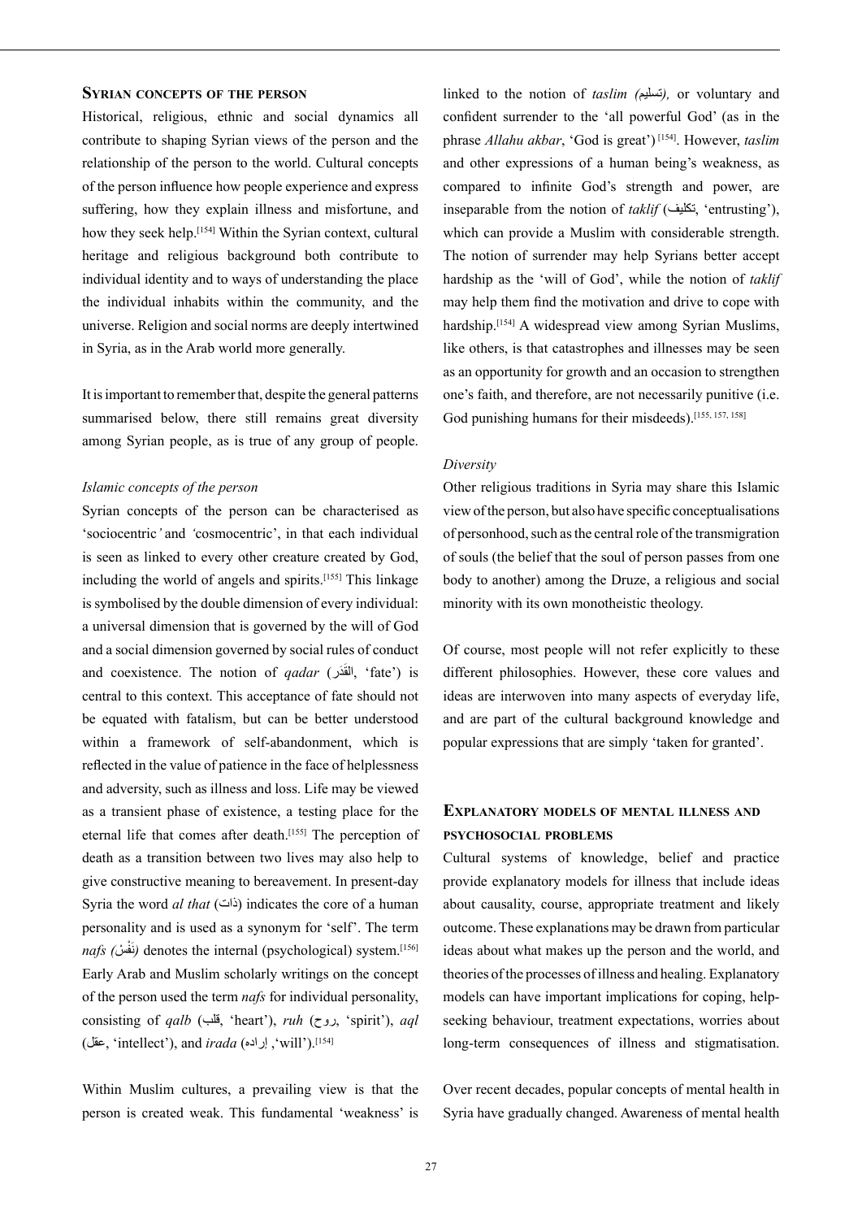## Syrian concepts of the person

Historical, religious, ethnic and social dynamics all contribute to shaping Syrian views of the person and the relationship of the person to the world. Cultural concepts of the person influence how people experience and express suffering, how they explain illness and misfortune, and how they seek help.[154] Within the Syrian context, cultural heritage and religious background both contribute to individual identity and to ways of understanding the place the individual inhabits within the community, and the universe. Religion and social norms are deeply intertwined in Syria, as in the Arab world more generally.

It is important to remember that, despite the general patterns summarised below, there still remains great diversity among Syrian people, as is true of any group of people.

### *Islamic concepts of the person*

Syrian concepts of the person can be characterised as 'sociocentric' and 'cosmocentric', in that each individual is seen as linked to every other creature created by God, including the world of angels and spirits.[155] This linkage is symbolised by the double dimension of every individual: a universal dimension that is governed by the will of God and a social dimension governed by social rules of conduct and coexistence. The notion of *qadar* (القَدَر, 'fate') is central to this context. This acceptance of fate should not be equated with fatalism, but can be better understood within a framework of self-abandonment, which is reflected in the value of patience in the face of helplessness and adversity, such as illness and loss. Life may be viewed as a transient phase of existence, a testing place for the eternal life that comes after death.[155] The perception of death as a transition between two lives may also help to give constructive meaning to bereavement. In present-day Syria the word *al that* (ذات) indicates the core of a human personality and is used as a synonym for 'self'. The term *nafs (*نَفْس*)* denotes the internal (psychological) system.[156] Early Arab and Muslim scholarly writings on the concept of the person used the term *nafs* for individual personality, consisting of *qalb* (قلب, 'heart'), *ruh* (روح, 'spirit'), *aql* (عقل, 'intellect'), and *irada* (إراده, 'will').[154]

Within Muslim cultures, a prevailing view is that the person is created weak. This fundamental 'weakness' is linked to the notion of *taslim (*تسليم*)*, or voluntary and confident surrender to the 'all powerful God' (as in the phrase *Allahu akbar*, 'God is great')[154]. However, *taslim* and other expressions of a human being's weakness, as compared to infinite God's strength and power, are inseparable from the notion of *taklif* (تكليف, 'entrusting'), which can provide a Muslim with considerable strength. The notion of surrender may help Syrians better accept hardship as the 'will of God', while the notion of *taklif* may help them find the motivation and drive to cope with hardship.[154] A widespread view among Syrian Muslims, like others, is that catastrophes and illnesses may be seen as an opportunity for growth and an occasion to strengthen one's faith, and therefore, are not necessarily punitive (i.e. God punishing humans for their misdeeds).[155, 157, 158]

### *Diversity*

Other religious traditions in Syria may share this Islamic view of the person, but also have specific conceptualisations of personhood, such as the central role of the transmigration of souls (the belief that the soul of person passes from one body to another) among the Druze, a religious and social minority with its own monotheistic theology.

Of course, most people will not refer explicitly to these different philosophies. However, these core values and ideas are interwoven into many aspects of everyday life, and are part of the cultural background knowledge and popular expressions that are simply 'taken for granted'.

## Explanatory models of mental illness and psychosocial problems

Cultural systems of knowledge, belief and practice provide explanatory models for illness that include ideas about causality, course, appropriate treatment and likely outcome. These explanations may be drawn from particular ideas about what makes up the person and the world, and theories of the processes of illness and healing. Explanatory models can have important implications for coping, help-seeking behaviour, treatment expectations, worries about long-term consequences of illness and stigmatisation.

Over recent decades, popular concepts of mental health in Syria have gradually changed. Awareness of mental health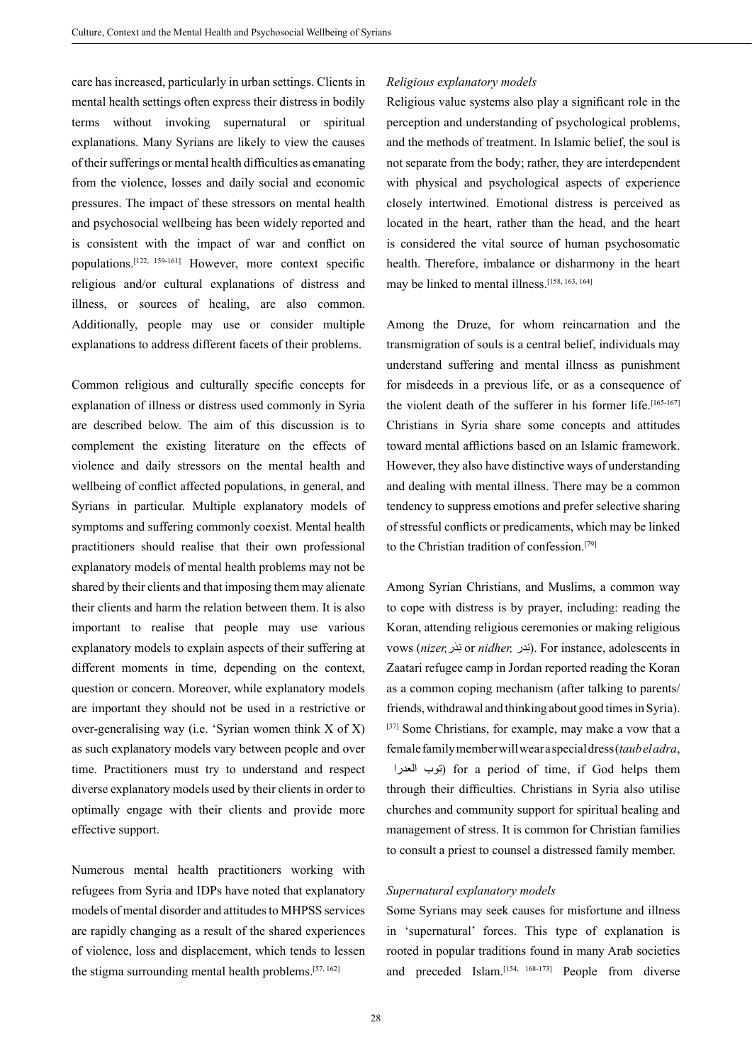care has increased, particularly in urban settings. Clients in mental health settings often express their distress in bodily terms without invoking supernatural or spiritual explanations. Many Syrians are likely to view the causes of their sufferings or mental health difficulties as emanating from the violence, losses and daily social and economic pressures. The impact of these stressors on mental health and psychosocial wellbeing has been widely reported and is consistent with the impact of war and conflict on populations.[122, 159-161] However, more context specific religious and/or cultural explanations of distress and illness, or sources of healing, are also common. Additionally, people may use or consider multiple explanations to address different facets of their problems.

Common religious and culturally specific concepts for explanation of illness or distress used commonly in Syria are described below. The aim of this discussion is to complement the existing literature on the effects of violence and daily stressors on the mental health and wellbeing of conflict affected populations, in general, and Syrians in particular. Multiple explanatory models of symptoms and suffering commonly coexist. Mental health practitioners should realise that their own professional explanatory models of mental health problems may not be shared by their clients and that imposing them may alienate their clients and harm the relation between them. It is also important to realise that people may use various explanatory models to explain aspects of their suffering at different moments in time, depending on the context, question or concern. Moreover, while explanatory models are important they should not be used in a restrictive or over-generalising way (i.e. 'Syrian women think X of X) as such explanatory models vary between people and over time. Practitioners must try to understand and respect diverse explanatory models used by their clients in order to optimally engage with their clients and provide more effective support.

Numerous mental health practitioners working with refugees from Syria and IDPs have noted that explanatory models of mental disorder and attitudes to MHPSS services are rapidly changing as a result of the shared experiences of violence, loss and displacement, which tends to lessen the stigma surrounding mental health problems.[57, 162]

*Religious explanatory models*

Religious value systems also play a significant role in the perception and understanding of psychological problems, and the methods of treatment. In Islamic belief, the soul is not separate from the body; rather, they are interdependent with physical and psychological aspects of experience closely intertwined. Emotional distress is perceived as located in the heart, rather than the head, and the heart is considered the vital source of human psychosomatic health. Therefore, imbalance or disharmony in the heart may be linked to mental illness.[158, 163, 164]

Among the Druze, for whom reincarnation and the transmigration of souls is a central belief, individuals may understand suffering and mental illness as punishment for misdeeds in a previous life, or as a consequence of the violent death of the sufferer in his former life.[165-167] Christians in Syria share some concepts and attitudes toward mental afflictions based on an Islamic framework. However, they also have distinctive ways of understanding and dealing with mental illness. There may be a common tendency to suppress emotions and prefer selective sharing of stressful conflicts or predicaments, which may be linked to the Christian tradition of confession.[79]

Among Syrian Christians, and Muslims, a common way to cope with distress is by prayer, including: reading the Koran, attending religious ceremonies or making religious vows (*nizer,* نِذر or *nidher,* نذر). For instance, adolescents in Zaatari refugee camp in Jordan reported reading the Koran as a common coping mechanism (after talking to parents/friends, withdrawal and thinking about good times in Syria).[37] Some Christians, for example, may make a vow that a female family member will wear a special dress (*taub el adra*, توب العدرا) for a period of time, if God helps them through their difficulties. Christians in Syria also utilise churches and community support for spiritual healing and management of stress. It is common for Christian families to consult a priest to counsel a distressed family member.

*Supernatural explanatory models*

Some Syrians may seek causes for misfortune and illness in 'supernatural' forces. This type of explanation is rooted in popular traditions found in many Arab societies and preceded Islam.[154, 168-173] People from diverse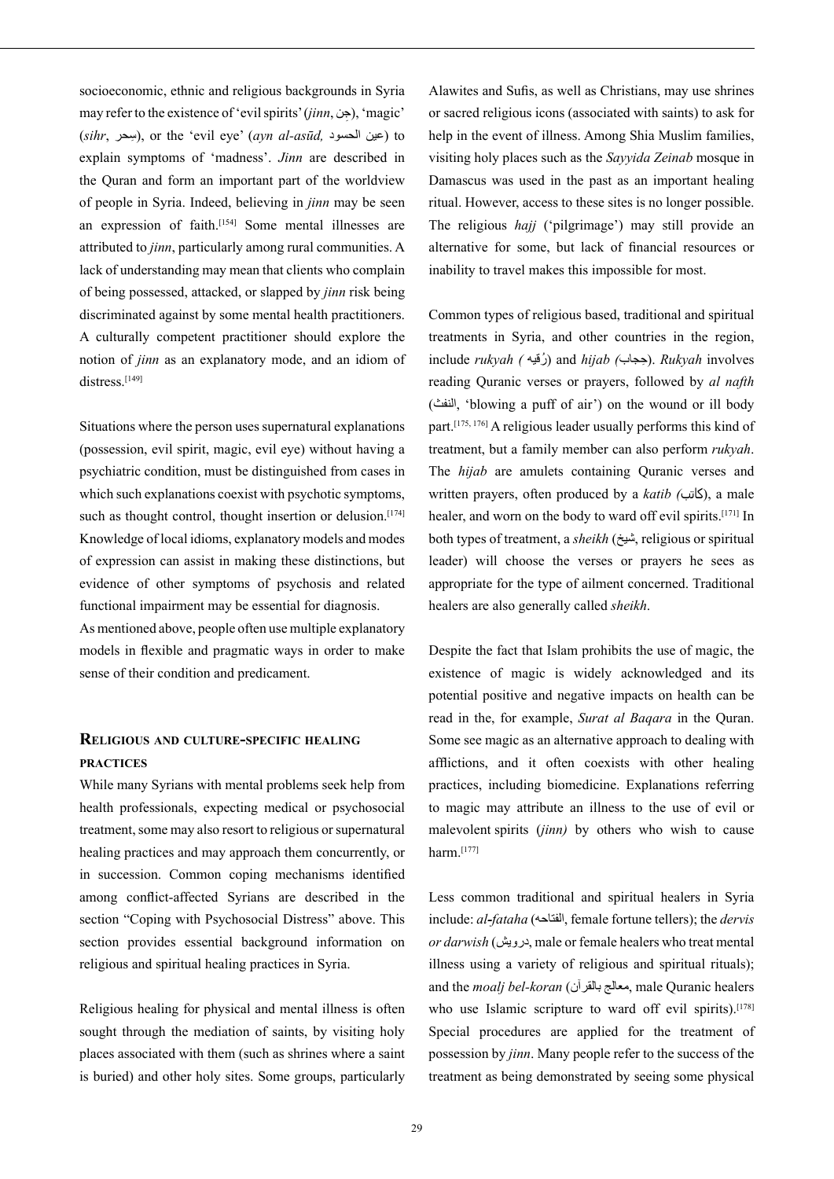socioeconomic, ethnic and religious backgrounds in Syria may refer to the existence of 'evil spirits' (*jinn*, جِن), 'magic' (*sihr*, سِحر), or the 'evil eye' (*ayn al-asūd,* عين الحسود) to explain symptoms of 'madness'. *Jinn* are described in the Quran and form an important part of the worldview of people in Syria. Indeed, believing in *jinn* may be seen an expression of faith.[154] Some mental illnesses are attributed to *jinn*, particularly among rural communities. A lack of understanding may mean that clients who complain of being possessed, attacked, or slapped by *jinn* risk being discriminated against by some mental health practitioners. A culturally competent practitioner should explore the notion of *jinn* as an explanatory mode, and an idiom of distress.[149]

Situations where the person uses supernatural explanations (possession, evil spirit, magic, evil eye) without having a psychiatric condition, must be distinguished from cases in which such explanations coexist with psychotic symptoms, such as thought control, thought insertion or delusion.[174] Knowledge of local idioms, explanatory models and modes of expression can assist in making these distinctions, but evidence of other symptoms of psychosis and related functional impairment may be essential for diagnosis.

As mentioned above, people often use multiple explanatory models in flexible and pragmatic ways in order to make sense of their condition and predicament.

## Religious and culture-specific healing practices

While many Syrians with mental problems seek help from health professionals, expecting medical or psychosocial treatment, some may also resort to religious or supernatural healing practices and may approach them concurrently, or in succession. Common coping mechanisms identified among conflict-affected Syrians are described in the section "Coping with Psychosocial Distress" above. This section provides essential background information on religious and spiritual healing practices in Syria.

Religious healing for physical and mental illness is often sought through the mediation of saints, by visiting holy places associated with them (such as shrines where a saint is buried) and other holy sites. Some groups, particularly Alawites and Sufis, as well as Christians, may use shrines or sacred religious icons (associated with saints) to ask for help in the event of illness. Among Shia Muslim families, visiting holy places such as the *Sayyida Zeinab* mosque in Damascus was used in the past as an important healing ritual. However, access to these sites is no longer possible. The religious *hajj* ('pilgrimage') may still provide an alternative for some, but lack of financial resources or inability to travel makes this impossible for most.

Common types of religious based, traditional and spiritual treatments in Syria, and other countries in the region, include *rukyah (* رُقيه) and *hijab (*حِجاب). *Rukyah* involves reading Quranic verses or prayers, followed by *al nafth* (النفث, 'blowing a puff of air') on the wound or ill body part.[175, 176] A religious leader usually performs this kind of treatment, but a family member can also perform *rukyah*. The *hijab* are amulets containing Quranic verses and written prayers, often produced by a *katib (*كاتب), a male healer, and worn on the body to ward off evil spirits.[171] In both types of treatment, a *sheikh* (شيخ, religious or spiritual leader) will choose the verses or prayers he sees as appropriate for the type of ailment concerned. Traditional healers are also generally called *sheikh*.

Despite the fact that Islam prohibits the use of magic, the existence of magic is widely acknowledged and its potential positive and negative impacts on health can be read in the, for example, *Surat al Baqara* in the Quran. Some see magic as an alternative approach to dealing with afflictions, and it often coexists with other healing practices, including biomedicine. Explanations referring to magic may attribute an illness to the use of evil or malevolent spirits (*jinn)* by others who wish to cause harm.[177]

Less common traditional and spiritual healers in Syria include: *al-fataha* (الفتاحه, female fortune tellers); the *dervis or darwish* (درويش, male or female healers who treat mental illness using a variety of religious and spiritual rituals); and the *moalj bel-koran* (معالج بالقرآن, male Quranic healers who use Islamic scripture to ward off evil spirits).[178] Special procedures are applied for the treatment of possession by *jinn*. Many people refer to the success of the treatment as being demonstrated by seeing some physical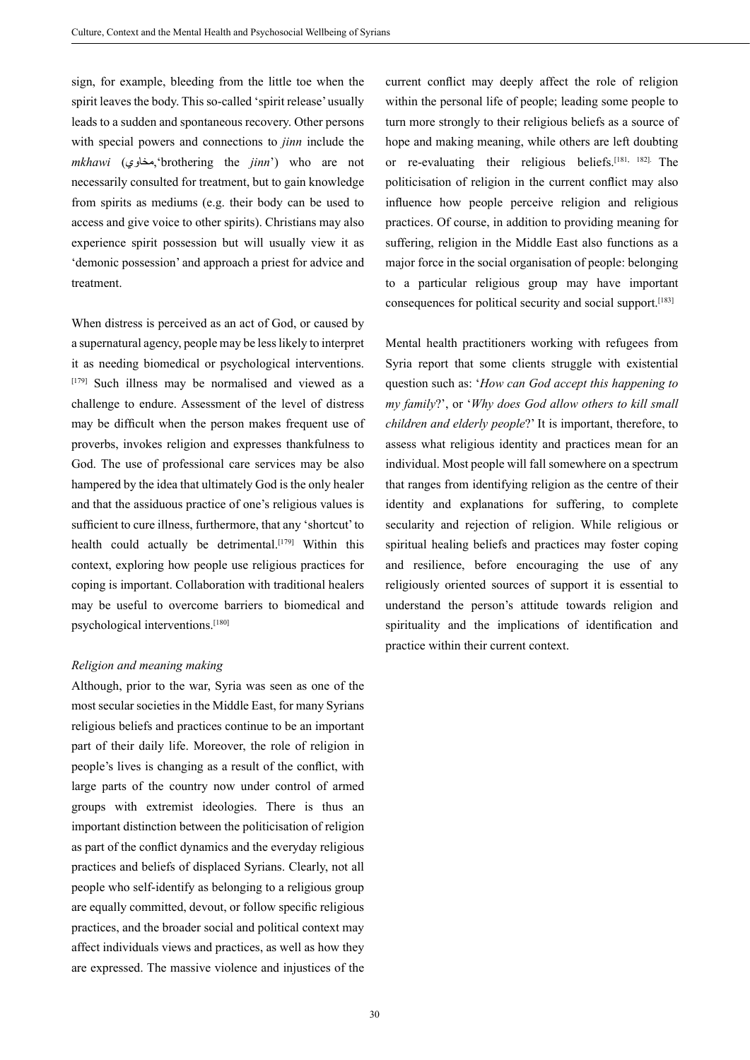sign, for example, bleeding from the little toe when the spirit leaves the body. This so-called 'spirit release' usually leads to a sudden and spontaneous recovery. Other persons with special powers and connections to *jinn* include the *mkhawi* (مخاوي,'brothering the *jinn*') who are not necessarily consulted for treatment, but to gain knowledge from spirits as mediums (e.g. their body can be used to access and give voice to other spirits). Christians may also experience spirit possession but will usually view it as 'demonic possession' and approach a priest for advice and treatment.

When distress is perceived as an act of God, or caused by a supernatural agency, people may be less likely to interpret it as needing biomedical or psychological interventions.[179] Such illness may be normalised and viewed as a challenge to endure. Assessment of the level of distress may be difficult when the person makes frequent use of proverbs, invokes religion and expresses thankfulness to God. The use of professional care services may be also hampered by the idea that ultimately God is the only healer and that the assiduous practice of one's religious values is sufficient to cure illness, furthermore, that any 'shortcut' to health could actually be detrimental.[179] Within this context, exploring how people use religious practices for coping is important. Collaboration with traditional healers may be useful to overcome barriers to biomedical and psychological interventions.[180]

*Religion and meaning making*

Although, prior to the war, Syria was seen as one of the most secular societies in the Middle East, for many Syrians religious beliefs and practices continue to be an important part of their daily life. Moreover, the role of religion in people's lives is changing as a result of the conflict, with large parts of the country now under control of armed groups with extremist ideologies. There is thus an important distinction between the politicisation of religion as part of the conflict dynamics and the everyday religious practices and beliefs of displaced Syrians. Clearly, not all people who self-identify as belonging to a religious group are equally committed, devout, or follow specific religious practices, and the broader social and political context may affect individuals views and practices, as well as how they are expressed. The massive violence and injustices of the current conflict may deeply affect the role of religion within the personal life of people; leading some people to turn more strongly to their religious beliefs as a source of hope and making meaning, while others are left doubting or re-evaluating their religious beliefs.[181, 182]. The politicisation of religion in the current conflict may also influence how people perceive religion and religious practices. Of course, in addition to providing meaning for suffering, religion in the Middle East also functions as a major force in the social organisation of people: belonging to a particular religious group may have important consequences for political security and social support.[183]

Mental health practitioners working with refugees from Syria report that some clients struggle with existential question such as: '*How can God accept this happening to my family*?', or '*Why does God allow others to kill small children and elderly people*?' It is important, therefore, to assess what religious identity and practices mean for an individual. Most people will fall somewhere on a spectrum that ranges from identifying religion as the centre of their identity and explanations for suffering, to complete secularity and rejection of religion. While religious or spiritual healing beliefs and practices may foster coping and resilience, before encouraging the use of any religiously oriented sources of support it is essential to understand the person's attitude towards religion and spirituality and the implications of identification and practice within their current context.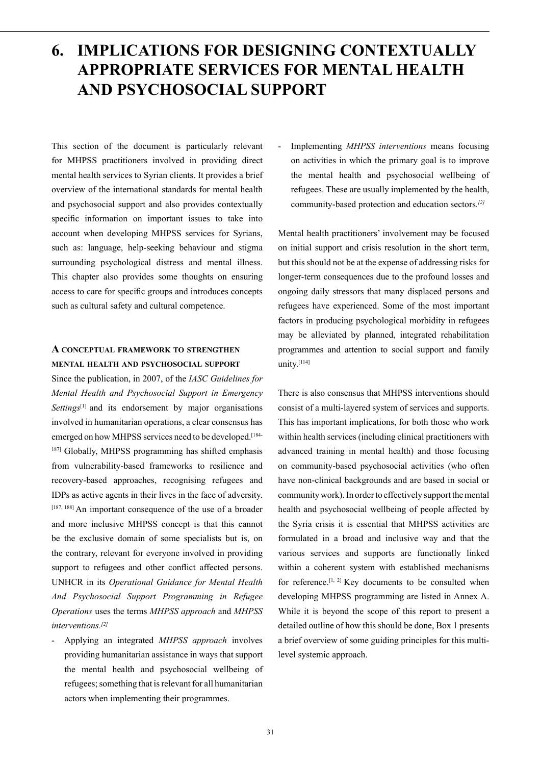# 6. IMPLICATIONS FOR DESIGNING CONTEXTUALLY APPROPRIATE SERVICES FOR MENTAL HEALTH AND PSYCHOSOCIAL SUPPORT

This section of the document is particularly relevant for MHPSS practitioners involved in providing direct mental health services to Syrian clients. It provides a brief overview of the international standards for mental health and psychosocial support and also provides contextually specific information on important issues to take into account when developing MHPSS services for Syrians, such as: language, help-seeking behaviour and stigma surrounding psychological distress and mental illness. This chapter also provides some thoughts on ensuring access to care for specific groups and introduces concepts such as cultural safety and cultural competence.

### A conceptual framework to strengthen mental health and psychosocial support

Since the publication, in 2007, of the *IASC Guidelines for Mental Health and Psychosocial Support in Emergency Settings*[1] and its endorsement by major organisations involved in humanitarian operations, a clear consensus has emerged on how MHPSS services need to be developed.[184-187] Globally, MHPSS programming has shifted emphasis from vulnerability-based frameworks to resilience and recovery-based approaches, recognising refugees and IDPs as active agents in their lives in the face of adversity.[187, 188] An important consequence of the use of a broader and more inclusive MHPSS concept is that this cannot be the exclusive domain of some specialists but is, on the contrary, relevant for everyone involved in providing support to refugees and other conflict affected persons. UNHCR in its *Operational Guidance for Mental Health And Psychosocial Support Programming in Refugee Operations* uses the terms *MHPSS approach* and *MHPSS interventions.[2]*

- Applying an integrated *MHPSS approach* involves providing humanitarian assistance in ways that support the mental health and psychosocial wellbeing of refugees; something that is relevant for all humanitarian actors when implementing their programmes.
- Implementing *MHPSS interventions* means focusing on activities in which the primary goal is to improve the mental health and psychosocial wellbeing of refugees. These are usually implemented by the health, community-based protection and education sectors*.[2]*

Mental health practitioners' involvement may be focused on initial support and crisis resolution in the short term, but this should not be at the expense of addressing risks for longer-term consequences due to the profound losses and ongoing daily stressors that many displaced persons and refugees have experienced. Some of the most important factors in producing psychological morbidity in refugees may be alleviated by planned, integrated rehabilitation programmes and attention to social support and family unity.[114]

There is also consensus that MHPSS interventions should consist of a multi-layered system of services and supports. This has important implications, for both those who work within health services (including clinical practitioners with advanced training in mental health) and those focusing on community-based psychosocial activities (who often have non-clinical backgrounds and are based in social or community work). In order to effectively support the mental health and psychosocial wellbeing of people affected by the Syria crisis it is essential that MHPSS activities are formulated in a broad and inclusive way and that the various services and supports are functionally linked within a coherent system with established mechanisms for reference.[1, 2] Key documents to be consulted when developing MHPSS programming are listed in Annex A. While it is beyond the scope of this report to present a detailed outline of how this should be done, Box 1 presents a brief overview of some guiding principles for this multi-level systemic approach.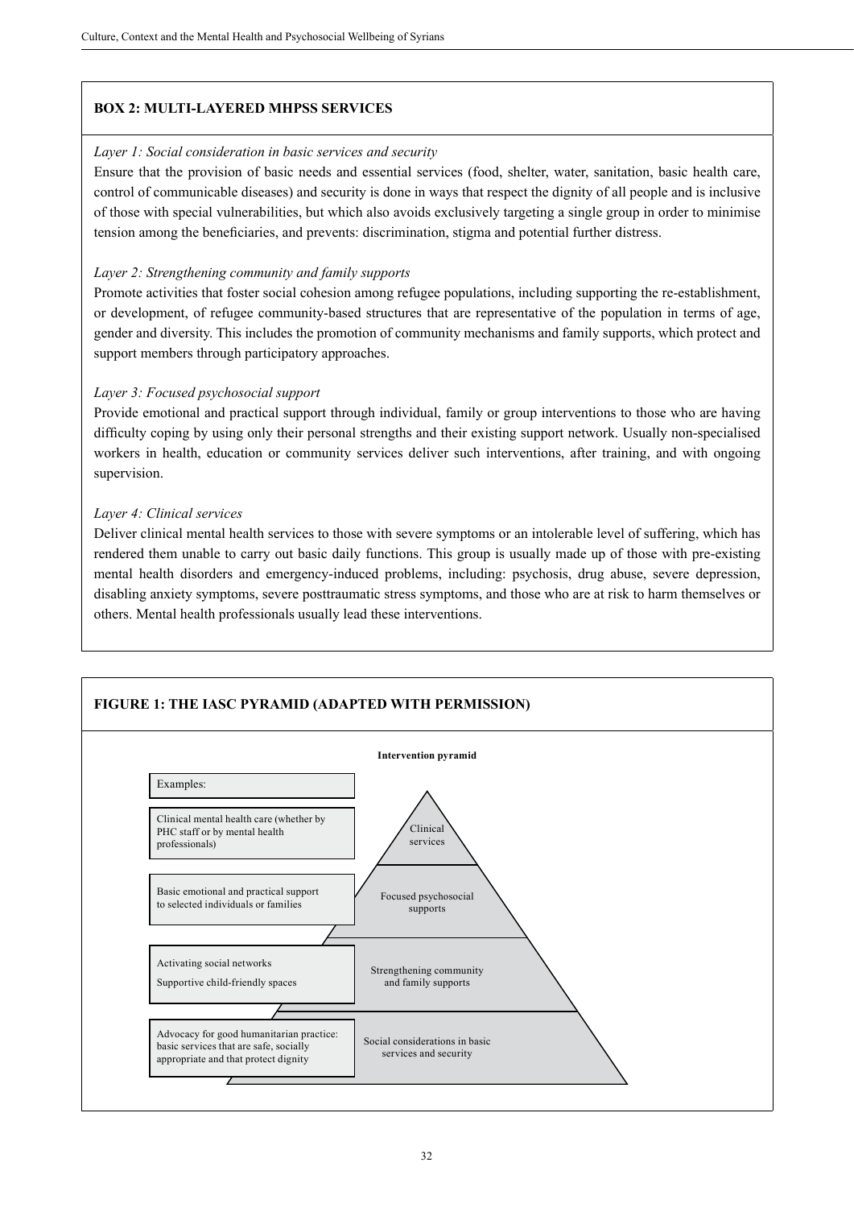## BOX 2: MULTI-LAYERED MHPSS SERVICES

*Layer 1: Social consideration in basic services and security*

Ensure that the provision of basic needs and essential services (food, shelter, water, sanitation, basic health care, control of communicable diseases) and security is done in ways that respect the dignity of all people and is inclusive of those with special vulnerabilities, but which also avoids exclusively targeting a single group in order to minimise tension among the beneficiaries, and prevents: discrimination, stigma and potential further distress.

*Layer 2: Strengthening community and family supports*

Promote activities that foster social cohesion among refugee populations, including supporting the re-establishment, or development, of refugee community-based structures that are representative of the population in terms of age, gender and diversity. This includes the promotion of community mechanisms and family supports, which protect and support members through participatory approaches.

*Layer 3: Focused psychosocial support*

Provide emotional and practical support through individual, family or group interventions to those who are having difficulty coping by using only their personal strengths and their existing support network. Usually non-specialised workers in health, education or community services deliver such interventions, after training, and with ongoing supervision.

*Layer 4: Clinical services*

Deliver clinical mental health services to those with severe symptoms or an intolerable level of suffering, which has rendered them unable to carry out basic daily functions. This group is usually made up of those with pre-existing mental health disorders and emergency-induced problems, including: psychosis, drug abuse, severe depression, disabling anxiety symptoms, severe posttraumatic stress symptoms, and those who are at risk to harm themselves or others. Mental health professionals usually lead these interventions.

## FIGURE 1: THE IASC PYRAMID (ADAPTED WITH PERMISSION)

Intervention pyramid

Examples:

Clinical mental health care (whether by PHC staff or by mental health professionals)

Clinical services

Basic emotional and practical support to selected individuals or families

Focused psychosocial supports

Activating social networks

Supportive child-friendly spaces

Strengthening community and family supports

Advocacy for good humanitarian practice: basic services that are safe, socially appropriate and that protect dignity

Social considerations in basic services and security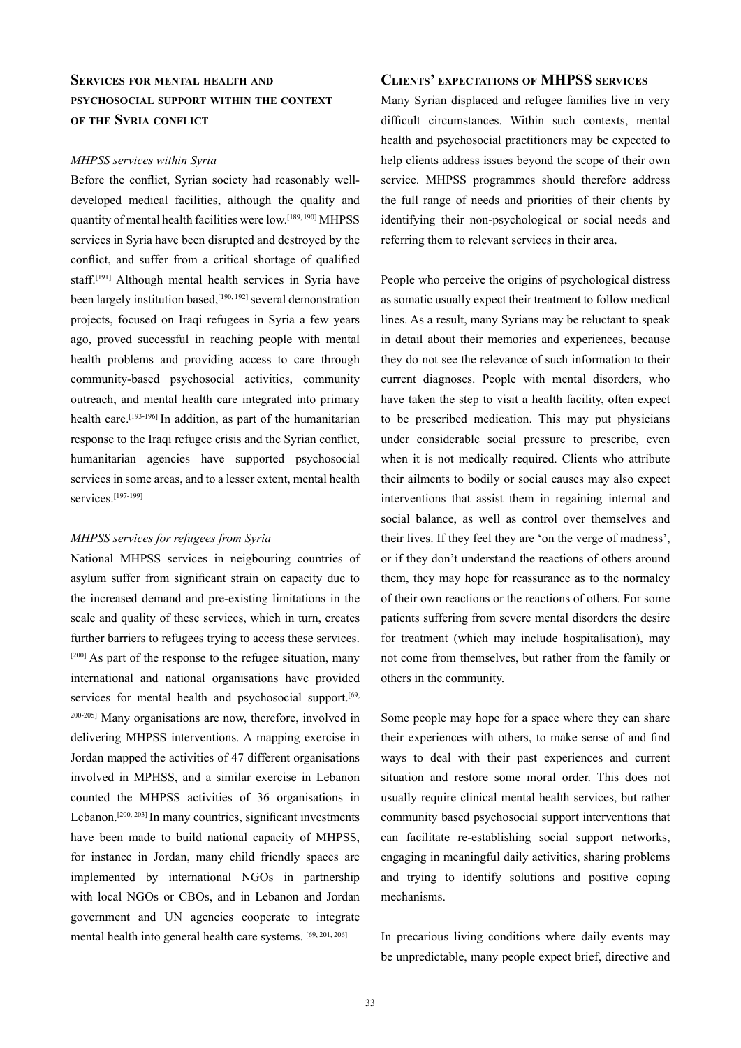## Services for mental health and psychosocial support within the context of the Syria conflict

*MHPSS services within Syria*

Before the conflict, Syrian society had reasonably well-developed medical facilities, although the quality and quantity of mental health facilities were low.[189, 190] MHPSS services in Syria have been disrupted and destroyed by the conflict, and suffer from a critical shortage of qualified staff.[191] Although mental health services in Syria have been largely institution based,[190, 192] several demonstration projects, focused on Iraqi refugees in Syria a few years ago, proved successful in reaching people with mental health problems and providing access to care through community-based psychosocial activities, community outreach, and mental health care integrated into primary health care.[193-196] In addition, as part of the humanitarian response to the Iraqi refugee crisis and the Syrian conflict, humanitarian agencies have supported psychosocial services in some areas, and to a lesser extent, mental health services.[197-199]

*MHPSS services for refugees from Syria*

National MHPSS services in neigbouring countries of asylum suffer from significant strain on capacity due to the increased demand and pre-existing limitations in the scale and quality of these services, which in turn, creates further barriers to refugees trying to access these services.[200] As part of the response to the refugee situation, many international and national organisations have provided services for mental health and psychosocial support.[69, 200-205] Many organisations are now, therefore, involved in delivering MHPSS interventions. A mapping exercise in Jordan mapped the activities of 47 different organisations involved in MPHSS, and a similar exercise in Lebanon counted the MHPSS activities of 36 organisations in Lebanon.[200, 203] In many countries, significant investments have been made to build national capacity of MHPSS, for instance in Jordan, many child friendly spaces are implemented by international NGOs in partnership with local NGOs or CBOs, and in Lebanon and Jordan government and UN agencies cooperate to integrate mental health into general health care systems. [69, 201, 206]

## Clients' expectations of MHPSS services

Many Syrian displaced and refugee families live in very difficult circumstances. Within such contexts, mental health and psychosocial practitioners may be expected to help clients address issues beyond the scope of their own service. MHPSS programmes should therefore address the full range of needs and priorities of their clients by identifying their non-psychological or social needs and referring them to relevant services in their area.

People who perceive the origins of psychological distress as somatic usually expect their treatment to follow medical lines. As a result, many Syrians may be reluctant to speak in detail about their memories and experiences, because they do not see the relevance of such information to their current diagnoses. People with mental disorders, who have taken the step to visit a health facility, often expect to be prescribed medication. This may put physicians under considerable social pressure to prescribe, even when it is not medically required. Clients who attribute their ailments to bodily or social causes may also expect interventions that assist them in regaining internal and social balance, as well as control over themselves and their lives. If they feel they are 'on the verge of madness', or if they don't understand the reactions of others around them, they may hope for reassurance as to the normalcy of their own reactions or the reactions of others. For some patients suffering from severe mental disorders the desire for treatment (which may include hospitalisation), may not come from themselves, but rather from the family or others in the community.

Some people may hope for a space where they can share their experiences with others, to make sense of and find ways to deal with their past experiences and current situation and restore some moral order. This does not usually require clinical mental health services, but rather community based psychosocial support interventions that can facilitate re-establishing social support networks, engaging in meaningful daily activities, sharing problems and trying to identify solutions and positive coping mechanisms.

In precarious living conditions where daily events may be unpredictable, many people expect brief, directive and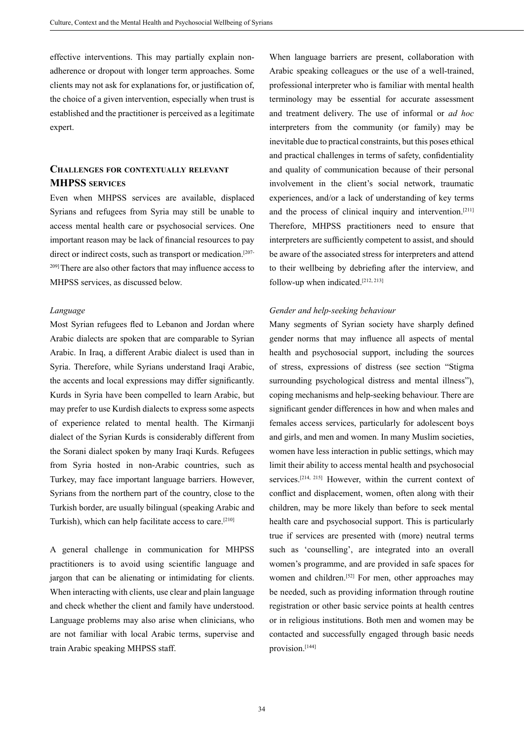effective interventions. This may partially explain non-adherence or dropout with longer term approaches. Some clients may not ask for explanations for, or justification of, the choice of a given intervention, especially when trust is established and the practitioner is perceived as a legitimate expert.

## Challenges for contextually relevant MHPSS services

Even when MHPSS services are available, displaced Syrians and refugees from Syria may still be unable to access mental health care or psychosocial services. One important reason may be lack of financial resources to pay direct or indirect costs, such as transport or medication.[207-209] There are also other factors that may influence access to MHPSS services, as discussed below.

*Language*

Most Syrian refugees fled to Lebanon and Jordan where Arabic dialects are spoken that are comparable to Syrian Arabic. In Iraq, a different Arabic dialect is used than in Syria. Therefore, while Syrians understand Iraqi Arabic, the accents and local expressions may differ significantly. Kurds in Syria have been compelled to learn Arabic, but may prefer to use Kurdish dialects to express some aspects of experience related to mental health. The Kirmanji dialect of the Syrian Kurds is considerably different from the Sorani dialect spoken by many Iraqi Kurds. Refugees from Syria hosted in non-Arabic countries, such as Turkey, may face important language barriers. However, Syrians from the northern part of the country, close to the Turkish border, are usually bilingual (speaking Arabic and Turkish), which can help facilitate access to care.[210]

A general challenge in communication for MHPSS practitioners is to avoid using scientific language and jargon that can be alienating or intimidating for clients. When interacting with clients, use clear and plain language and check whether the client and family have understood. Language problems may also arise when clinicians, who are not familiar with local Arabic terms, supervise and train Arabic speaking MHPSS staff.

When language barriers are present, collaboration with Arabic speaking colleagues or the use of a well-trained, professional interpreter who is familiar with mental health terminology may be essential for accurate assessment and treatment delivery. The use of informal or *ad hoc* interpreters from the community (or family) may be inevitable due to practical constraints, but this poses ethical and practical challenges in terms of safety, confidentiality and quality of communication because of their personal involvement in the client's social network, traumatic experiences, and/or a lack of understanding of key terms and the process of clinical inquiry and intervention.[211] Therefore, MHPSS practitioners need to ensure that interpreters are sufficiently competent to assist, and should be aware of the associated stress for interpreters and attend to their wellbeing by debriefing after the interview, and follow-up when indicated.[212, 213]

*Gender and help-seeking behaviour*

Many segments of Syrian society have sharply defined gender norms that may influence all aspects of mental health and psychosocial support, including the sources of stress, expressions of distress (see section "Stigma surrounding psychological distress and mental illness"), coping mechanisms and help-seeking behaviour. There are significant gender differences in how and when males and females access services, particularly for adolescent boys and girls, and men and women. In many Muslim societies, women have less interaction in public settings, which may limit their ability to access mental health and psychosocial services.[214, 215] However, within the current context of conflict and displacement, women, often along with their children, may be more likely than before to seek mental health care and psychosocial support. This is particularly true if services are presented with (more) neutral terms such as 'counselling', are integrated into an overall women's programme, and are provided in safe spaces for women and children.[52] For men, other approaches may be needed, such as providing information through routine registration or other basic service points at health centres or in religious institutions. Both men and women may be contacted and successfully engaged through basic needs provision.[144]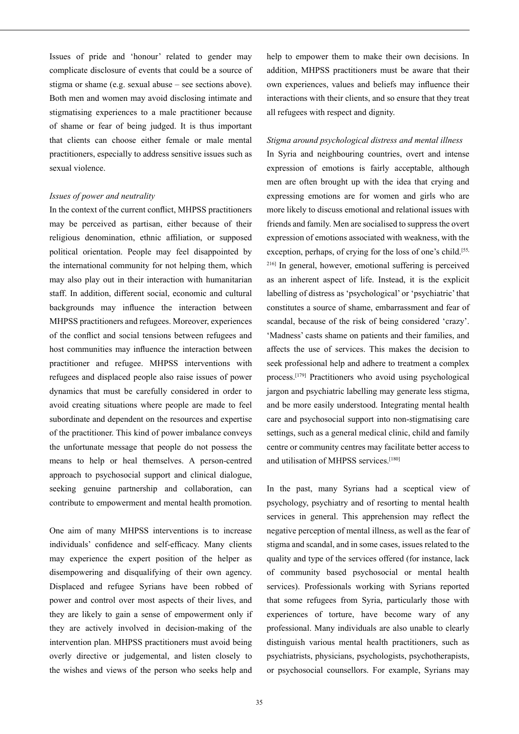Issues of pride and 'honour' related to gender may complicate disclosure of events that could be a source of stigma or shame (e.g. sexual abuse – see sections above). Both men and women may avoid disclosing intimate and stigmatising experiences to a male practitioner because of shame or fear of being judged. It is thus important that clients can choose either female or male mental practitioners, especially to address sensitive issues such as sexual violence.

*Issues of power and neutrality*

In the context of the current conflict, MHPSS practitioners may be perceived as partisan, either because of their religious denomination, ethnic affiliation, or supposed political orientation. People may feel disappointed by the international community for not helping them, which may also play out in their interaction with humanitarian staff. In addition, different social, economic and cultural backgrounds may influence the interaction between MHPSS practitioners and refugees. Moreover, experiences of the conflict and social tensions between refugees and host communities may influence the interaction between practitioner and refugee. MHPSS interventions with refugees and displaced people also raise issues of power dynamics that must be carefully considered in order to avoid creating situations where people are made to feel subordinate and dependent on the resources and expertise of the practitioner. This kind of power imbalance conveys the unfortunate message that people do not possess the means to help or heal themselves. A person-centred approach to psychosocial support and clinical dialogue, seeking genuine partnership and collaboration, can contribute to empowerment and mental health promotion.

One aim of many MHPSS interventions is to increase individuals' confidence and self-efficacy. Many clients may experience the expert position of the helper as disempowering and disqualifying of their own agency. Displaced and refugee Syrians have been robbed of power and control over most aspects of their lives, and they are likely to gain a sense of empowerment only if they are actively involved in decision-making of the intervention plan. MHPSS practitioners must avoid being overly directive or judgemental, and listen closely to the wishes and views of the person who seeks help and help to empower them to make their own decisions. In addition, MHPSS practitioners must be aware that their own experiences, values and beliefs may influence their interactions with their clients, and so ensure that they treat all refugees with respect and dignity.

*Stigma around psychological distress and mental illness*

In Syria and neighbouring countries, overt and intense expression of emotions is fairly acceptable, although men are often brought up with the idea that crying and expressing emotions are for women and girls who are more likely to discuss emotional and relational issues with friends and family. Men are socialised to suppress the overt expression of emotions associated with weakness, with the exception, perhaps, of crying for the loss of one's child.[55, 216] In general, however, emotional suffering is perceived as an inherent aspect of life. Instead, it is the explicit labelling of distress as 'psychological' or 'psychiatric' that constitutes a source of shame, embarrassment and fear of scandal, because of the risk of being considered 'crazy'. 'Madness' casts shame on patients and their families, and affects the use of services. This makes the decision to seek professional help and adhere to treatment a complex process.[179] Practitioners who avoid using psychological jargon and psychiatric labelling may generate less stigma, and be more easily understood. Integrating mental health care and psychosocial support into non-stigmatising care settings, such as a general medical clinic, child and family centre or community centres may facilitate better access to and utilisation of MHPSS services.[180]

In the past, many Syrians had a sceptical view of psychology, psychiatry and of resorting to mental health services in general. This apprehension may reflect the negative perception of mental illness, as well as the fear of stigma and scandal, and in some cases, issues related to the quality and type of the services offered (for instance, lack of community based psychosocial or mental health services). Professionals working with Syrians reported that some refugees from Syria, particularly those with experiences of torture, have become wary of any professional. Many individuals are also unable to clearly distinguish various mental health practitioners, such as psychiatrists, physicians, psychologists, psychotherapists, or psychosocial counsellors. For example, Syrians may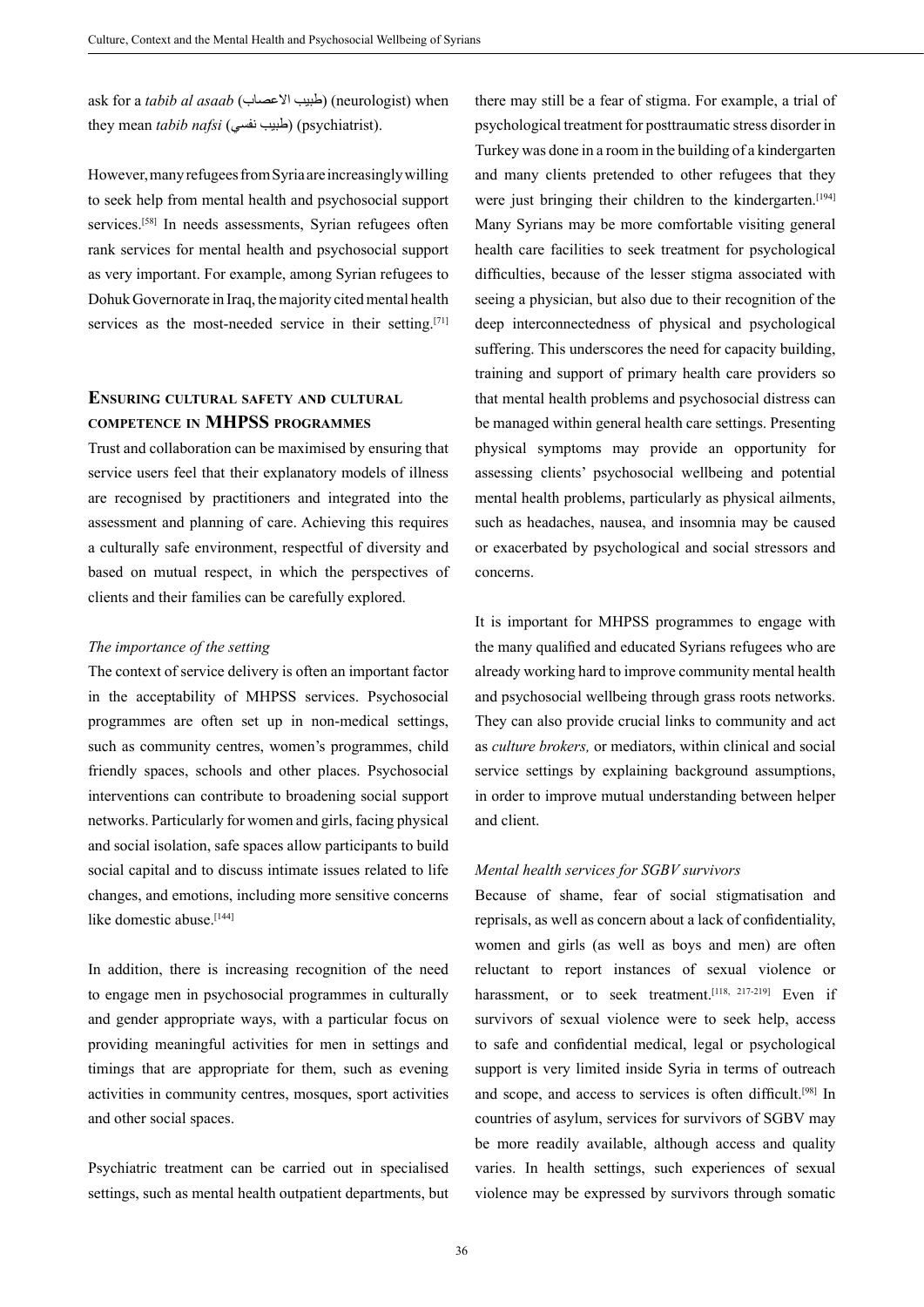ask for a *tabib al asaab* (طبيب الاعصاب) (neurologist) when they mean *tabib nafsi* (طبيب نفسي) (psychiatrist).

However, many refugees from Syria are increasingly willing to seek help from mental health and psychosocial support services.[58] In needs assessments, Syrian refugees often rank services for mental health and psychosocial support as very important. For example, among Syrian refugees to Dohuk Governorate in Iraq, the majority cited mental health services as the most-needed service in their setting.[71]

## Ensuring cultural safety and cultural competence in MHPSS programmes

Trust and collaboration can be maximised by ensuring that service users feel that their explanatory models of illness are recognised by practitioners and integrated into the assessment and planning of care. Achieving this requires a culturally safe environment, respectful of diversity and based on mutual respect, in which the perspectives of clients and their families can be carefully explored.

### *The importance of the setting*

The context of service delivery is often an important factor in the acceptability of MHPSS services. Psychosocial programmes are often set up in non-medical settings, such as community centres, women's programmes, child friendly spaces, schools and other places. Psychosocial interventions can contribute to broadening social support networks. Particularly for women and girls, facing physical and social isolation, safe spaces allow participants to build social capital and to discuss intimate issues related to life changes, and emotions, including more sensitive concerns like domestic abuse.[144]

In addition, there is increasing recognition of the need to engage men in psychosocial programmes in culturally and gender appropriate ways, with a particular focus on providing meaningful activities for men in settings and timings that are appropriate for them, such as evening activities in community centres, mosques, sport activities and other social spaces.

Psychiatric treatment can be carried out in specialised settings, such as mental health outpatient departments, but there may still be a fear of stigma. For example, a trial of psychological treatment for posttraumatic stress disorder in Turkey was done in a room in the building of a kindergarten and many clients pretended to other refugees that they were just bringing their children to the kindergarten.[194] Many Syrians may be more comfortable visiting general health care facilities to seek treatment for psychological difficulties, because of the lesser stigma associated with seeing a physician, but also due to their recognition of the deep interconnectedness of physical and psychological suffering. This underscores the need for capacity building, training and support of primary health care providers so that mental health problems and psychosocial distress can be managed within general health care settings. Presenting physical symptoms may provide an opportunity for assessing clients' psychosocial wellbeing and potential mental health problems, particularly as physical ailments, such as headaches, nausea, and insomnia may be caused or exacerbated by psychological and social stressors and concerns.

It is important for MHPSS programmes to engage with the many qualified and educated Syrians refugees who are already working hard to improve community mental health and psychosocial wellbeing through grass roots networks. They can also provide crucial links to community and act as *culture brokers,* or mediators, within clinical and social service settings by explaining background assumptions, in order to improve mutual understanding between helper and client.

### *Mental health services for SGBV survivors*

Because of shame, fear of social stigmatisation and reprisals, as well as concern about a lack of confidentiality, women and girls (as well as boys and men) are often reluctant to report instances of sexual violence or harassment, or to seek treatment.[118, 217-219] Even if survivors of sexual violence were to seek help, access to safe and confidential medical, legal or psychological support is very limited inside Syria in terms of outreach and scope, and access to services is often difficult.[98] In countries of asylum, services for survivors of SGBV may be more readily available, although access and quality varies. In health settings, such experiences of sexual violence may be expressed by survivors through somatic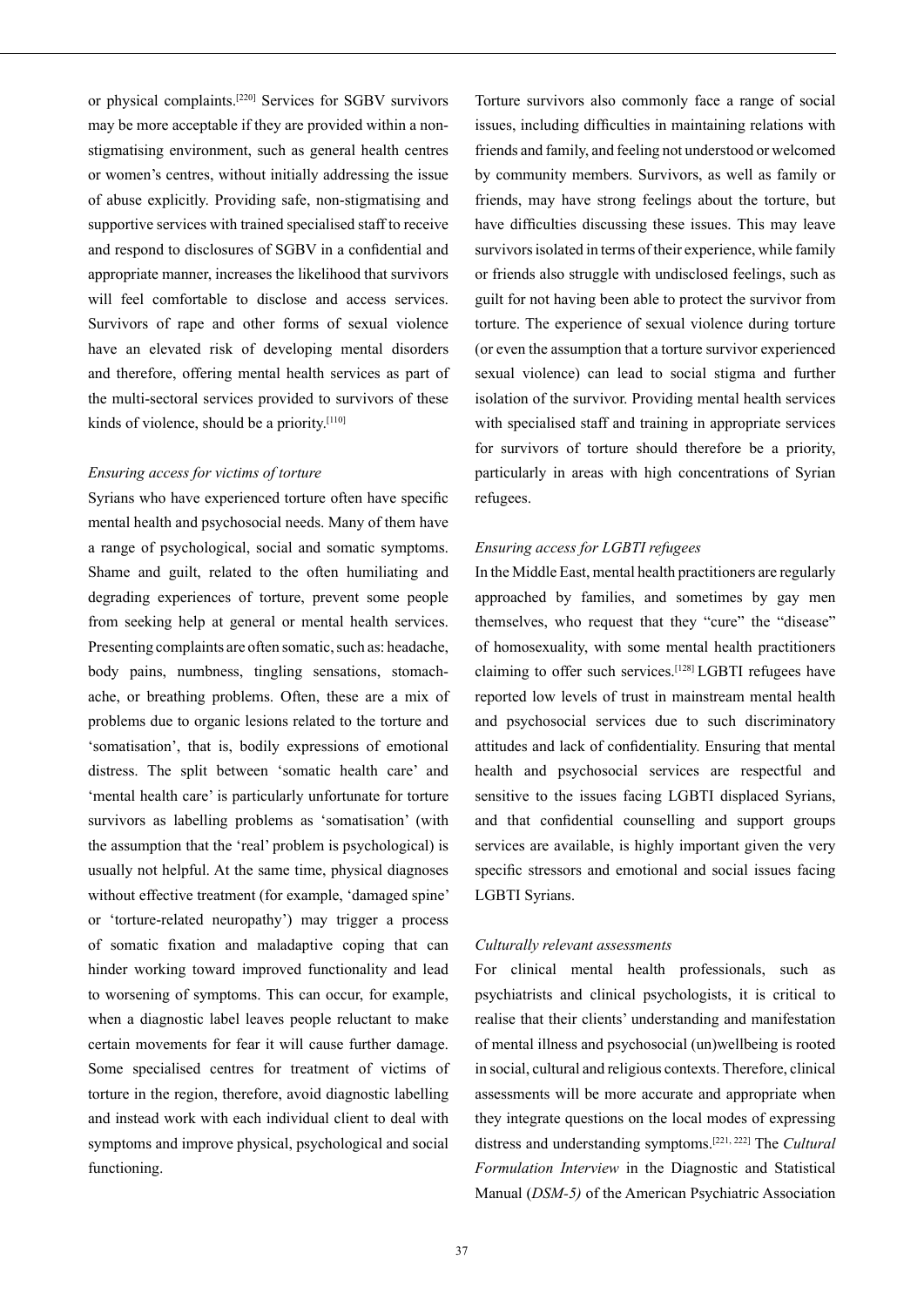or physical complaints.[220] Services for SGBV survivors may be more acceptable if they are provided within a non-stigmatising environment, such as general health centres or women's centres, without initially addressing the issue of abuse explicitly. Providing safe, non-stigmatising and supportive services with trained specialised staff to receive and respond to disclosures of SGBV in a confidential and appropriate manner, increases the likelihood that survivors will feel comfortable to disclose and access services. Survivors of rape and other forms of sexual violence have an elevated risk of developing mental disorders and therefore, offering mental health services as part of the multi-sectoral services provided to survivors of these kinds of violence, should be a priority.[110]

*Ensuring access for victims of torture*

Syrians who have experienced torture often have specific mental health and psychosocial needs. Many of them have a range of psychological, social and somatic symptoms. Shame and guilt, related to the often humiliating and degrading experiences of torture, prevent some people from seeking help at general or mental health services. Presenting complaints are often somatic, such as: headache, body pains, numbness, tingling sensations, stomach-ache, or breathing problems. Often, these are a mix of problems due to organic lesions related to the torture and 'somatisation', that is, bodily expressions of emotional distress. The split between 'somatic health care' and 'mental health care' is particularly unfortunate for torture survivors as labelling problems as 'somatisation' (with the assumption that the 'real' problem is psychological) is usually not helpful. At the same time, physical diagnoses without effective treatment (for example, 'damaged spine' or 'torture-related neuropathy') may trigger a process of somatic fixation and maladaptive coping that can hinder working toward improved functionality and lead to worsening of symptoms. This can occur, for example, when a diagnostic label leaves people reluctant to make certain movements for fear it will cause further damage. Some specialised centres for treatment of victims of torture in the region, therefore, avoid diagnostic labelling and instead work with each individual client to deal with symptoms and improve physical, psychological and social functioning.

Torture survivors also commonly face a range of social issues, including difficulties in maintaining relations with friends and family, and feeling not understood or welcomed by community members. Survivors, as well as family or friends, may have strong feelings about the torture, but have difficulties discussing these issues. This may leave survivors isolated in terms of their experience, while family or friends also struggle with undisclosed feelings, such as guilt for not having been able to protect the survivor from torture. The experience of sexual violence during torture (or even the assumption that a torture survivor experienced sexual violence) can lead to social stigma and further isolation of the survivor. Providing mental health services with specialised staff and training in appropriate services for survivors of torture should therefore be a priority, particularly in areas with high concentrations of Syrian refugees.

*Ensuring access for LGBTI refugees*

In the Middle East, mental health practitioners are regularly approached by families, and sometimes by gay men themselves, who request that they "cure" the "disease" of homosexuality, with some mental health practitioners claiming to offer such services.[128] LGBTI refugees have reported low levels of trust in mainstream mental health and psychosocial services due to such discriminatory attitudes and lack of confidentiality. Ensuring that mental health and psychosocial services are respectful and sensitive to the issues facing LGBTI displaced Syrians, and that confidential counselling and support groups services are available, is highly important given the very specific stressors and emotional and social issues facing LGBTI Syrians.

*Culturally relevant assessments*

For clinical mental health professionals, such as psychiatrists and clinical psychologists, it is critical to realise that their clients' understanding and manifestation of mental illness and psychosocial (un)wellbeing is rooted in social, cultural and religious contexts. Therefore, clinical assessments will be more accurate and appropriate when they integrate questions on the local modes of expressing distress and understanding symptoms.[221, 222] The *Cultural Formulation Interview* in the Diagnostic and Statistical Manual (*DSM-5)* of the American Psychiatric Association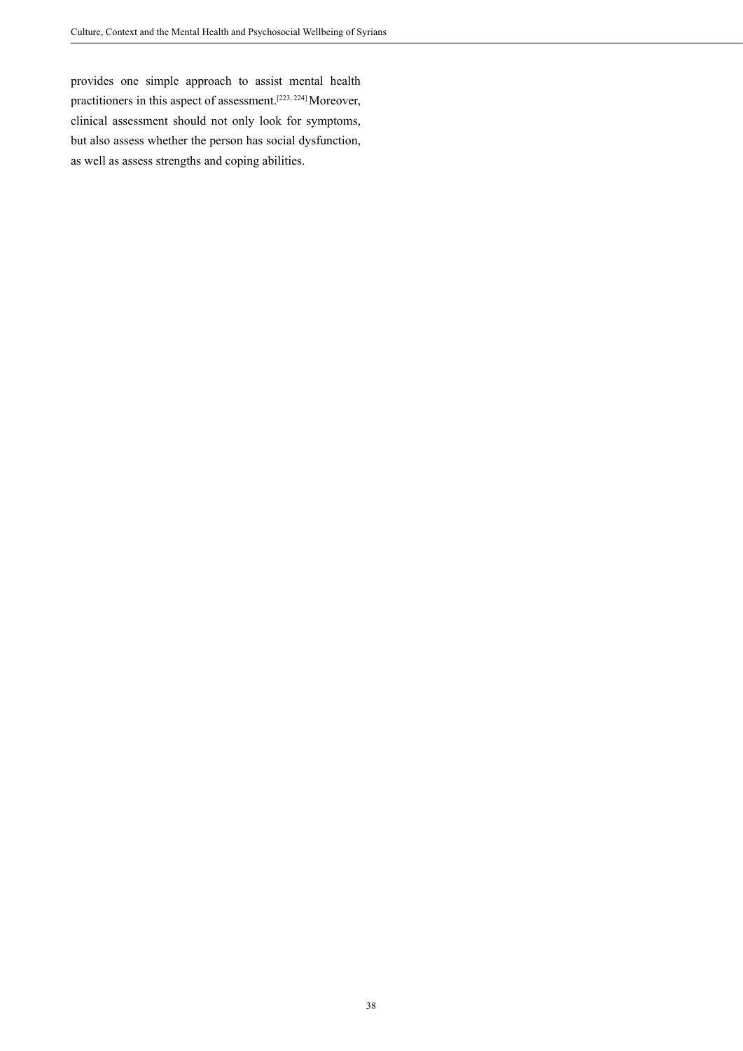provides one simple approach to assist mental health practitioners in this aspect of assessment.[223, 224] Moreover, clinical assessment should not only look for symptoms, but also assess whether the person has social dysfunction, as well as assess strengths and coping abilities.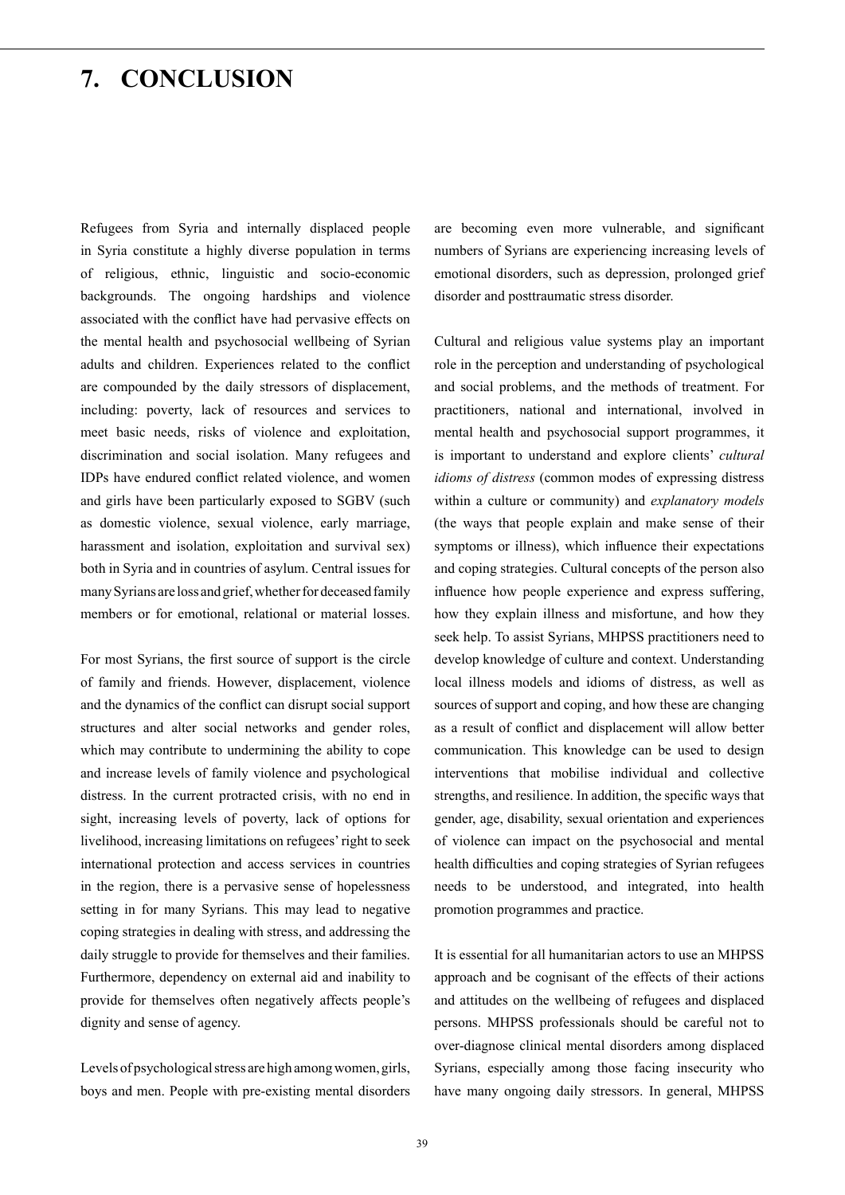# 7. CONCLUSION

Refugees from Syria and internally displaced people in Syria constitute a highly diverse population in terms of religious, ethnic, linguistic and socio-economic backgrounds. The ongoing hardships and violence associated with the conflict have had pervasive effects on the mental health and psychosocial wellbeing of Syrian adults and children. Experiences related to the conflict are compounded by the daily stressors of displacement, including: poverty, lack of resources and services to meet basic needs, risks of violence and exploitation, discrimination and social isolation. Many refugees and IDPs have endured conflict related violence, and women and girls have been particularly exposed to SGBV (such as domestic violence, sexual violence, early marriage, harassment and isolation, exploitation and survival sex) both in Syria and in countries of asylum. Central issues for many Syrians are loss and grief, whether for deceased family members or for emotional, relational or material losses.

For most Syrians, the first source of support is the circle of family and friends. However, displacement, violence and the dynamics of the conflict can disrupt social support structures and alter social networks and gender roles, which may contribute to undermining the ability to cope and increase levels of family violence and psychological distress. In the current protracted crisis, with no end in sight, increasing levels of poverty, lack of options for livelihood, increasing limitations on refugees' right to seek international protection and access services in countries in the region, there is a pervasive sense of hopelessness setting in for many Syrians. This may lead to negative coping strategies in dealing with stress, and addressing the daily struggle to provide for themselves and their families. Furthermore, dependency on external aid and inability to provide for themselves often negatively affects people's dignity and sense of agency.

Levels of psychological stress are high among women, girls, boys and men. People with pre-existing mental disorders are becoming even more vulnerable, and significant numbers of Syrians are experiencing increasing levels of emotional disorders, such as depression, prolonged grief disorder and posttraumatic stress disorder.

Cultural and religious value systems play an important role in the perception and understanding of psychological and social problems, and the methods of treatment. For practitioners, national and international, involved in mental health and psychosocial support programmes, it is important to understand and explore clients' *cultural idioms of distress* (common modes of expressing distress within a culture or community) and *explanatory models* (the ways that people explain and make sense of their symptoms or illness), which influence their expectations and coping strategies. Cultural concepts of the person also influence how people experience and express suffering, how they explain illness and misfortune, and how they seek help. To assist Syrians, MHPSS practitioners need to develop knowledge of culture and context. Understanding local illness models and idioms of distress, as well as sources of support and coping, and how these are changing as a result of conflict and displacement will allow better communication. This knowledge can be used to design interventions that mobilise individual and collective strengths, and resilience. In addition, the specific ways that gender, age, disability, sexual orientation and experiences of violence can impact on the psychosocial and mental health difficulties and coping strategies of Syrian refugees needs to be understood, and integrated, into health promotion programmes and practice.

It is essential for all humanitarian actors to use an MHPSS approach and be cognisant of the effects of their actions and attitudes on the wellbeing of refugees and displaced persons. MHPSS professionals should be careful not to over-diagnose clinical mental disorders among displaced Syrians, especially among those facing insecurity who have many ongoing daily stressors. In general, MHPSS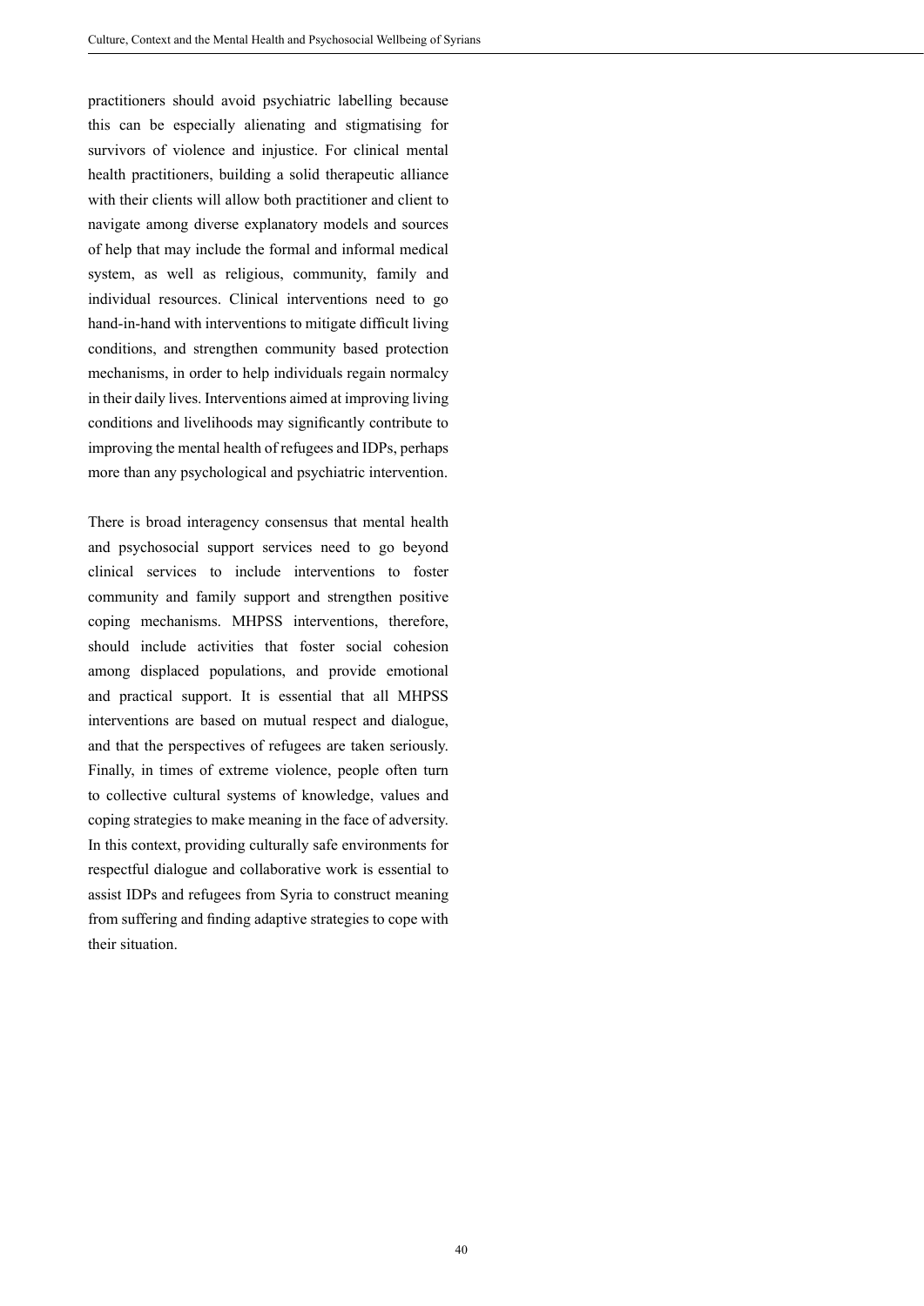practitioners should avoid psychiatric labelling because this can be especially alienating and stigmatising for survivors of violence and injustice. For clinical mental health practitioners, building a solid therapeutic alliance with their clients will allow both practitioner and client to navigate among diverse explanatory models and sources of help that may include the formal and informal medical system, as well as religious, community, family and individual resources. Clinical interventions need to go hand-in-hand with interventions to mitigate difficult living conditions, and strengthen community based protection mechanisms, in order to help individuals regain normalcy in their daily lives. Interventions aimed at improving living conditions and livelihoods may significantly contribute to improving the mental health of refugees and IDPs, perhaps more than any psychological and psychiatric intervention.

There is broad interagency consensus that mental health and psychosocial support services need to go beyond clinical services to include interventions to foster community and family support and strengthen positive coping mechanisms. MHPSS interventions, therefore, should include activities that foster social cohesion among displaced populations, and provide emotional and practical support. It is essential that all MHPSS interventions are based on mutual respect and dialogue, and that the perspectives of refugees are taken seriously. Finally, in times of extreme violence, people often turn to collective cultural systems of knowledge, values and coping strategies to make meaning in the face of adversity. In this context, providing culturally safe environments for respectful dialogue and collaborative work is essential to assist IDPs and refugees from Syria to construct meaning from suffering and finding adaptive strategies to cope with their situation.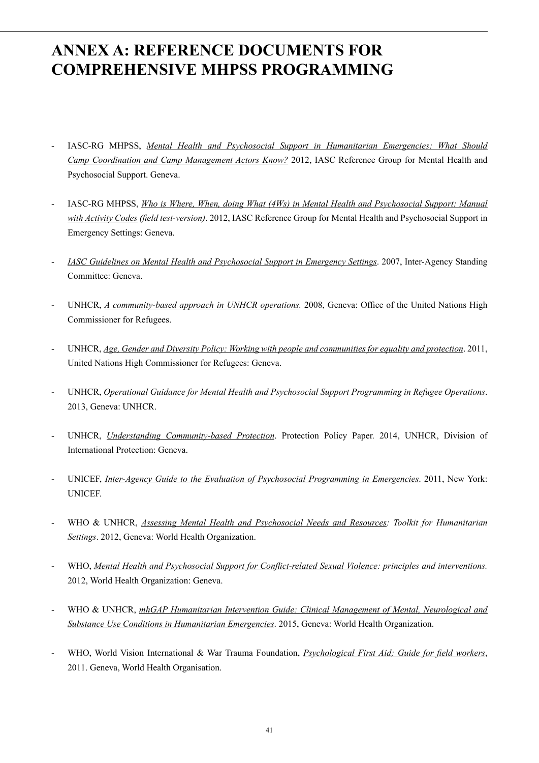# ANNEX A: REFERENCE DOCUMENTS FOR COMPREHENSIVE MHPSS PROGRAMMING

- IASC-RG MHPSS, *Mental Health and Psychosocial Support in Humanitarian Emergencies: What Should Camp Coordination and Camp Management Actors Know?* 2012, IASC Reference Group for Mental Health and Psychosocial Support. Geneva.

- IASC-RG MHPSS, *Who is Where, When, doing What (4Ws) in Mental Health and Psychosocial Support: Manual with Activity Codes (field test-version)*. 2012, IASC Reference Group for Mental Health and Psychosocial Support in Emergency Settings: Geneva.

- *IASC Guidelines on Mental Health and Psychosocial Support in Emergency Settings*. 2007, Inter-Agency Standing Committee: Geneva.

- UNHCR, *A community-based approach in UNHCR operations.* 2008, Geneva: Office of the United Nations High Commissioner for Refugees.

- UNHCR, *Age, Gender and Diversity Policy: Working with people and communities for equality and protection*. 2011, United Nations High Commissioner for Refugees: Geneva.

- UNHCR, *Operational Guidance for Mental Health and Psychosocial Support Programming in Refugee Operations*. 2013, Geneva: UNHCR.

- UNHCR, *Understanding Community-based Protection*. Protection Policy Paper. 2014, UNHCR, Division of International Protection: Geneva.

- UNICEF, *Inter-Agency Guide to the Evaluation of Psychosocial Programming in Emergencies*. 2011, New York: UNICEF.

- WHO & UNHCR, *Assessing Mental Health and Psychosocial Needs and Resources: Toolkit for Humanitarian Settings*. 2012, Geneva: World Health Organization.

- WHO, *Mental Health and Psychosocial Support for Conflict-related Sexual Violence: principles and interventions.* 2012, World Health Organization: Geneva.

- WHO & UNHCR, *mhGAP Humanitarian Intervention Guide: Clinical Management of Mental, Neurological and Substance Use Conditions in Humanitarian Emergencies*. 2015, Geneva: World Health Organization.

- WHO, World Vision International & War Trauma Foundation, *Psychological First Aid; Guide for field workers*, 2011. Geneva, World Health Organisation.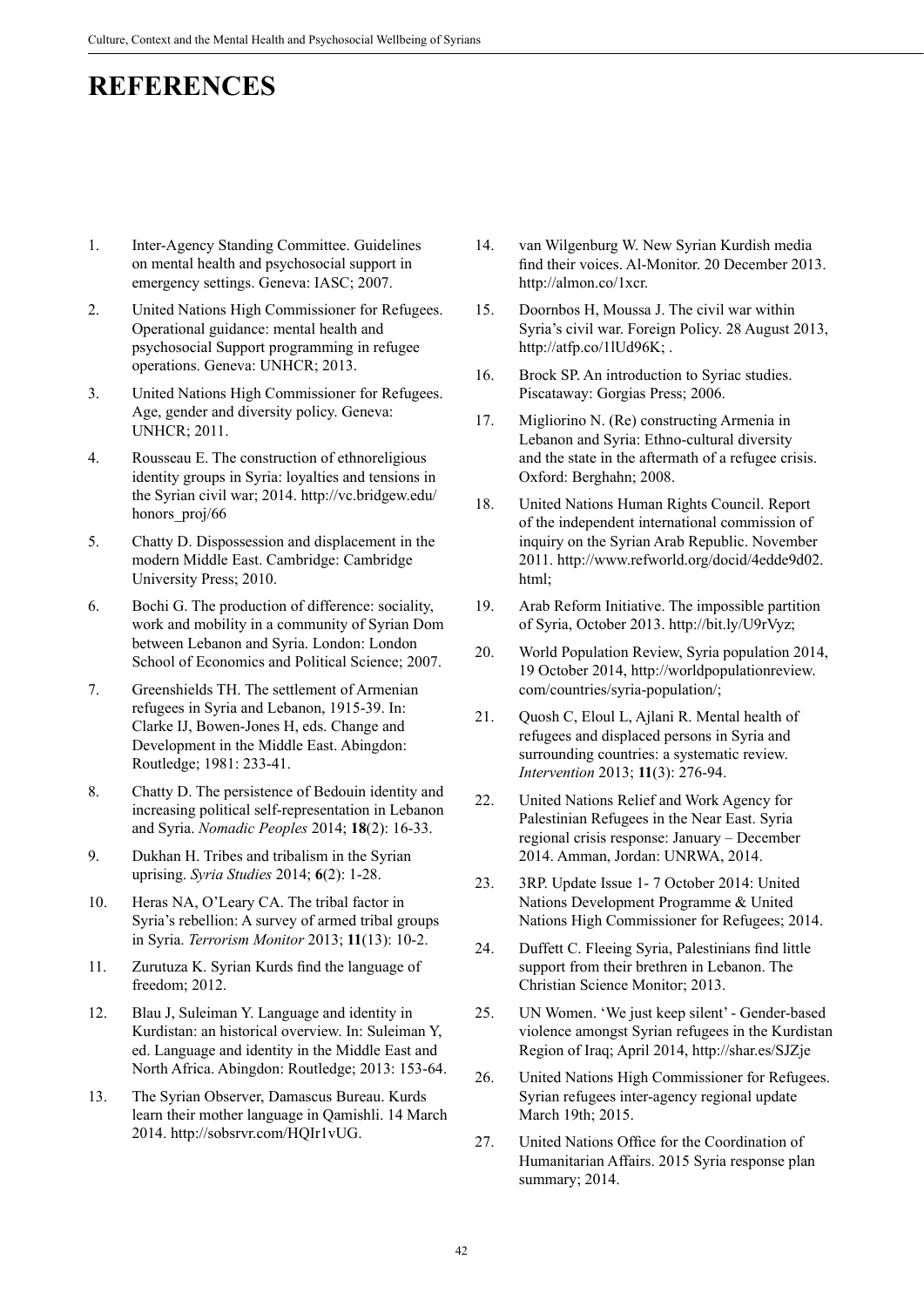# REFERENCES

1. Inter-Agency Standing Committee. Guidelines on mental health and psychosocial support in emergency settings. Geneva: IASC; 2007.
2. United Nations High Commissioner for Refugees. Operational guidance: mental health and psychosocial Support programming in refugee operations. Geneva: UNHCR; 2013.
3. United Nations High Commissioner for Refugees. Age, gender and diversity policy. Geneva: UNHCR; 2011.
4. Rousseau E. The construction of ethnoreligious identity groups in Syria: loyalties and tensions in the Syrian civil war; 2014. http://vc.bridgew.edu/honors_proj/66
5. Chatty D. Dispossession and displacement in the modern Middle East. Cambridge: Cambridge University Press; 2010.
6. Bochi G. The production of difference: sociality, work and mobility in a community of Syrian Dom between Lebanon and Syria. London: London School of Economics and Political Science; 2007.
7. Greenshields TH. The settlement of Armenian refugees in Syria and Lebanon, 1915-39. In: Clarke IJ, Bowen-Jones H, eds. Change and Development in the Middle East. Abingdon: Routledge; 1981: 233-41.
8. Chatty D. The persistence of Bedouin identity and increasing political self-representation in Lebanon and Syria. *Nomadic Peoples* 2014; **18**(2): 16-33.
9. Dukhan H. Tribes and tribalism in the Syrian uprising. *Syria Studies* 2014; **6**(2): 1-28.
10. Heras NA, O'Leary CA. The tribal factor in Syria's rebellion: A survey of armed tribal groups in Syria. *Terrorism Monitor* 2013; **11**(13): 10-2.
11. Zurutuza K. Syrian Kurds find the language of freedom; 2012.
12. Blau J, Suleiman Y. Language and identity in Kurdistan: an historical overview. In: Suleiman Y, ed. Language and identity in the Middle East and North Africa. Abingdon: Routledge; 2013: 153-64.
13. The Syrian Observer, Damascus Bureau. Kurds learn their mother language in Qamishli. 14 March 2014. http://sobsrvr.com/HQIr1vUG.
14. van Wilgenburg W. New Syrian Kurdish media find their voices. Al-Monitor. 20 December 2013. http://almon.co/1xcr.
15. Doornbos H, Moussa J. The civil war within Syria's civil war. Foreign Policy. 28 August 2013, http://atfp.co/1lUd96K; .
16. Brock SP. An introduction to Syriac studies. Piscataway: Gorgias Press; 2006.
17. Migliorino N. (Re) constructing Armenia in Lebanon and Syria: Ethno-cultural diversity and the state in the aftermath of a refugee crisis. Oxford: Berghahn; 2008.
18. United Nations Human Rights Council. Report of the independent international commission of inquiry on the Syrian Arab Republic. November 2011. http://www.refworld.org/docid/4edde9d02.html;
19. Arab Reform Initiative. The impossible partition of Syria, October 2013. http://bit.ly/U9rVyz;
20. World Population Review, Syria population 2014, 19 October 2014, http://worldpopulationreview.com/countries/syria-population/;
21. Quosh C, Eloul L, Ajlani R. Mental health of refugees and displaced persons in Syria and surrounding countries: a systematic review. *Intervention* 2013; **11**(3): 276-94.
22. United Nations Relief and Work Agency for Palestinian Refugees in the Near East. Syria regional crisis response: January – December 2014. Amman, Jordan: UNRWA, 2014.
23. 3RP. Update Issue 1- 7 October 2014: United Nations Development Programme & United Nations High Commissioner for Refugees; 2014.
24. Duffett C. Fleeing Syria, Palestinians find little support from their brethren in Lebanon. The Christian Science Monitor; 2013.
25. UN Women. 'We just keep silent' - Gender-based violence amongst Syrian refugees in the Kurdistan Region of Iraq; April 2014, http://shar.es/SJZje
26. United Nations High Commissioner for Refugees. Syrian refugees inter-agency regional update March 19th; 2015.
27. United Nations Office for the Coordination of Humanitarian Affairs. 2015 Syria response plan summary; 2014.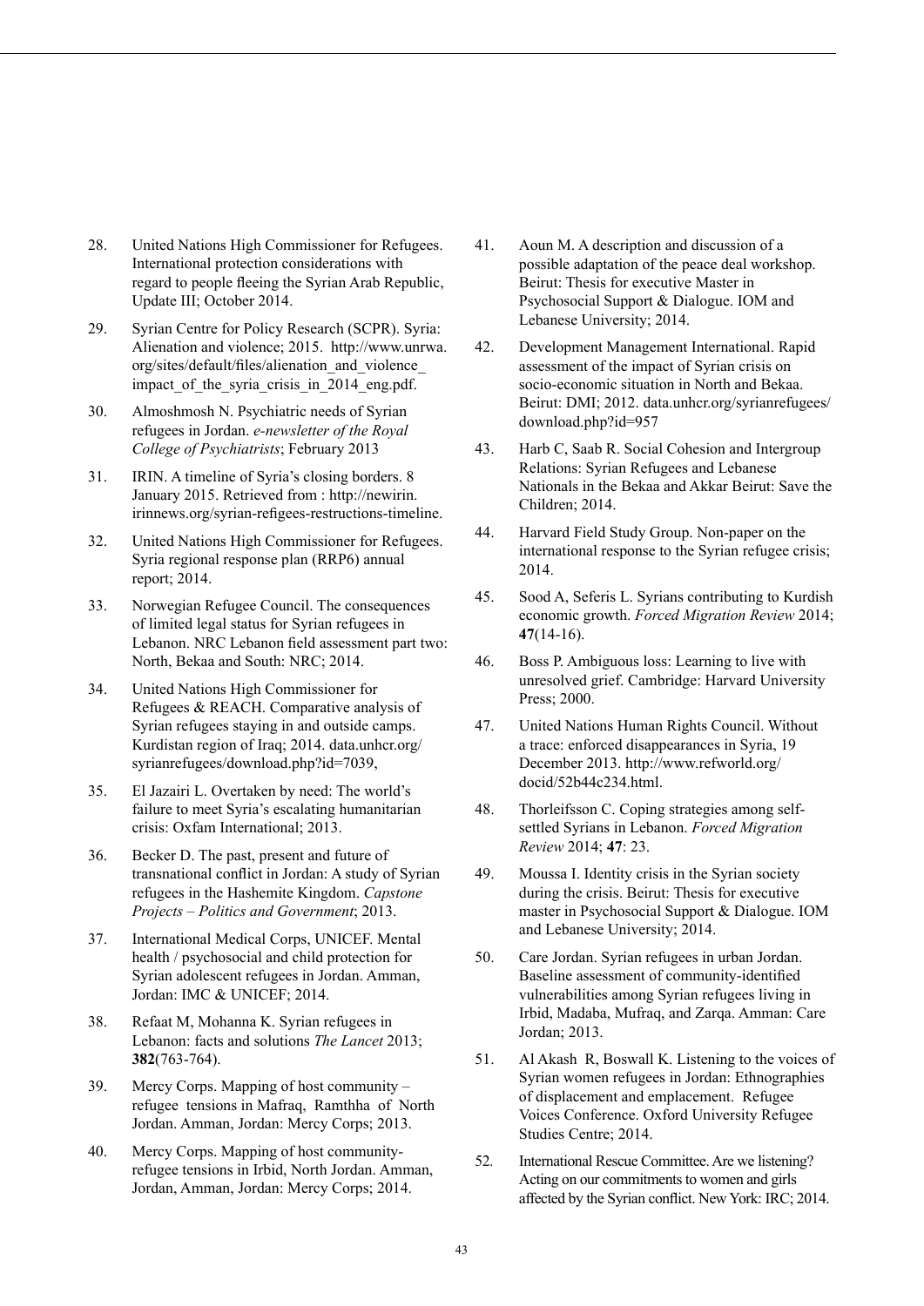28. United Nations High Commissioner for Refugees. International protection considerations with regard to people fleeing the Syrian Arab Republic, Update III; October 2014.

29. Syrian Centre for Policy Research (SCPR). Syria: Alienation and violence; 2015. http://www.unrwa.org/sites/default/files/alienation_and_violence_impact_of_the_syria_crisis_in_2014_eng.pdf.

30. Almoshmosh N. Psychiatric needs of Syrian refugees in Jordan. *e-newsletter of the Royal College of Psychiatrists*; February 2013

31. IRIN. A timeline of Syria's closing borders. 8 January 2015. Retrieved from : http://newirin.irinnews.org/syrian-refigees-restructions-timeline.

32. United Nations High Commissioner for Refugees. Syria regional response plan (RRP6) annual report; 2014.

33. Norwegian Refugee Council. The consequences of limited legal status for Syrian refugees in Lebanon. NRC Lebanon field assessment part two: North, Bekaa and South: NRC; 2014.

34. United Nations High Commissioner for Refugees & REACH. Comparative analysis of Syrian refugees staying in and outside camps. Kurdistan region of Iraq; 2014. data.unhcr.org/syrianrefugees/download.php?id=7039,

35. El Jazairi L. Overtaken by need: The world's failure to meet Syria's escalating humanitarian crisis: Oxfam International; 2013.

36. Becker D. The past, present and future of transnational conflict in Jordan: A study of Syrian refugees in the Hashemite Kingdom. *Capstone Projects – Politics and Government*; 2013.

37. International Medical Corps, UNICEF. Mental health / psychosocial and child protection for Syrian adolescent refugees in Jordan. Amman, Jordan: IMC & UNICEF; 2014.

38. Refaat M, Mohanna K. Syrian refugees in Lebanon: facts and solutions *The Lancet* 2013; **382**(763-764).

39. Mercy Corps. Mapping of host community – refugee tensions in Mafraq, Ramthha of North Jordan. Amman, Jordan: Mercy Corps; 2013.

40. Mercy Corps. Mapping of host community-refugee tensions in Irbid, North Jordan. Amman, Jordan, Amman, Jordan: Mercy Corps; 2014.

41. Aoun M. A description and discussion of a possible adaptation of the peace deal workshop. Beirut: Thesis for executive Master in Psychosocial Support & Dialogue. IOM and Lebanese University; 2014.

42. Development Management International. Rapid assessment of the impact of Syrian crisis on socio-economic situation in North and Bekaa. Beirut: DMI; 2012. data.unhcr.org/syrianrefugees/download.php?id=957

43. Harb C, Saab R. Social Cohesion and Intergroup Relations: Syrian Refugees and Lebanese Nationals in the Bekaa and Akkar Beirut: Save the Children; 2014.

44. Harvard Field Study Group. Non-paper on the international response to the Syrian refugee crisis; 2014.

45. Sood A, Seferis L. Syrians contributing to Kurdish economic growth. *Forced Migration Review* 2014; **47**(14-16).

46. Boss P. Ambiguous loss: Learning to live with unresolved grief. Cambridge: Harvard University Press; 2000.

47. United Nations Human Rights Council. Without a trace: enforced disappearances in Syria, 19 December 2013. http://www.refworld.org/docid/52b44c234.html.

48. Thorleifsson C. Coping strategies among self-settled Syrians in Lebanon. *Forced Migration Review* 2014; **47**: 23.

49. Moussa I. Identity crisis in the Syrian society during the crisis. Beirut: Thesis for executive master in Psychosocial Support & Dialogue. IOM and Lebanese University; 2014.

50. Care Jordan. Syrian refugees in urban Jordan. Baseline assessment of community-identified vulnerabilities among Syrian refugees living in Irbid, Madaba, Mufraq, and Zarqa. Amman: Care Jordan; 2013.

51. Al Akash R, Boswall K. Listening to the voices of Syrian women refugees in Jordan: Ethnographies of displacement and emplacement. Refugee Voices Conference. Oxford University Refugee Studies Centre; 2014.

52. International Rescue Committee. Are we listening? Acting on our commitments to women and girls affected by the Syrian conflict. New York: IRC; 2014.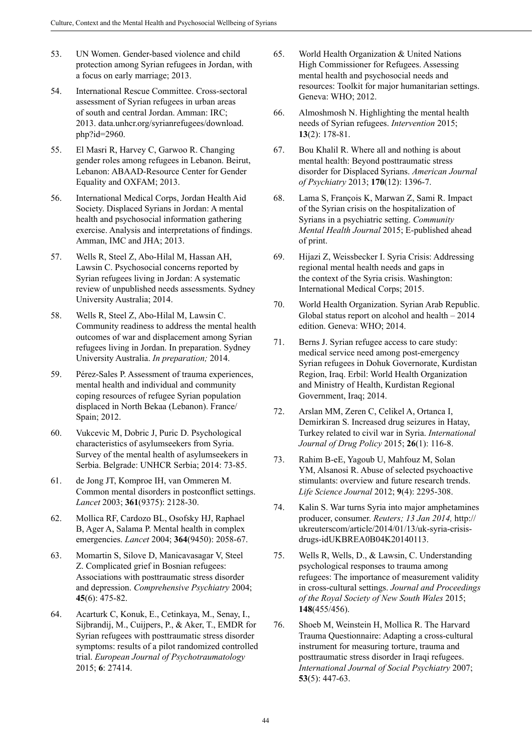53. UN Women. Gender-based violence and child protection among Syrian refugees in Jordan, with a focus on early marriage; 2013.

54. International Rescue Committee. Cross-sectoral assessment of Syrian refugees in urban areas of south and central Jordan. Amman: IRC; 2013. data.unhcr.org/syrianrefugees/download.php?id=2960.

55. El Masri R, Harvey C, Garwoo R. Changing gender roles among refugees in Lebanon. Beirut, Lebanon: ABAAD-Resource Center for Gender Equality and OXFAM; 2013.

56. International Medical Corps, Jordan Health Aid Society. Displaced Syrians in Jordan: A mental health and psychosocial information gathering exercise. Analysis and interpretations of findings. Amman, IMC and JHA; 2013.

57. Wells R, Steel Z, Abo-Hilal M, Hassan AH, Lawsin C. Psychosocial concerns reported by Syrian refugees living in Jordan: A systematic review of unpublished needs assessments. Sydney University Australia; 2014.

58. Wells R, Steel Z, Abo-Hilal M, Lawsin C. Community readiness to address the mental health outcomes of war and displacement among Syrian refugees living in Jordan. In preparation. Sydney University Australia. *In preparation;* 2014.

59. Pérez-Sales P. Assessment of trauma experiences, mental health and individual and community coping resources of refugee Syrian population displaced in North Bekaa (Lebanon). France/Spain; 2012.

60. Vukcevic M, Dobric J, Puric D. Psychological characteristics of asylumseekers from Syria. Survey of the mental health of asylumseekers in Serbia. Belgrade: UNHCR Serbia; 2014: 73-85.

61. de Jong JT, Komproe IH, van Ommeren M. Common mental disorders in postconflict settings. *Lancet* 2003; **361**(9375): 2128-30.

62. Mollica RF, Cardozo BL, Osofsky HJ, Raphael B, Ager A, Salama P. Mental health in complex emergencies. *Lancet* 2004; **364**(9450): 2058-67.

63. Momartin S, Silove D, Manicavasagar V, Steel Z. Complicated grief in Bosnian refugees: Associations with posttraumatic stress disorder and depression. *Comprehensive Psychiatry* 2004; **45**(6): 475-82.

64. Acarturk C, Konuk, E., Cetinkaya, M., Senay, I., Sijbrandij, M., Cuijpers, P., & Aker, T., EMDR for Syrian refugees with posttraumatic stress disorder symptoms: results of a pilot randomized controlled trial. *European Journal of Psychotraumatology* 2015; **6**: 27414.

65. World Health Organization & United Nations High Commissioner for Refugees. Assessing mental health and psychosocial needs and resources: Toolkit for major humanitarian settings. Geneva: WHO; 2012.

66. Almoshmosh N. Highlighting the mental health needs of Syrian refugees. *Intervention* 2015; **13**(2): 178-81.

67. Bou Khalil R. Where all and nothing is about mental health: Beyond posttraumatic stress disorder for Displaced Syrians. *American Journal of Psychiatry* 2013; **170**(12): 1396-7.

68. Lama S, François K, Marwan Z, Sami R. Impact of the Syrian crisis on the hospitalization of Syrians in a psychiatric setting. *Community Mental Health Journal* 2015; E-published ahead of print.

69. Hijazi Z, Weissbecker I. Syria Crisis: Addressing regional mental health needs and gaps in the context of the Syria crisis. Washington: International Medical Corps; 2015.

70. World Health Organization. Syrian Arab Republic. Global status report on alcohol and health – 2014 edition. Geneva: WHO; 2014.

71. Berns J. Syrian refugee access to care study: medical service need among post-emergency Syrian refugees in Dohuk Governorate, Kurdistan Region, Iraq. Erbil: World Health Organization and Ministry of Health, Kurdistan Regional Government, Iraq; 2014.

72. Arslan MM, Zeren C, Celikel A, Ortanca I, Demirkiran S. Increased drug seizures in Hatay, Turkey related to civil war in Syria. *International Journal of Drug Policy* 2015; **26**(1): 116-8.

73. Rahim B-eE, Yagoub U, Mahfouz M, Solan YM, Alsanosi R. Abuse of selected psychoactive stimulants: overview and future research trends. *Life Science Journal* 2012; **9**(4): 2295-308.

74. Kalin S. War turns Syria into major amphetamines producer, consumer. *Reuters; 13 Jan 2014,* http://ukreuterscom/article/2014/01/13/uk-syria-crisis-drugs-idUKBREA0B04K20140113.

75. Wells R, Wells, D., & Lawsin, C. Understanding psychological responses to trauma among refugees: The importance of measurement validity in cross-cultural settings. *Journal and Proceedings of the Royal Society of New South Wales* 2015; **148**(455/456).

76. Shoeb M, Weinstein H, Mollica R. The Harvard Trauma Questionnaire: Adapting a cross-cultural instrument for measuring torture, trauma and posttraumatic stress disorder in Iraqi refugees. *International Journal of Social Psychiatry* 2007; **53**(5): 447-63.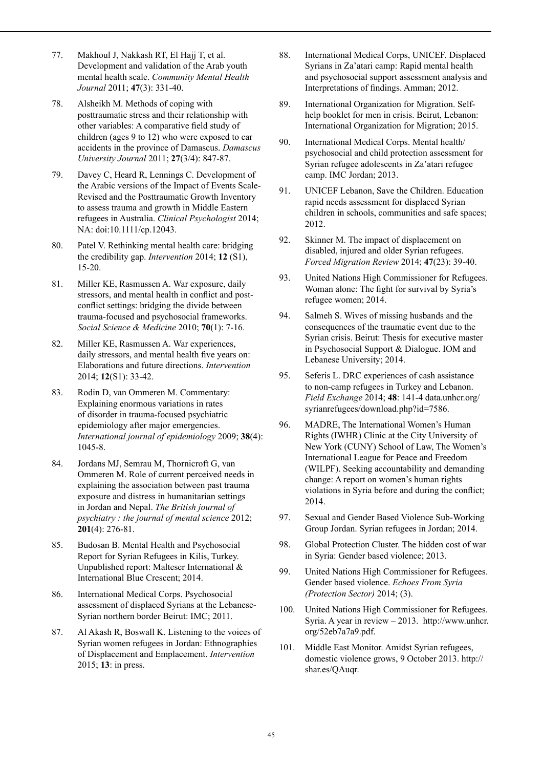77. Makhoul J, Nakkash RT, El Hajj T, et al. Development and validation of the Arab youth mental health scale. *Community Mental Health Journal* 2011; **47**(3): 331-40.

78. Alsheikh M. Methods of coping with posttraumatic stress and their relationship with other variables: A comparative field study of children (ages 9 to 12) who were exposed to car accidents in the province of Damascus. *Damascus University Journal* 2011; **27**(3/4): 847-87.

79. Davey C, Heard R, Lennings C. Development of the Arabic versions of the Impact of Events Scale-Revised and the Posttraumatic Growth Inventory to assess trauma and growth in Middle Eastern refugees in Australia. *Clinical Psychologist* 2014; NA: doi:10.1111/cp.12043.

80. Patel V. Rethinking mental health care: bridging the credibility gap. *Intervention* 2014; **12** (S1), 15-20.

81. Miller KE, Rasmussen A. War exposure, daily stressors, and mental health in conflict and post-conflict settings: bridging the divide between trauma-focused and psychosocial frameworks. *Social Science & Medicine* 2010; **70**(1): 7-16.

82. Miller KE, Rasmussen A. War experiences, daily stressors, and mental health five years on: Elaborations and future directions. *Intervention* 2014; **12**(S1): 33-42.

83. Rodin D, van Ommeren M. Commentary: Explaining enormous variations in rates of disorder in trauma-focused psychiatric epidemiology after major emergencies. *International journal of epidemiology* 2009; **38**(4): 1045-8.

84. Jordans MJ, Semrau M, Thornicroft G, van Ommeren M. Role of current perceived needs in explaining the association between past trauma exposure and distress in humanitarian settings in Jordan and Nepal. *The British journal of psychiatry : the journal of mental science* 2012; **201**(4): 276-81.

85. Budosan B. Mental Health and Psychosocial Report for Syrian Refugees in Kilis, Turkey. Unpublished report: Malteser International & International Blue Crescent; 2014.

86. International Medical Corps. Psychosocial assessment of displaced Syrians at the Lebanese-Syrian northern border Beirut: IMC; 2011.

87. Al Akash R, Boswall K. Listening to the voices of Syrian women refugees in Jordan: Ethnographies of Displacement and Emplacement. *Intervention* 2015; **13**: in press.

88. International Medical Corps, UNICEF. Displaced Syrians in Za'atari camp: Rapid mental health and psychosocial support assessment analysis and Interpretations of findings. Amman; 2012.

89. International Organization for Migration. Self-help booklet for men in crisis. Beirut, Lebanon: International Organization for Migration; 2015.

90. International Medical Corps. Mental health/psychosocial and child protection assessment for Syrian refugee adolescents in Za'atari refugee camp. IMC Jordan; 2013.

91. UNICEF Lebanon, Save the Children. Education rapid needs assessment for displaced Syrian children in schools, communities and safe spaces; 2012.

92. Skinner M. The impact of displacement on disabled, injured and older Syrian refugees. *Forced Migration Review* 2014; **47**(23): 39-40.

93. United Nations High Commissioner for Refugees. Woman alone: The fight for survival by Syria's refugee women; 2014.

94. Salmeh S. Wives of missing husbands and the consequences of the traumatic event due to the Syrian crisis. Beirut: Thesis for executive master in Psychosocial Support & Dialogue. IOM and Lebanese University; 2014.

95. Seferis L. DRC experiences of cash assistance to non-camp refugees in Turkey and Lebanon. *Field Exchange* 2014; **48**: 141-4 data.unhcr.org/syrianrefugees/download.php?id=7586.

96. MADRE, The International Women's Human Rights (IWHR) Clinic at the City University of New York (CUNY) School of Law, The Women's International League for Peace and Freedom (WILPF). Seeking accountability and demanding change: A report on women's human rights violations in Syria before and during the conflict; 2014.

97. Sexual and Gender Based Violence Sub-Working Group Jordan. Syrian refugees in Jordan; 2014.

98. Global Protection Cluster. The hidden cost of war in Syria: Gender based violence; 2013.

99. United Nations High Commissioner for Refugees. Gender based violence. *Echoes From Syria (Protection Sector)* 2014; (3).

100. United Nations High Commissioner for Refugees. Syria. A year in review – 2013. http://www.unhcr.org/52eb7a7a9.pdf.

101. Middle East Monitor. Amidst Syrian refugees, domestic violence grows, 9 October 2013. http://shar.es/QAuqr.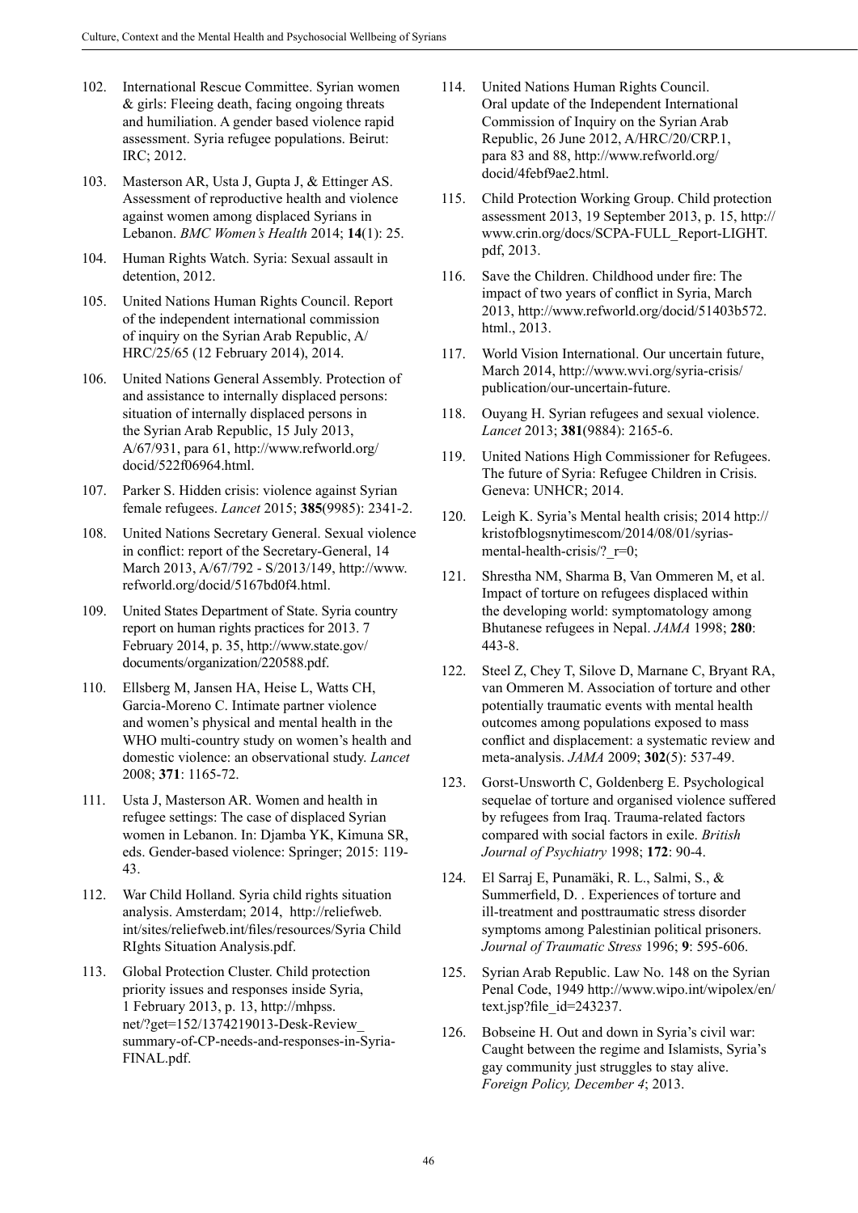102. International Rescue Committee. Syrian women & girls: Fleeing death, facing ongoing threats and humiliation. A gender based violence rapid assessment. Syria refugee populations. Beirut: IRC; 2012.

103. Masterson AR, Usta J, Gupta J, & Ettinger AS. Assessment of reproductive health and violence against women among displaced Syrians in Lebanon. *BMC Women's Health* 2014; **14**(1): 25.

104. Human Rights Watch. Syria: Sexual assault in detention, 2012.

105. United Nations Human Rights Council. Report of the independent international commission of inquiry on the Syrian Arab Republic, A/HRC/25/65 (12 February 2014), 2014.

106. United Nations General Assembly. Protection of and assistance to internally displaced persons: situation of internally displaced persons in the Syrian Arab Republic, 15 July 2013, A/67/931, para 61, http://www.refworld.org/docid/522f06964.html.

107. Parker S. Hidden crisis: violence against Syrian female refugees. *Lancet* 2015; **385**(9985): 2341-2.

108. United Nations Secretary General. Sexual violence in conflict: report of the Secretary-General, 14 March 2013, A/67/792 - S/2013/149, http://www.refworld.org/docid/5167bd0f4.html.

109. United States Department of State. Syria country report on human rights practices for 2013. 7 February 2014, p. 35, http://www.state.gov/documents/organization/220588.pdf.

110. Ellsberg M, Jansen HA, Heise L, Watts CH, Garcia-Moreno C. Intimate partner violence and women's physical and mental health in the WHO multi-country study on women's health and domestic violence: an observational study. *Lancet* 2008; **371**: 1165-72.

111. Usta J, Masterson AR. Women and health in refugee settings: The case of displaced Syrian women in Lebanon. In: Djamba YK, Kimuna SR, eds. Gender-based violence: Springer; 2015: 119-43.

112. War Child Holland. Syria child rights situation analysis. Amsterdam; 2014, http://reliefweb.int/sites/reliefweb.int/files/resources/Syria Child RIghts Situation Analysis.pdf.

113. Global Protection Cluster. Child protection priority issues and responses inside Syria, 1 February 2013, p. 13, http://mhpss.net/?get=152/1374219013-Desk-Review_summary-of-CP-needs-and-responses-in-Syria-FINAL.pdf.

114. United Nations Human Rights Council. Oral update of the Independent International Commission of Inquiry on the Syrian Arab Republic, 26 June 2012, A/HRC/20/CRP.1, para 83 and 88, http://www.refworld.org/docid/4febf9ae2.html.

115. Child Protection Working Group. Child protection assessment 2013, 19 September 2013, p. 15, http://www.crin.org/docs/SCPA-FULL_Report-LIGHT.pdf, 2013.

116. Save the Children. Childhood under fire: The impact of two years of conflict in Syria, March 2013, http://www.refworld.org/docid/51403b572.html., 2013.

117. World Vision International. Our uncertain future, March 2014, http://www.wvi.org/syria-crisis/publication/our-uncertain-future.

118. Ouyang H. Syrian refugees and sexual violence. *Lancet* 2013; **381**(9884): 2165-6.

119. United Nations High Commissioner for Refugees. The future of Syria: Refugee Children in Crisis. Geneva: UNHCR; 2014.

120. Leigh K. Syria's Mental health crisis; 2014 http://kristofblogsnytimescom/2014/08/01/syrias-mental-health-crisis/?_r=0;

121. Shrestha NM, Sharma B, Van Ommeren M, et al. Impact of torture on refugees displaced within the developing world: symptomatology among Bhutanese refugees in Nepal. *JAMA* 1998; **280**: 443-8.

122. Steel Z, Chey T, Silove D, Marnane C, Bryant RA, van Ommeren M. Association of torture and other potentially traumatic events with mental health outcomes among populations exposed to mass conflict and displacement: a systematic review and meta-analysis. *JAMA* 2009; **302**(5): 537-49.

123. Gorst-Unsworth C, Goldenberg E. Psychological sequelae of torture and organised violence suffered by refugees from Iraq. Trauma-related factors compared with social factors in exile. *British Journal of Psychiatry* 1998; **172**: 90-4.

124. El Sarraj E, Punamäki, R. L., Salmi, S., & Summerfield, D. . Experiences of torture and ill-treatment and posttraumatic stress disorder symptoms among Palestinian political prisoners. *Journal of Traumatic Stress* 1996; **9**: 595-606.

125. Syrian Arab Republic. Law No. 148 on the Syrian Penal Code, 1949 http://www.wipo.int/wipolex/en/text.jsp?file_id=243237.

126. Bobseine H. Out and down in Syria's civil war: Caught between the regime and Islamists, Syria's gay community just struggles to stay alive. *Foreign Policy, December 4*; 2013.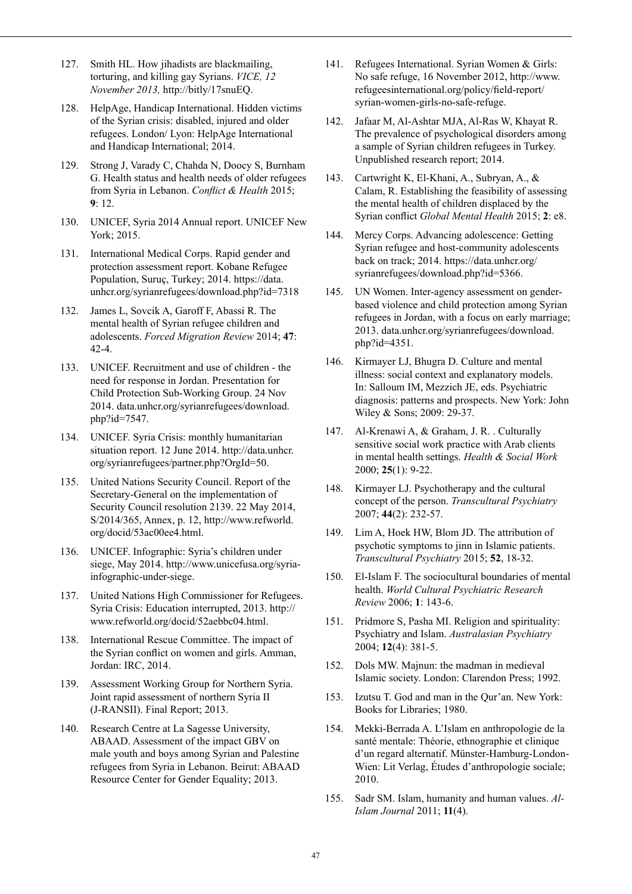127. Smith HL. How jihadists are blackmailing, torturing, and killing gay Syrians. *VICE, 12 November 2013,* http://bitly/17snuEQ.

128. HelpAge, Handicap International. Hidden victims of the Syrian crisis: disabled, injured and older refugees. London/ Lyon: HelpAge International and Handicap International; 2014.

129. Strong J, Varady C, Chahda N, Doocy S, Burnham G. Health status and health needs of older refugees from Syria in Lebanon. *Conflict & Health* 2015; **9**: 12.

130. UNICEF, Syria 2014 Annual report. UNICEF New York; 2015.

131. International Medical Corps. Rapid gender and protection assessment report. Kobane Refugee Population, Suruç, Turkey; 2014. https://data.unhcr.org/syrianrefugees/download.php?id=7318

132. James L, Sovcik A, Garoff F, Abassi R. The mental health of Syrian refugee children and adolescents. *Forced Migration Review* 2014; **47**: 42-4.

133. UNICEF. Recruitment and use of children - the need for response in Jordan. Presentation for Child Protection Sub-Working Group. 24 Nov 2014. data.unhcr.org/syrianrefugees/download.php?id=7547.

134. UNICEF. Syria Crisis: monthly humanitarian situation report. 12 June 2014. http://data.unhcr.org/syrianrefugees/partner.php?OrgId=50.

135. United Nations Security Council. Report of the Secretary-General on the implementation of Security Council resolution 2139. 22 May 2014, S/2014/365, Annex, p. 12, http://www.refworld.org/docid/53ac00ee4.html.

136. UNICEF. Infographic: Syria's children under siege, May 2014. http://www.unicefusa.org/syria-infographic-under-siege.

137. United Nations High Commissioner for Refugees. Syria Crisis: Education interrupted, 2013. http://www.refworld.org/docid/52aebbc04.html.

138. International Rescue Committee. The impact of the Syrian conflict on women and girls. Amman, Jordan: IRC, 2014.

139. Assessment Working Group for Northern Syria. Joint rapid assessment of northern Syria II (J-RANSII). Final Report; 2013.

140. Research Centre at La Sagesse University, ABAAD. Assessment of the impact GBV on male youth and boys among Syrian and Palestine refugees from Syria in Lebanon. Beirut: ABAAD Resource Center for Gender Equality; 2013.

141. Refugees International. Syrian Women & Girls: No safe refuge, 16 November 2012, http://www.refugeesinternational.org/policy/field-report/syrian-women-girls-no-safe-refuge.

142. Jafaar M, Al-Ashtar MJA, Al-Ras W, Khayat R. The prevalence of psychological disorders among a sample of Syrian children refugees in Turkey. Unpublished research report; 2014.

143. Cartwright K, El-Khani, A., Subryan, A., & Calam, R. Establishing the feasibility of assessing the mental health of children displaced by the Syrian conflict *Global Mental Health* 2015; **2**: e8.

144. Mercy Corps. Advancing adolescence: Getting Syrian refugee and host-community adolescents back on track; 2014. https://data.unhcr.org/syrianrefugees/download.php?id=5366.

145. UN Women. Inter-agency assessment on gender-based violence and child protection among Syrian refugees in Jordan, with a focus on early marriage; 2013. data.unhcr.org/syrianrefugees/download.php?id=4351.

146. Kirmayer LJ, Bhugra D. Culture and mental illness: social context and explanatory models. In: Salloum IM, Mezzich JE, eds. Psychiatric diagnosis: patterns and prospects. New York: John Wiley & Sons; 2009: 29-37.

147. Al-Krenawi A, & Graham, J. R. . Culturally sensitive social work practice with Arab clients in mental health settings. *Health & Social Work* 2000; **25**(1): 9-22.

148. Kirmayer LJ. Psychotherapy and the cultural concept of the person. *Transcultural Psychiatry* 2007; **44**(2): 232-57.

149. Lim A, Hoek HW, Blom JD. The attribution of psychotic symptoms to jinn in Islamic patients. *Transcultural Psychiatry* 2015; **52**, 18-32.

150. El-Islam F. The sociocultural boundaries of mental health. *World Cultural Psychiatric Research Review* 2006; **1**: 143-6.

151. Pridmore S, Pasha MI. Religion and spirituality: Psychiatry and Islam. *Australasian Psychiatry* 2004; **12**(4): 381-5.

152. Dols MW. Majnun: the madman in medieval Islamic society. London: Clarendon Press; 1992.

153. Izutsu T. God and man in the Qur'an. New York: Books for Libraries; 1980.

154. Mekki-Berrada A. L'Islam en anthropologie de la santé mentale: Théorie, ethnographie et clinique d'un regard alternatif. Münster-Hamburg-London-Wien: Lit Verlag, Études d'anthropologie sociale; 2010.

155. Sadr SM. Islam, humanity and human values. *Al-Islam Journal* 2011; **11**(4).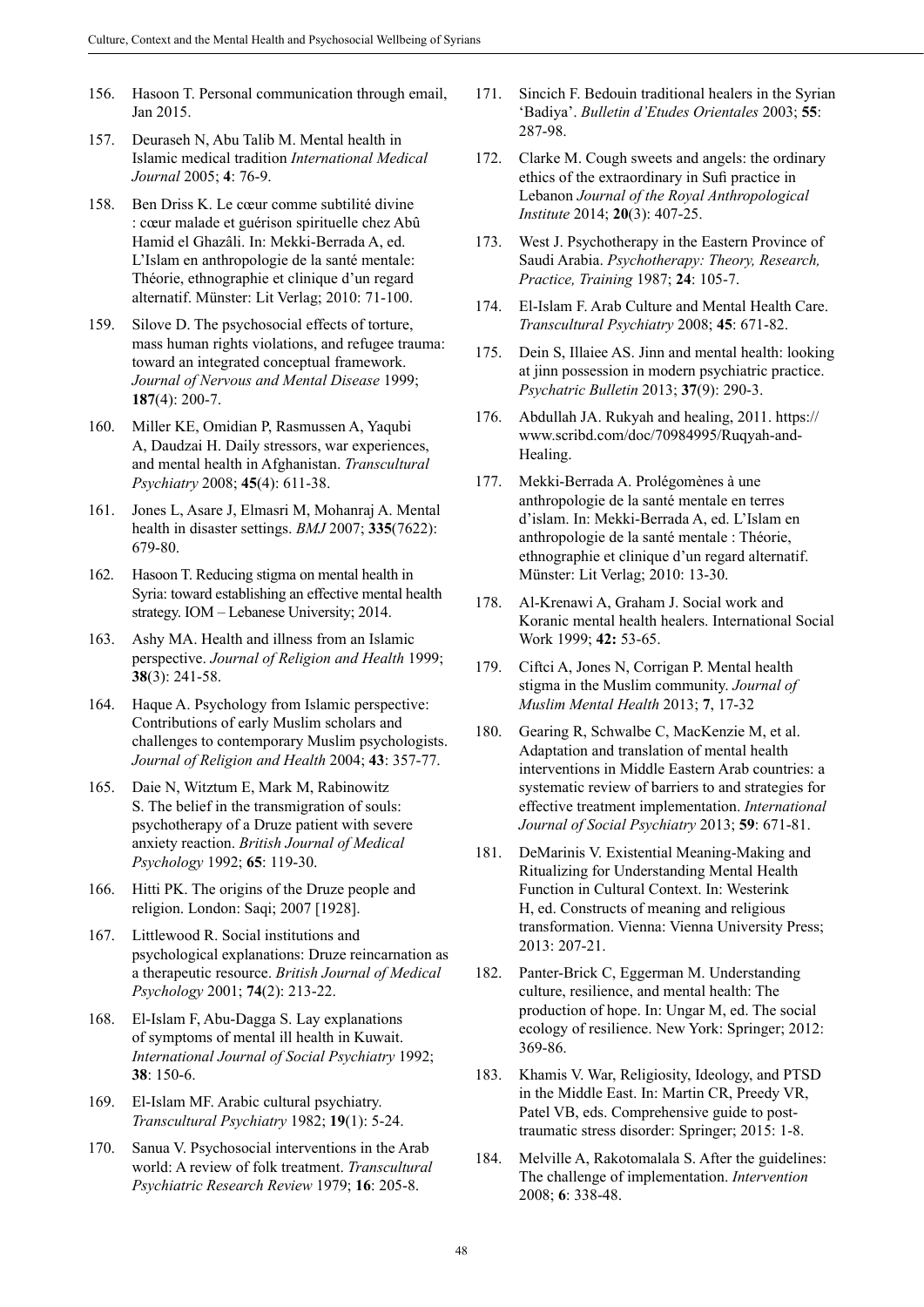156. Hasoon T. Personal communication through email, Jan 2015.

157. Deuraseh N, Abu Talib M. Mental health in Islamic medical tradition *International Medical Journal* 2005; **4**: 76-9.

158. Ben Driss K. Le cœur comme subtilité divine : cœur malade et guérison spirituelle chez Abû Hamid el Ghazâli. In: Mekki-Berrada A, ed. L'Islam en anthropologie de la santé mentale: Théorie, ethnographie et clinique d'un regard alternatif. Münster: Lit Verlag; 2010: 71-100.

159. Silove D. The psychosocial effects of torture, mass human rights violations, and refugee trauma: toward an integrated conceptual framework. *Journal of Nervous and Mental Disease* 1999; **187**(4): 200-7.

160. Miller KE, Omidian P, Rasmussen A, Yaqubi A, Daudzai H. Daily stressors, war experiences, and mental health in Afghanistan. *Transcultural Psychiatry* 2008; **45**(4): 611-38.

161. Jones L, Asare J, Elmasri M, Mohanraj A. Mental health in disaster settings. *BMJ* 2007; **335**(7622): 679-80.

162. Hasoon T. Reducing stigma on mental health in Syria: toward establishing an effective mental health strategy. IOM – Lebanese University; 2014.

163. Ashy MA. Health and illness from an Islamic perspective. *Journal of Religion and Health* 1999; **38**(3): 241-58.

164. Haque A. Psychology from Islamic perspective: Contributions of early Muslim scholars and challenges to contemporary Muslim psychologists. *Journal of Religion and Health* 2004; **43**: 357-77.

165. Daie N, Witztum E, Mark M, Rabinowitz S. The belief in the transmigration of souls: psychotherapy of a Druze patient with severe anxiety reaction. *British Journal of Medical Psychology* 1992; **65**: 119-30.

166. Hitti PK. The origins of the Druze people and religion. London: Saqi; 2007 [1928].

167. Littlewood R. Social institutions and psychological explanations: Druze reincarnation as a therapeutic resource. *British Journal of Medical Psychology* 2001; **74**(2): 213-22.

168. El-Islam F, Abu-Dagga S. Lay explanations of symptoms of mental ill health in Kuwait. *International Journal of Social Psychiatry* 1992; **38**: 150-6.

169. El-Islam MF. Arabic cultural psychiatry. *Transcultural Psychiatry* 1982; **19**(1): 5-24.

170. Sanua V. Psychosocial interventions in the Arab world: A review of folk treatment. *Transcultural Psychiatric Research Review* 1979; **16**: 205-8.

171. Sincich F. Bedouin traditional healers in the Syrian 'Badiya'. *Bulletin d'Etudes Orientales* 2003; **55**: 287-98.

172. Clarke M. Cough sweets and angels: the ordinary ethics of the extraordinary in Sufi practice in Lebanon *Journal of the Royal Anthropological Institute* 2014; **20**(3): 407-25.

173. West J. Psychotherapy in the Eastern Province of Saudi Arabia. *Psychotherapy: Theory, Research, Practice, Training* 1987; **24**: 105-7.

174. El-Islam F. Arab Culture and Mental Health Care. *Transcultural Psychiatry* 2008; **45**: 671-82.

175. Dein S, Illaiee AS. Jinn and mental health: looking at jinn possession in modern psychiatric practice. *Psychatric Bulletin* 2013; **37**(9): 290-3.

176. Abdullah JA. Rukyah and healing, 2011. https://www.scribd.com/doc/70984995/Ruqyah-and-Healing.

177. Mekki-Berrada A. Prolégomènes à une anthropologie de la santé mentale en terres d'islam. In: Mekki-Berrada A, ed. L'Islam en anthropologie de la santé mentale : Théorie, ethnographie et clinique d'un regard alternatif. Münster: Lit Verlag; 2010: 13-30.

178. Al-Krenawi A, Graham J. Social work and Koranic mental health healers. International Social Work 1999; **42:** 53-65.

179. Ciftci A, Jones N, Corrigan P. Mental health stigma in the Muslim community. *Journal of Muslim Mental Health* 2013; **7**, 17-32

180. Gearing R, Schwalbe C, MacKenzie M, et al. Adaptation and translation of mental health interventions in Middle Eastern Arab countries: a systematic review of barriers to and strategies for effective treatment implementation. *International Journal of Social Psychiatry* 2013; **59**: 671-81.

181. DeMarinis V. Existential Meaning-Making and Ritualizing for Understanding Mental Health Function in Cultural Context. In: Westerink H, ed. Constructs of meaning and religious transformation. Vienna: Vienna University Press; 2013: 207-21.

182. Panter-Brick C, Eggerman M. Understanding culture, resilience, and mental health: The production of hope. In: Ungar M, ed. The social ecology of resilience. New York: Springer; 2012: 369-86.

183. Khamis V. War, Religiosity, Ideology, and PTSD in the Middle East. In: Martin CR, Preedy VR, Patel VB, eds. Comprehensive guide to post-traumatic stress disorder: Springer; 2015: 1-8.

184. Melville A, Rakotomalala S. After the guidelines: The challenge of implementation. *Intervention* 2008; **6**: 338-48.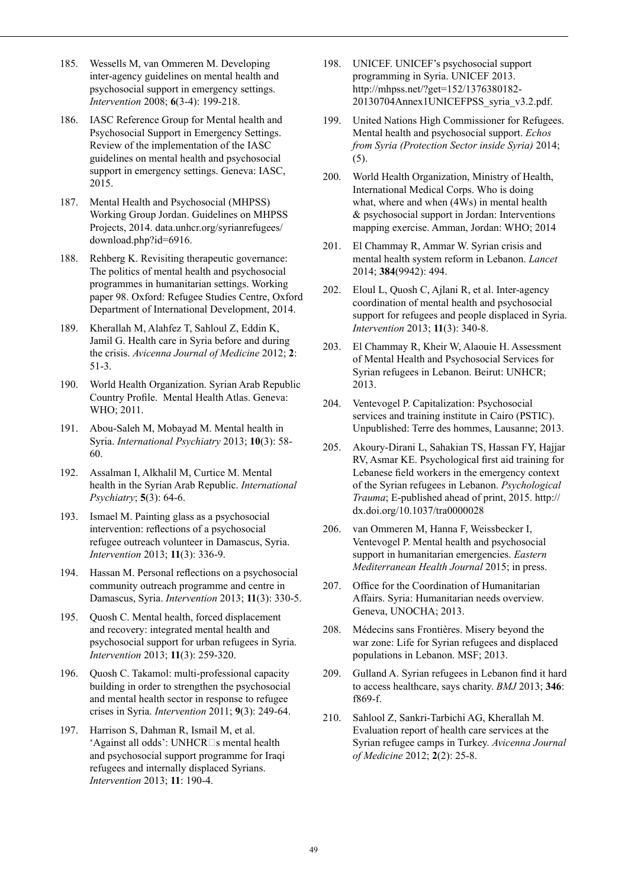185. Wessells M, van Ommeren M. Developing inter-agency guidelines on mental health and psychosocial support in emergency settings. *Intervention* 2008; **6**(3-4): 199-218.

186. IASC Reference Group for Mental health and Psychosocial Support in Emergency Settings. Review of the implementation of the IASC guidelines on mental health and psychosocial support in emergency settings. Geneva: IASC, 2015.

187. Mental Health and Psychosocial (MHPSS) Working Group Jordan. Guidelines on MHPSS Projects, 2014. data.unhcr.org/syrianrefugees/download.php?id=6916.

188. Rehberg K. Revisiting therapeutic governance: The politics of mental health and psychosocial programmes in humanitarian settings. Working paper 98. Oxford: Refugee Studies Centre, Oxford Department of International Development, 2014.

189. Kherallah M, Alahfez T, Sahloul Z, Eddin K, Jamil G. Health care in Syria before and during the crisis. *Avicenna Journal of Medicine* 2012; **2**: 51-3.

190. World Health Organization. Syrian Arab Republic Country Profile. Mental Health Atlas. Geneva: WHO; 2011.

191. Abou-Saleh M, Mobayad M. Mental health in Syria. *International Psychiatry* 2013; **10**(3): 58-60.

192. Assalman I, Alkhalil M, Curtice M. Mental health in the Syrian Arab Republic. *International Psychiatry*; **5**(3): 64-6.

193. Ismael M. Painting glass as a psychosocial intervention: reflections of a psychosocial refugee outreach volunteer in Damascus, Syria. *Intervention* 2013; **11**(3): 336-9.

194. Hassan M. Personal reflections on a psychosocial community outreach programme and centre in Damascus, Syria. *Intervention* 2013; **11**(3): 330-5.

195. Quosh C. Mental health, forced displacement and recovery: integrated mental health and psychosocial support for urban refugees in Syria. *Intervention* 2013; **11**(3): 259-320.

196. Quosh C. Takamol: multi-professional capacity building in order to strengthen the psychosocial and mental health sector in response to refugee crises in Syria. *Intervention* 2011; **9**(3): 249-64.

197. Harrison S, Dahman R, Ismail M, et al. 'Against all odds': UNHCR□s mental health and psychosocial support programme for Iraqi refugees and internally displaced Syrians. *Intervention* 2013; **11**: 190-4.

198. UNICEF. UNICEF's psychosocial support programming in Syria. UNICEF 2013. http://mhpss.net/?get=152/1376380182-20130704Annex1UNICEFPSS_syria_v3.2.pdf.

199. United Nations High Commissioner for Refugees. Mental health and psychosocial support. *Echos from Syria (Protection Sector inside Syria)* 2014; (5).

200. World Health Organization, Ministry of Health, International Medical Corps. Who is doing what, where and when (4Ws) in mental health & psychosocial support in Jordan: Interventions mapping exercise. Amman, Jordan: WHO; 2014

201. El Chammay R, Ammar W. Syrian crisis and mental health system reform in Lebanon. *Lancet* 2014; **384**(9942): 494.

202. Eloul L, Quosh C, Ajlani R, et al. Inter-agency coordination of mental health and psychosocial support for refugees and people displaced in Syria. *Intervention* 2013; **11**(3): 340-8.

203. El Chammay R, Kheir W, Alaouie H. Assessment of Mental Health and Psychosocial Services for Syrian refugees in Lebanon. Beirut: UNHCR; 2013.

204. Ventevogel P. Capitalization: Psychosocial services and training institute in Cairo (PSTIC). Unpublished: Terre des hommes, Lausanne; 2013.

205. Akoury-Dirani L, Sahakian TS, Hassan FY, Hajjar RV, Asmar KE. Psychological first aid training for Lebanese field workers in the emergency context of the Syrian refugees in Lebanon. *Psychological Trauma*; E-published ahead of print, 2015. http://dx.doi.org/10.1037/tra0000028

206. van Ommeren M, Hanna F, Weissbecker I, Ventevogel P. Mental health and psychosocial support in humanitarian emergencies. *Eastern Mediterranean Health Journal* 2015; in press.

207. Office for the Coordination of Humanitarian Affairs. Syria: Humanitarian needs overview. Geneva, UNOCHA; 2013.

208. Médecins sans Frontières. Misery beyond the war zone: Life for Syrian refugees and displaced populations in Lebanon. MSF; 2013.

209. Gulland A. Syrian refugees in Lebanon find it hard to access healthcare, says charity. *BMJ* 2013; **346**: f869-f.

210. Sahlool Z, Sankri-Tarbichi AG, Kherallah M. Evaluation report of health care services at the Syrian refugee camps in Turkey. *Avicenna Journal of Medicine* 2012; **2**(2): 25-8.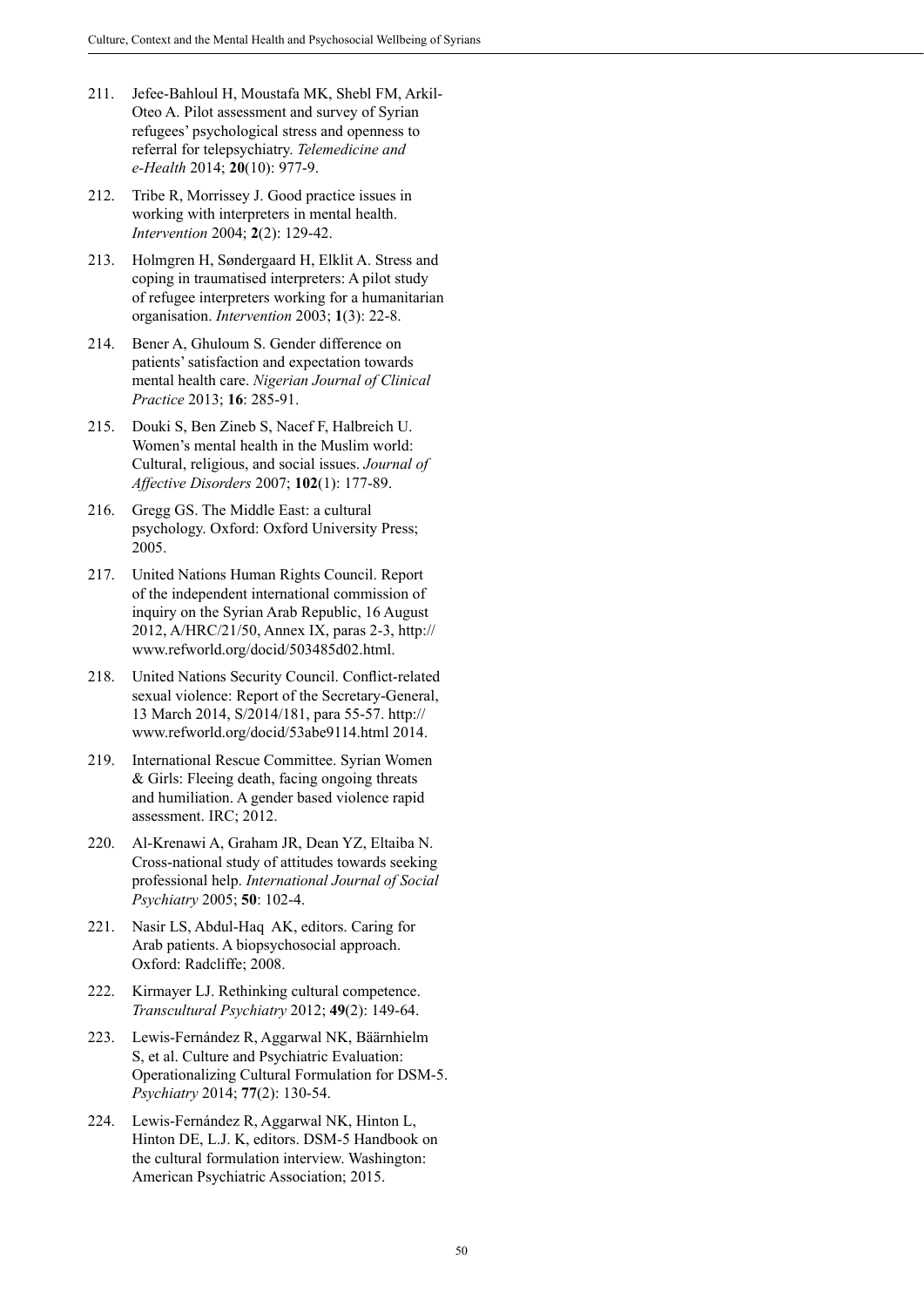211. Jefee-Bahloul H, Moustafa MK, Shebl FM, Arkil-Oteo A. Pilot assessment and survey of Syrian refugees' psychological stress and openness to referral for telepsychiatry. *Telemedicine and e-Health* 2014; **20**(10): 977-9.

212. Tribe R, Morrissey J. Good practice issues in working with interpreters in mental health. *Intervention* 2004; **2**(2): 129-42.

213. Holmgren H, Søndergaard H, Elklit A. Stress and coping in traumatised interpreters: A pilot study of refugee interpreters working for a humanitarian organisation. *Intervention* 2003; **1**(3): 22-8.

214. Bener A, Ghuloum S. Gender difference on patients' satisfaction and expectation towards mental health care. *Nigerian Journal of Clinical Practice* 2013; **16**: 285-91.

215. Douki S, Ben Zineb S, Nacef F, Halbreich U. Women's mental health in the Muslim world: Cultural, religious, and social issues. *Journal of Affective Disorders* 2007; **102**(1): 177-89.

216. Gregg GS. The Middle East: a cultural psychology. Oxford: Oxford University Press; 2005.

217. United Nations Human Rights Council. Report of the independent international commission of inquiry on the Syrian Arab Republic, 16 August 2012, A/HRC/21/50, Annex IX, paras 2-3, http://www.refworld.org/docid/503485d02.html.

218. United Nations Security Council. Conflict-related sexual violence: Report of the Secretary-General, 13 March 2014, S/2014/181, para 55-57. http://www.refworld.org/docid/53abe9114.html 2014.

219. International Rescue Committee. Syrian Women & Girls: Fleeing death, facing ongoing threats and humiliation. A gender based violence rapid assessment. IRC; 2012.

220. Al-Krenawi A, Graham JR, Dean YZ, Eltaiba N. Cross-national study of attitudes towards seeking professional help. *International Journal of Social Psychiatry* 2005; **50**: 102-4.

221. Nasir LS, Abdul-Haq AK, editors. Caring for Arab patients. A biopsychosocial approach. Oxford: Radcliffe; 2008.

222. Kirmayer LJ. Rethinking cultural competence. *Transcultural Psychiatry* 2012; **49**(2): 149-64.

223. Lewis-Fernández R, Aggarwal NK, Bäärnhielm S, et al. Culture and Psychiatric Evaluation: Operationalizing Cultural Formulation for DSM-5. *Psychiatry* 2014; **77**(2): 130-54.

224. Lewis-Fernández R, Aggarwal NK, Hinton L, Hinton DE, L.J. K, editors. DSM-5 Handbook on the cultural formulation interview. Washington: American Psychiatric Association; 2015.